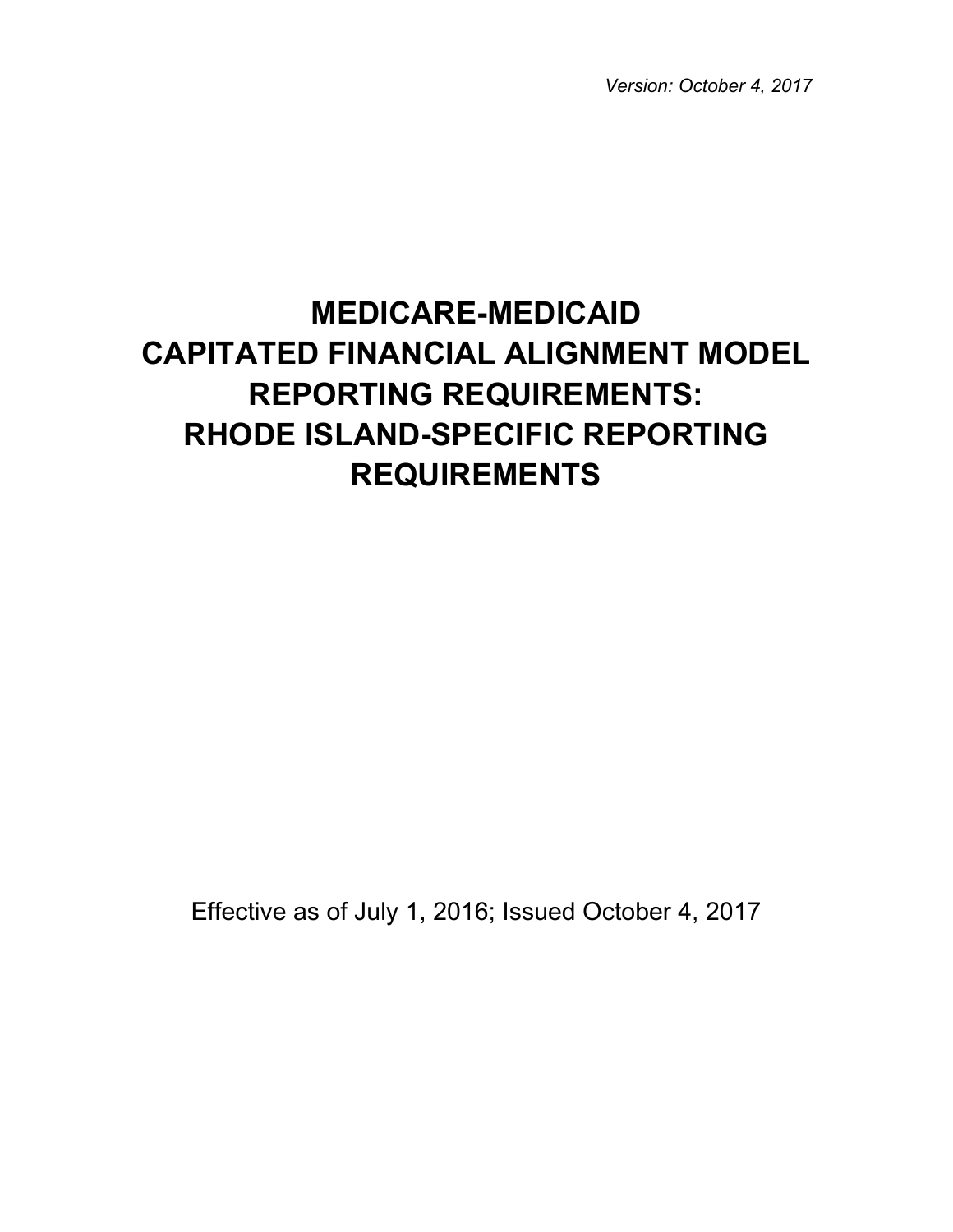*Version: October 4, 2017*

# MEDICARE-MEDICAID CAPITATED FINANCIAL ALIGNMENT MODEL REPORTING REQUIREMENTS: RHODE ISLAND-SPECIFIC REPORTING REQUIREMENTS

Effective as of July 1, 2016; Issued October 4, 2017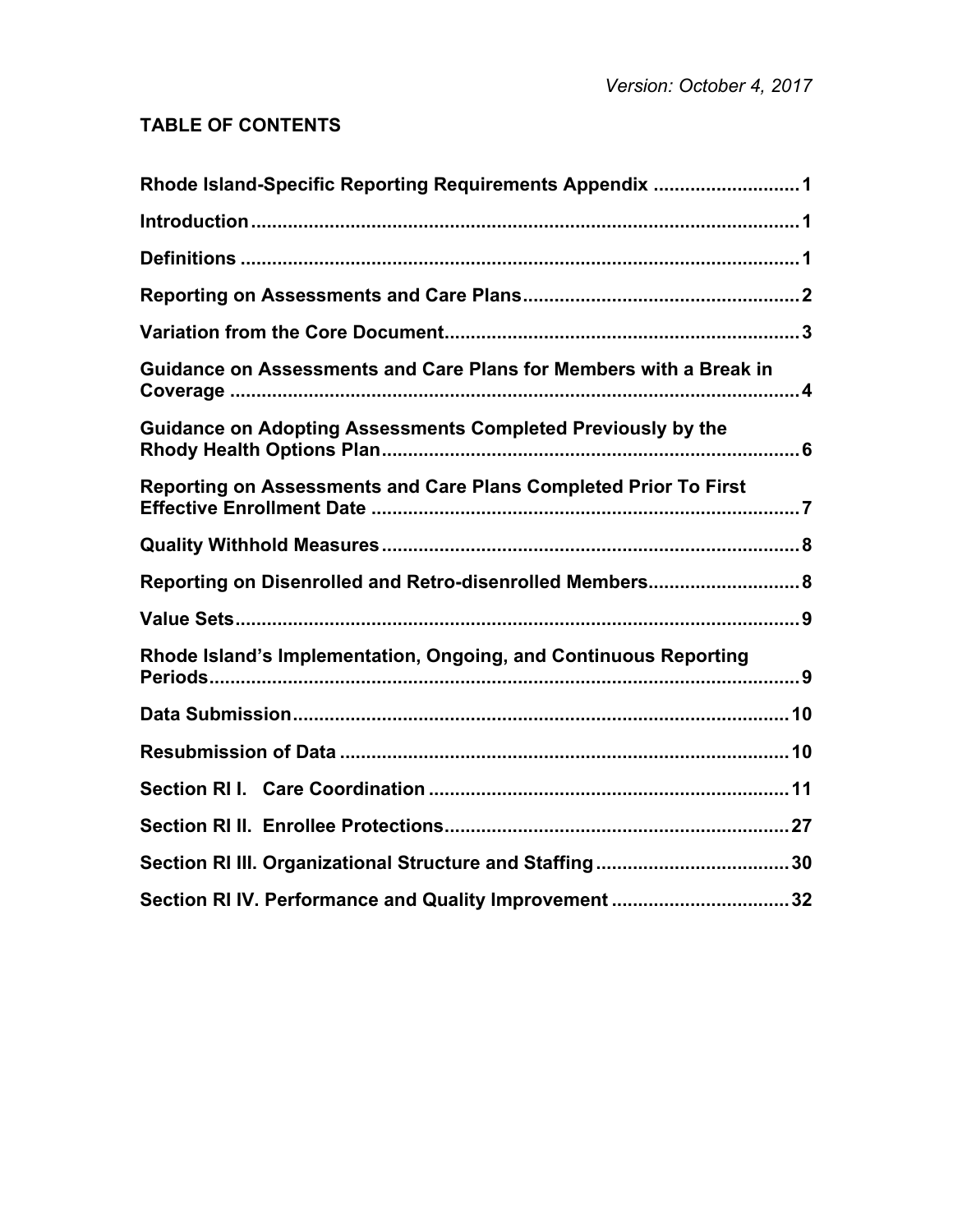*Version: October 4, 2017*

**TABLE OF CONTENTS**

**Rhode Island-Specific Reporting Requirements Appendix** ........................... **1**

**Introduction** ........................................................................................ **1**

**Definitions** .......................................................................................... **1**

**Reporting on Assessments and Care Plans** ................................................... **2**

**Variation from the Core Document** .................................................................. **3**

**Guidance on Assessments and Care Plans for Members with a Break in Coverage** ........................................................................................................ **4**

**Guidance on Adopting Assessments Completed Previously by the Rhody Health Options Plan** ................................................................................ **6**

**Reporting on Assessments and Care Plans Completed Prior To First Effective Enrollment Date** ................................................................................. **7**

**Quality Withhold Measures** ............................................................................... **8**

**Reporting on Disenrolled and Retro-disenrolled Members** ............................ **8**

**Value Sets** ......................................................................................................... **9**

**Rhode Island's Implementation, Ongoing, and Continuous Reporting Periods** ............................................................................................................... **9**

**Data Submission** ............................................................................................. **10**

**Resubmission of Data** ..................................................................................... **10**

**Section RI I. Care Coordination** ..................................................................... **11**

**Section RI II. Enrollee Protections** ................................................................. **27**

**Section RI III. Organizational Structure and Staffing** .................................... **30**

**Section RI IV. Performance and Quality Improvement** ................................. **32**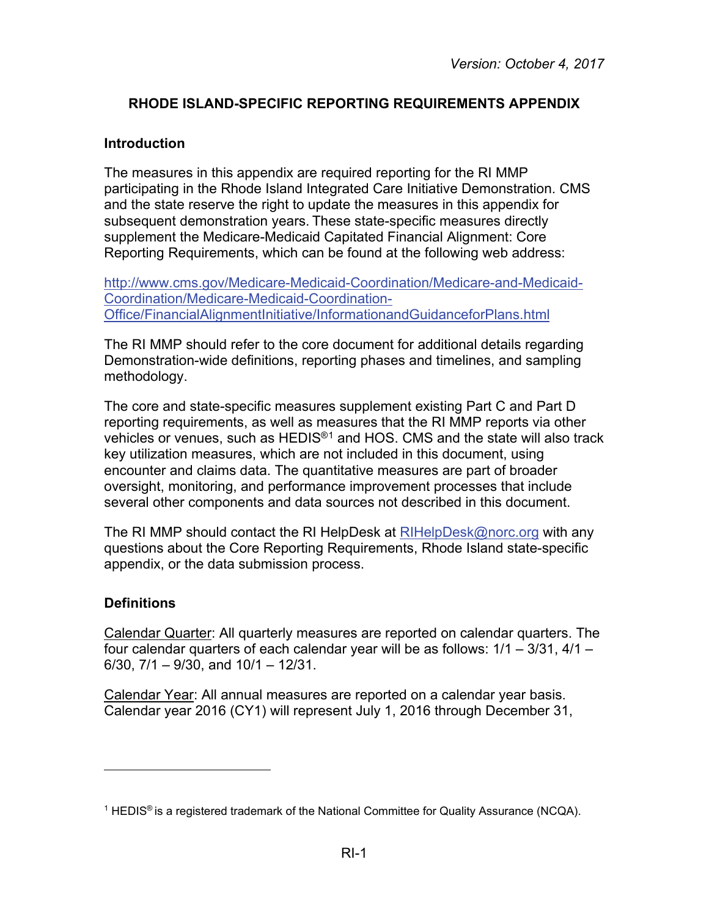*Version: October 4, 2017*

# RHODE ISLAND-SPECIFIC REPORTING REQUIREMENTS APPENDIX

## Introduction

The measures in this appendix are required reporting for the RI MMP participating in the Rhode Island Integrated Care Initiative Demonstration. CMS and the state reserve the right to update the measures in this appendix for subsequent demonstration years. These state-specific measures directly supplement the Medicare-Medicaid Capitated Financial Alignment: Core Reporting Requirements, which can be found at the following web address:

[http://www.cms.gov/Medicare-Medicaid-Coordination/Medicare-and-Medicaid-Coordination/Medicare-Medicaid-Coordination-Office/FinancialAlignmentInitiative/InformationandGuidanceforPlans.html](http://www.cms.gov/Medicare-Medicaid-Coordination/Medicare-and-Medicaid-Coordination/Medicare-Medicaid-Coordination-Office/FinancialAlignmentInitiative/InformationandGuidanceforPlans.html)

The RI MMP should refer to the core document for additional details regarding Demonstration-wide definitions, reporting phases and timelines, and sampling methodology.

The core and state-specific measures supplement existing Part C and Part D reporting requirements, as well as measures that the RI MMP reports via other vehicles or venues, such as HEDIS®[1] and HOS. CMS and the state will also track key utilization measures, which are not included in this document, using encounter and claims data. The quantitative measures are part of broader oversight, monitoring, and performance improvement processes that include several other components and data sources not described in this document.

The RI MMP should contact the RI HelpDesk at [RIHelpDesk@norc.org](mailto:RIHelpDesk@norc.org) with any questions about the Core Reporting Requirements, Rhode Island state-specific appendix, or the data submission process.

## Definitions

Calendar Quarter: All quarterly measures are reported on calendar quarters. The four calendar quarters of each calendar year will be as follows: 1/1 – 3/31, 4/1 – 6/30, 7/1 – 9/30, and 10/1 – 12/31.

Calendar Year: All annual measures are reported on a calendar year basis. Calendar year 2016 (CY1) will represent July 1, 2016 through December 31,

---

[1] HEDIS® is a registered trademark of the National Committee for Quality Assurance (NCQA).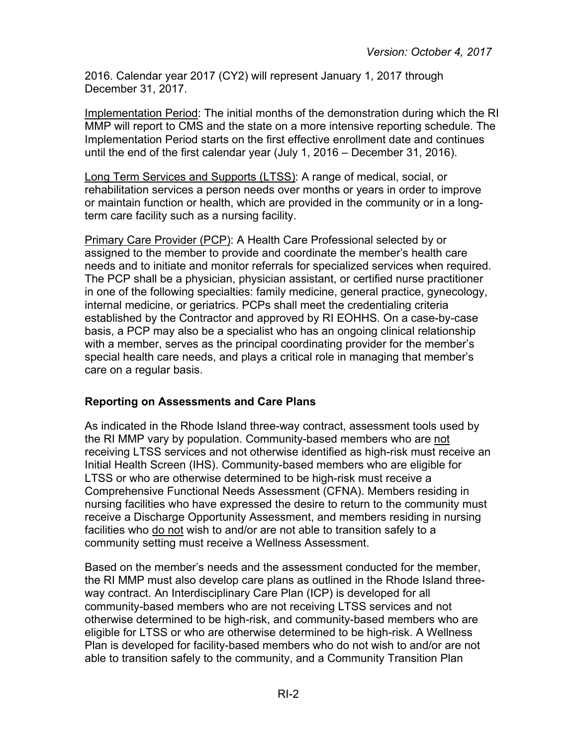2016. Calendar year 2017 (CY2) will represent January 1, 2017 through December 31, 2017.

Implementation Period: The initial months of the demonstration during which the RI MMP will report to CMS and the state on a more intensive reporting schedule. The Implementation Period starts on the first effective enrollment date and continues until the end of the first calendar year (July 1, 2016 – December 31, 2016).

Long Term Services and Supports (LTSS): A range of medical, social, or rehabilitation services a person needs over months or years in order to improve or maintain function or health, which are provided in the community or in a long-term care facility such as a nursing facility.

Primary Care Provider (PCP): A Health Care Professional selected by or assigned to the member to provide and coordinate the member's health care needs and to initiate and monitor referrals for specialized services when required. The PCP shall be a physician, physician assistant, or certified nurse practitioner in one of the following specialties: family medicine, general practice, gynecology, internal medicine, or geriatrics. PCPs shall meet the credentialing criteria established by the Contractor and approved by RI EOHHS. On a case-by-case basis, a PCP may also be a specialist who has an ongoing clinical relationship with a member, serves as the principal coordinating provider for the member's special health care needs, and plays a critical role in managing that member's care on a regular basis.

### Reporting on Assessments and Care Plans

As indicated in the Rhode Island three-way contract, assessment tools used by the RI MMP vary by population. Community-based members who are not receiving LTSS services and not otherwise identified as high-risk must receive an Initial Health Screen (IHS). Community-based members who are eligible for LTSS or who are otherwise determined to be high-risk must receive a Comprehensive Functional Needs Assessment (CFNA). Members residing in nursing facilities who have expressed the desire to return to the community must receive a Discharge Opportunity Assessment, and members residing in nursing facilities who do not wish to and/or are not able to transition safely to a community setting must receive a Wellness Assessment.

Based on the member's needs and the assessment conducted for the member, the RI MMP must also develop care plans as outlined in the Rhode Island three-way contract. An Interdisciplinary Care Plan (ICP) is developed for all community-based members who are not receiving LTSS services and not otherwise determined to be high-risk, and community-based members who are eligible for LTSS or who are otherwise determined to be high-risk. A Wellness Plan is developed for facility-based members who do not wish to and/or are not able to transition safely to the community, and a Community Transition Plan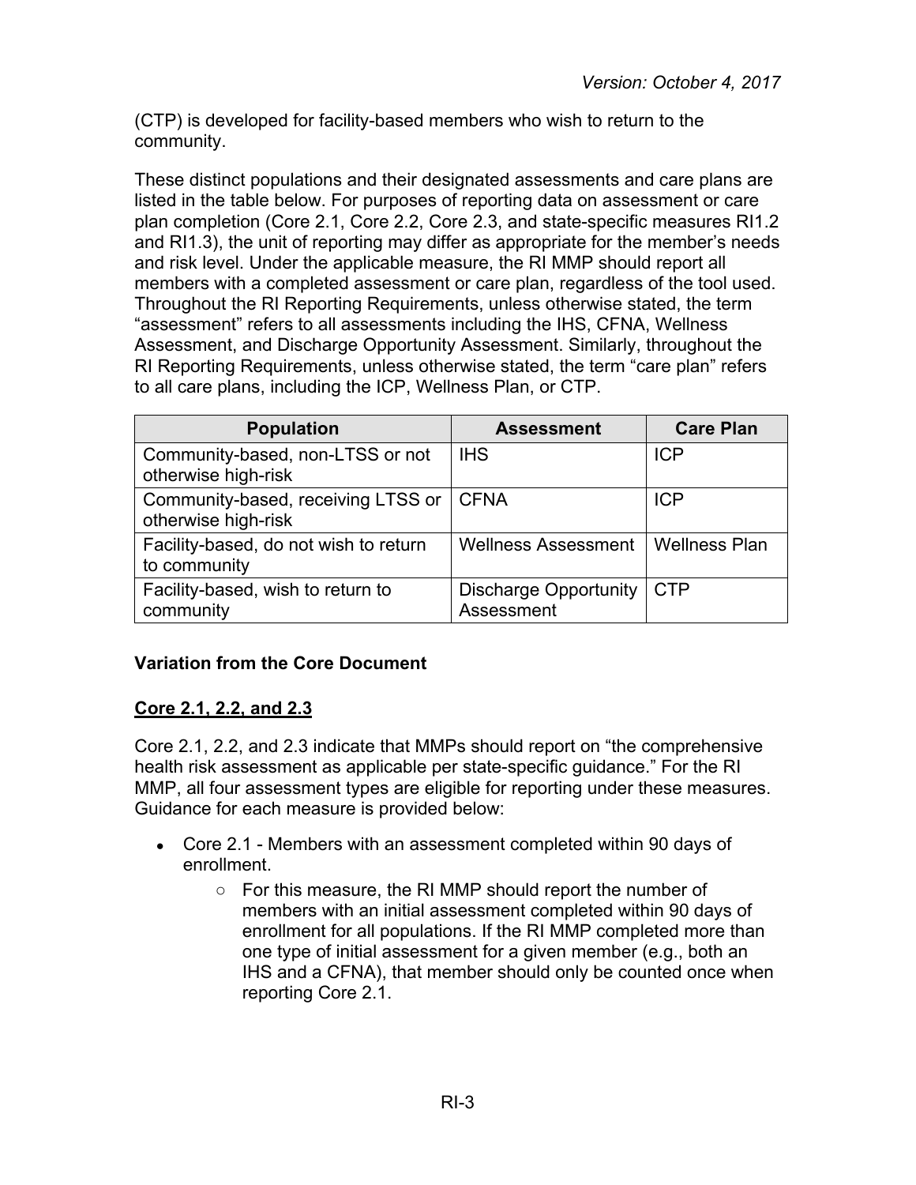(CTP) is developed for facility-based members who wish to return to the community.

These distinct populations and their designated assessments and care plans are listed in the table below. For purposes of reporting data on assessment or care plan completion (Core 2.1, Core 2.2, Core 2.3, and state-specific measures RI1.2 and RI1.3), the unit of reporting may differ as appropriate for the member's needs and risk level. Under the applicable measure, the RI MMP should report all members with a completed assessment or care plan, regardless of the tool used. Throughout the RI Reporting Requirements, unless otherwise stated, the term "assessment" refers to all assessments including the IHS, CFNA, Wellness Assessment, and Discharge Opportunity Assessment. Similarly, throughout the RI Reporting Requirements, unless otherwise stated, the term "care plan" refers to all care plans, including the ICP, Wellness Plan, or CTP.

| Population | Assessment | Care Plan |
|---|---|---|
| Community-based, non-LTSS or not otherwise high-risk | IHS | ICP |
| Community-based, receiving LTSS or otherwise high-risk | CFNA | ICP |
| Facility-based, do not wish to return to community | Wellness Assessment | Wellness Plan |
| Facility-based, wish to return to community | Discharge Opportunity Assessment | CTP |

### Variation from the Core Document

#### Core 2.1, 2.2, and 2.3

Core 2.1, 2.2, and 2.3 indicate that MMPs should report on "the comprehensive health risk assessment as applicable per state-specific guidance." For the RI MMP, all four assessment types are eligible for reporting under these measures. Guidance for each measure is provided below:

- Core 2.1 - Members with an assessment completed within 90 days of enrollment.
  - For this measure, the RI MMP should report the number of members with an initial assessment completed within 90 days of enrollment for all populations. If the RI MMP completed more than one type of initial assessment for a given member (e.g., both an IHS and a CFNA), that member should only be counted once when reporting Core 2.1.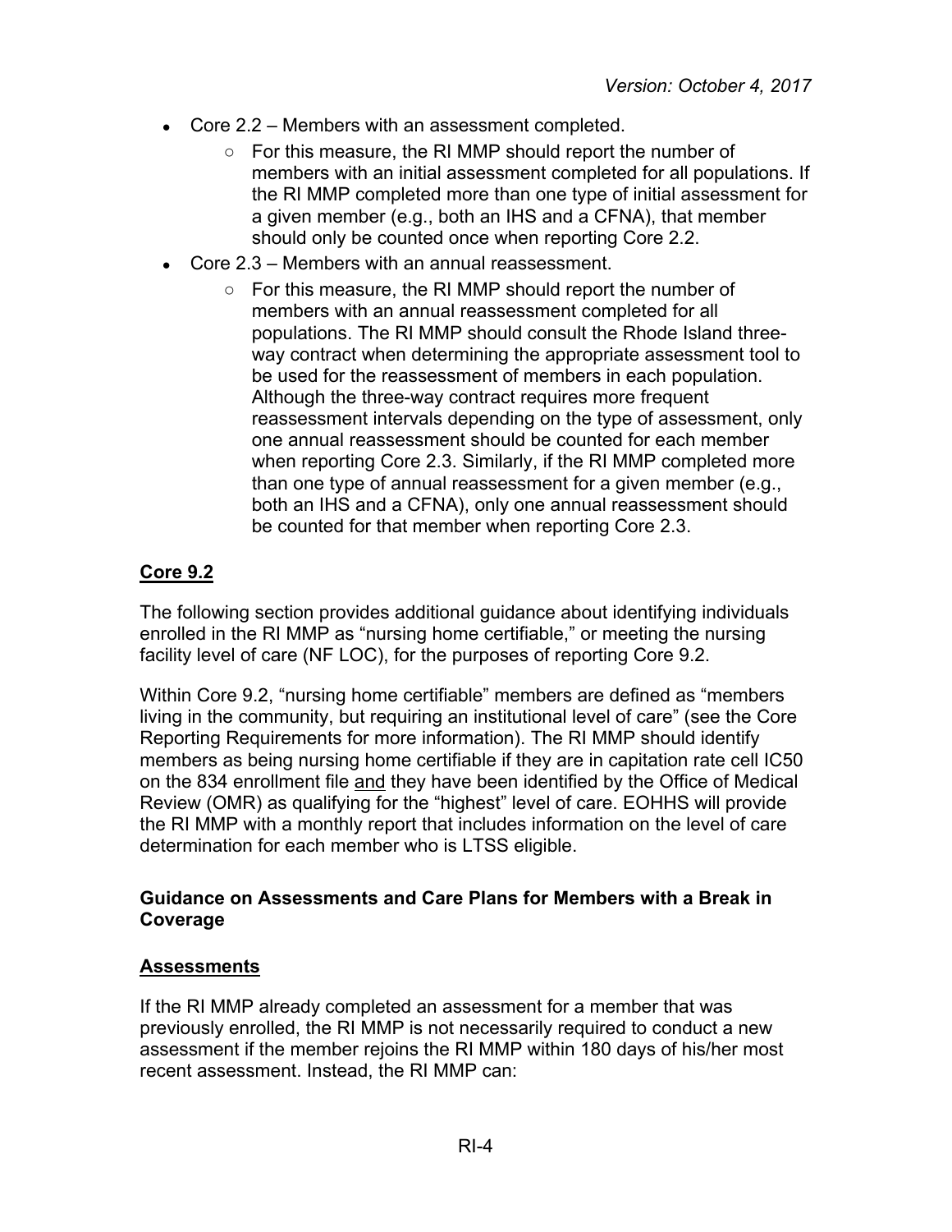- Core 2.2 – Members with an assessment completed.
  - For this measure, the RI MMP should report the number of members with an initial assessment completed for all populations. If the RI MMP completed more than one type of initial assessment for a given member (e.g., both an IHS and a CFNA), that member should only be counted once when reporting Core 2.2.
- Core 2.3 – Members with an annual reassessment.
  - For this measure, the RI MMP should report the number of members with an annual reassessment completed for all populations. The RI MMP should consult the Rhode Island three-way contract when determining the appropriate assessment tool to be used for the reassessment of members in each population. Although the three-way contract requires more frequent reassessment intervals depending on the type of assessment, only one annual reassessment should be counted for each member when reporting Core 2.3. Similarly, if the RI MMP completed more than one type of annual reassessment for a given member (e.g., both an IHS and a CFNA), only one annual reassessment should be counted for that member when reporting Core 2.3.

**Core 9.2**

The following section provides additional guidance about identifying individuals enrolled in the RI MMP as "nursing home certifiable," or meeting the nursing facility level of care (NF LOC), for the purposes of reporting Core 9.2.

Within Core 9.2, "nursing home certifiable" members are defined as "members living in the community, but requiring an institutional level of care" (see the Core Reporting Requirements for more information). The RI MMP should identify members as being nursing home certifiable if they are in capitation rate cell IC50 on the 834 enrollment file and they have been identified by the Office of Medical Review (OMR) as qualifying for the "highest" level of care. EOHHS will provide the RI MMP with a monthly report that includes information on the level of care determination for each member who is LTSS eligible.

### Guidance on Assessments and Care Plans for Members with a Break in Coverage

**Assessments**

If the RI MMP already completed an assessment for a member that was previously enrolled, the RI MMP is not necessarily required to conduct a new assessment if the member rejoins the RI MMP within 180 days of his/her most recent assessment. Instead, the RI MMP can: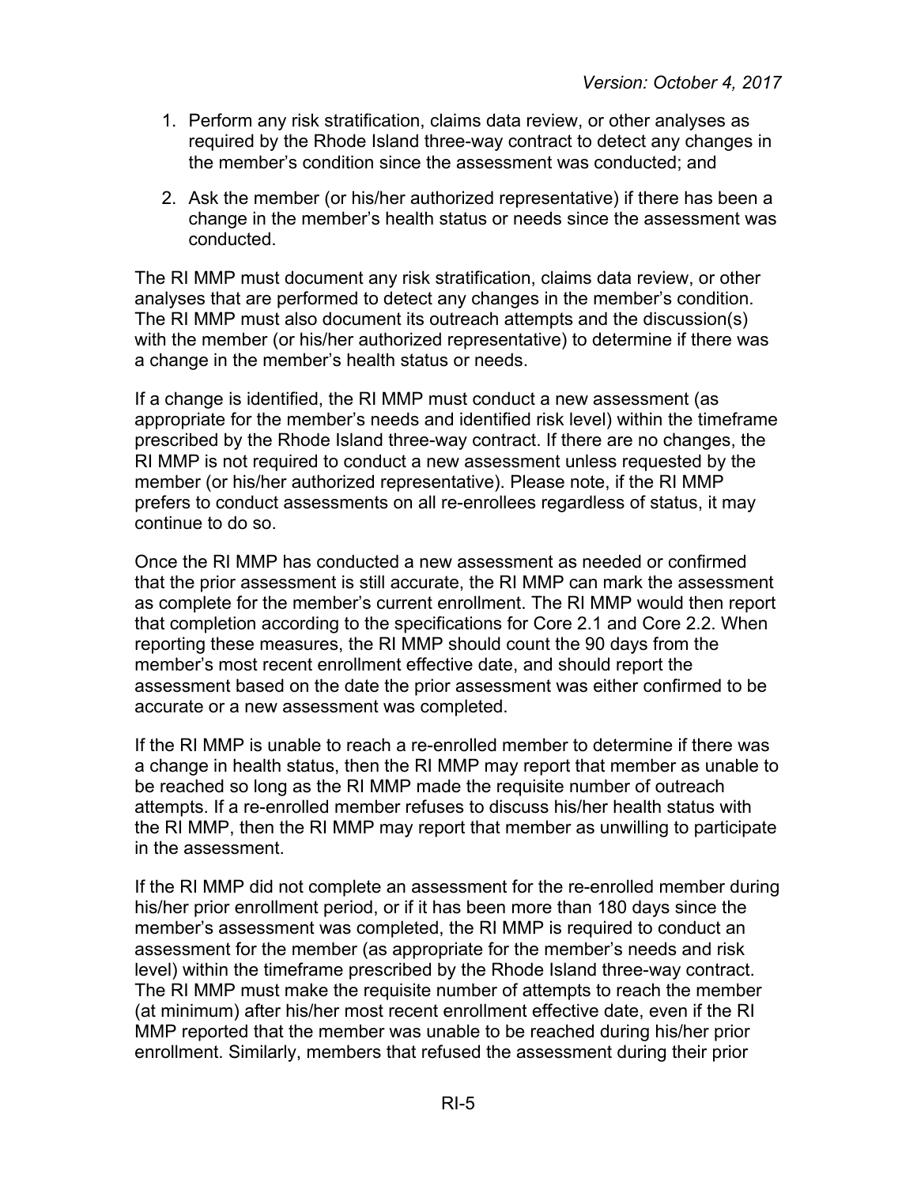1. Perform any risk stratification, claims data review, or other analyses as required by the Rhode Island three-way contract to detect any changes in the member's condition since the assessment was conducted; and
2. Ask the member (or his/her authorized representative) if there has been a change in the member's health status or needs since the assessment was conducted.

The RI MMP must document any risk stratification, claims data review, or other analyses that are performed to detect any changes in the member's condition. The RI MMP must also document its outreach attempts and the discussion(s) with the member (or his/her authorized representative) to determine if there was a change in the member's health status or needs.

If a change is identified, the RI MMP must conduct a new assessment (as appropriate for the member's needs and identified risk level) within the timeframe prescribed by the Rhode Island three-way contract. If there are no changes, the RI MMP is not required to conduct a new assessment unless requested by the member (or his/her authorized representative). Please note, if the RI MMP prefers to conduct assessments on all re-enrollees regardless of status, it may continue to do so.

Once the RI MMP has conducted a new assessment as needed or confirmed that the prior assessment is still accurate, the RI MMP can mark the assessment as complete for the member's current enrollment. The RI MMP would then report that completion according to the specifications for Core 2.1 and Core 2.2. When reporting these measures, the RI MMP should count the 90 days from the member's most recent enrollment effective date, and should report the assessment based on the date the prior assessment was either confirmed to be accurate or a new assessment was completed.

If the RI MMP is unable to reach a re-enrolled member to determine if there was a change in health status, then the RI MMP may report that member as unable to be reached so long as the RI MMP made the requisite number of outreach attempts. If a re-enrolled member refuses to discuss his/her health status with the RI MMP, then the RI MMP may report that member as unwilling to participate in the assessment.

If the RI MMP did not complete an assessment for the re-enrolled member during his/her prior enrollment period, or if it has been more than 180 days since the member's assessment was completed, the RI MMP is required to conduct an assessment for the member (as appropriate for the member's needs and risk level) within the timeframe prescribed by the Rhode Island three-way contract. The RI MMP must make the requisite number of attempts to reach the member (at minimum) after his/her most recent enrollment effective date, even if the RI MMP reported that the member was unable to be reached during his/her prior enrollment. Similarly, members that refused the assessment during their prior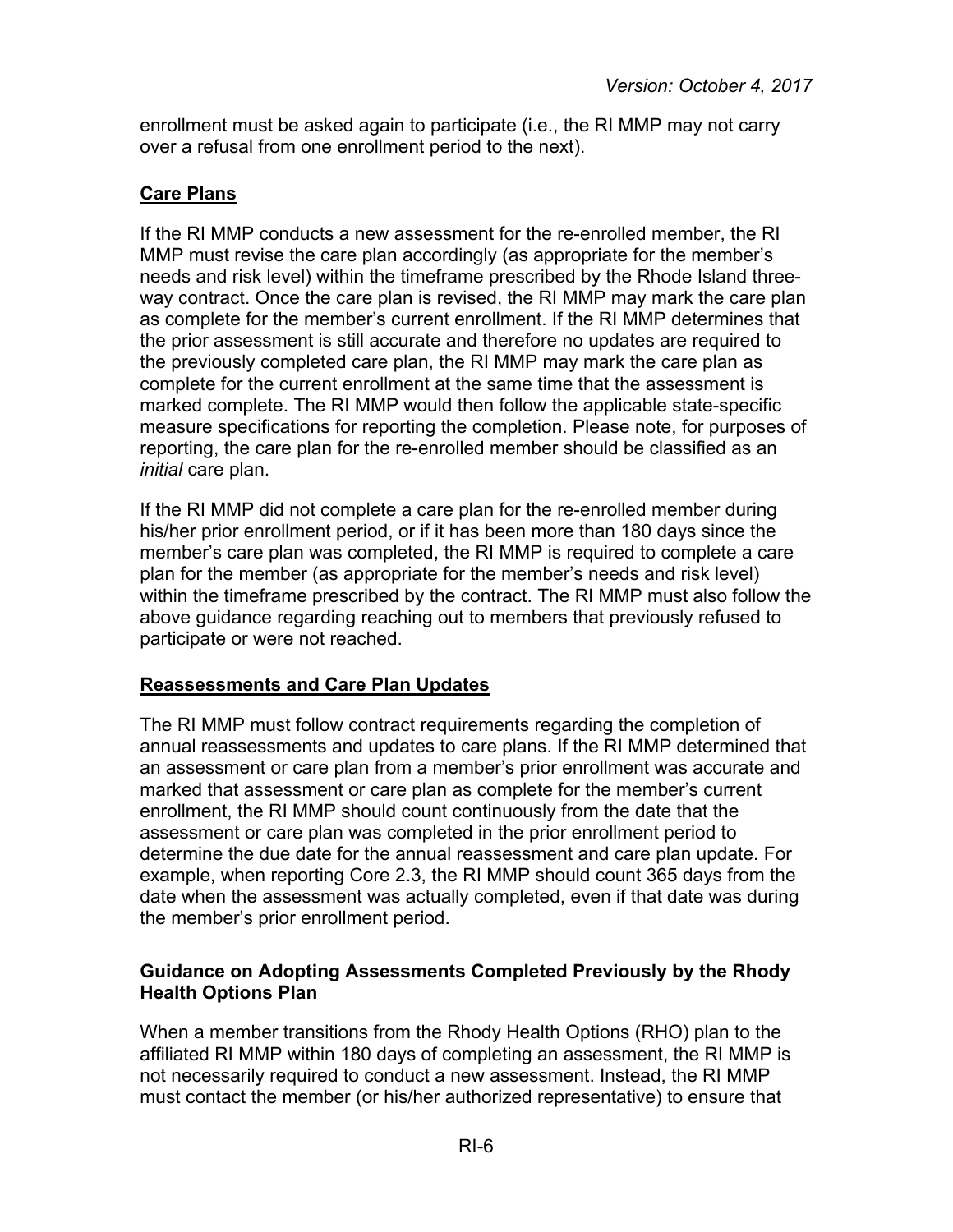enrollment must be asked again to participate (i.e., the RI MMP may not carry over a refusal from one enrollment period to the next).

## Care Plans

If the RI MMP conducts a new assessment for the re-enrolled member, the RI MMP must revise the care plan accordingly (as appropriate for the member's needs and risk level) within the timeframe prescribed by the Rhode Island three-way contract. Once the care plan is revised, the RI MMP may mark the care plan as complete for the member's current enrollment. If the RI MMP determines that the prior assessment is still accurate and therefore no updates are required to the previously completed care plan, the RI MMP may mark the care plan as complete for the current enrollment at the same time that the assessment is marked complete. The RI MMP would then follow the applicable state-specific measure specifications for reporting the completion. Please note, for purposes of reporting, the care plan for the re-enrolled member should be classified as an *initial* care plan.

If the RI MMP did not complete a care plan for the re-enrolled member during his/her prior enrollment period, or if it has been more than 180 days since the member's care plan was completed, the RI MMP is required to complete a care plan for the member (as appropriate for the member's needs and risk level) within the timeframe prescribed by the contract. The RI MMP must also follow the above guidance regarding reaching out to members that previously refused to participate or were not reached.

## Reassessments and Care Plan Updates

The RI MMP must follow contract requirements regarding the completion of annual reassessments and updates to care plans. If the RI MMP determined that an assessment or care plan from a member's prior enrollment was accurate and marked that assessment or care plan as complete for the member's current enrollment, the RI MMP should count continuously from the date that the assessment or care plan was completed in the prior enrollment period to determine the due date for the annual reassessment and care plan update. For example, when reporting Core 2.3, the RI MMP should count 365 days from the date when the assessment was actually completed, even if that date was during the member's prior enrollment period.

### Guidance on Adopting Assessments Completed Previously by the Rhody Health Options Plan

When a member transitions from the Rhody Health Options (RHO) plan to the affiliated RI MMP within 180 days of completing an assessment, the RI MMP is not necessarily required to conduct a new assessment. Instead, the RI MMP must contact the member (or his/her authorized representative) to ensure that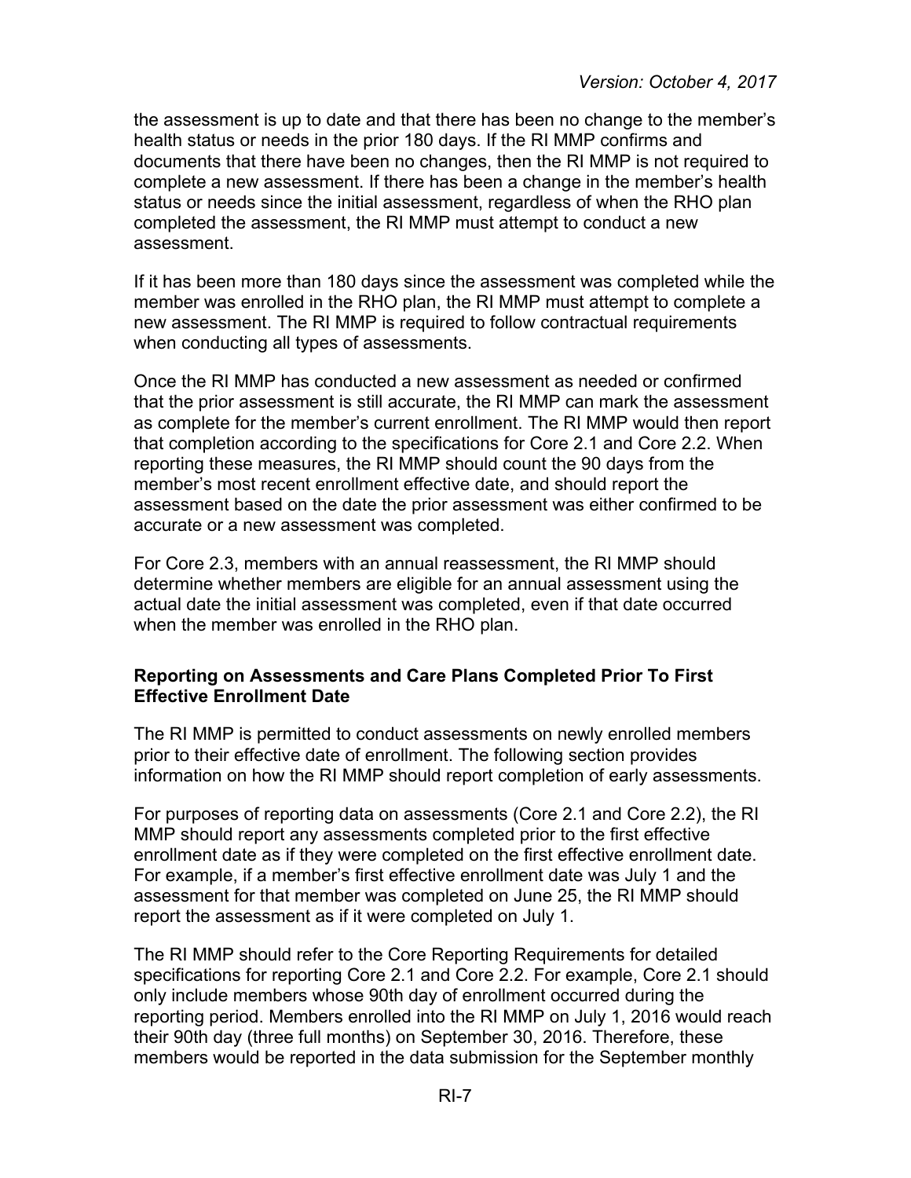the assessment is up to date and that there has been no change to the member's health status or needs in the prior 180 days. If the RI MMP confirms and documents that there have been no changes, then the RI MMP is not required to complete a new assessment. If there has been a change in the member's health status or needs since the initial assessment, regardless of when the RHO plan completed the assessment, the RI MMP must attempt to conduct a new assessment.

If it has been more than 180 days since the assessment was completed while the member was enrolled in the RHO plan, the RI MMP must attempt to complete a new assessment. The RI MMP is required to follow contractual requirements when conducting all types of assessments.

Once the RI MMP has conducted a new assessment as needed or confirmed that the prior assessment is still accurate, the RI MMP can mark the assessment as complete for the member's current enrollment. The RI MMP would then report that completion according to the specifications for Core 2.1 and Core 2.2. When reporting these measures, the RI MMP should count the 90 days from the member's most recent enrollment effective date, and should report the assessment based on the date the prior assessment was either confirmed to be accurate or a new assessment was completed.

For Core 2.3, members with an annual reassessment, the RI MMP should determine whether members are eligible for an annual assessment using the actual date the initial assessment was completed, even if that date occurred when the member was enrolled in the RHO plan.

**Reporting on Assessments and Care Plans Completed Prior To First Effective Enrollment Date**

The RI MMP is permitted to conduct assessments on newly enrolled members prior to their effective date of enrollment. The following section provides information on how the RI MMP should report completion of early assessments.

For purposes of reporting data on assessments (Core 2.1 and Core 2.2), the RI MMP should report any assessments completed prior to the first effective enrollment date as if they were completed on the first effective enrollment date. For example, if a member's first effective enrollment date was July 1 and the assessment for that member was completed on June 25, the RI MMP should report the assessment as if it were completed on July 1.

The RI MMP should refer to the Core Reporting Requirements for detailed specifications for reporting Core 2.1 and Core 2.2. For example, Core 2.1 should only include members whose 90th day of enrollment occurred during the reporting period. Members enrolled into the RI MMP on July 1, 2016 would reach their 90th day (three full months) on September 30, 2016. Therefore, these members would be reported in the data submission for the September monthly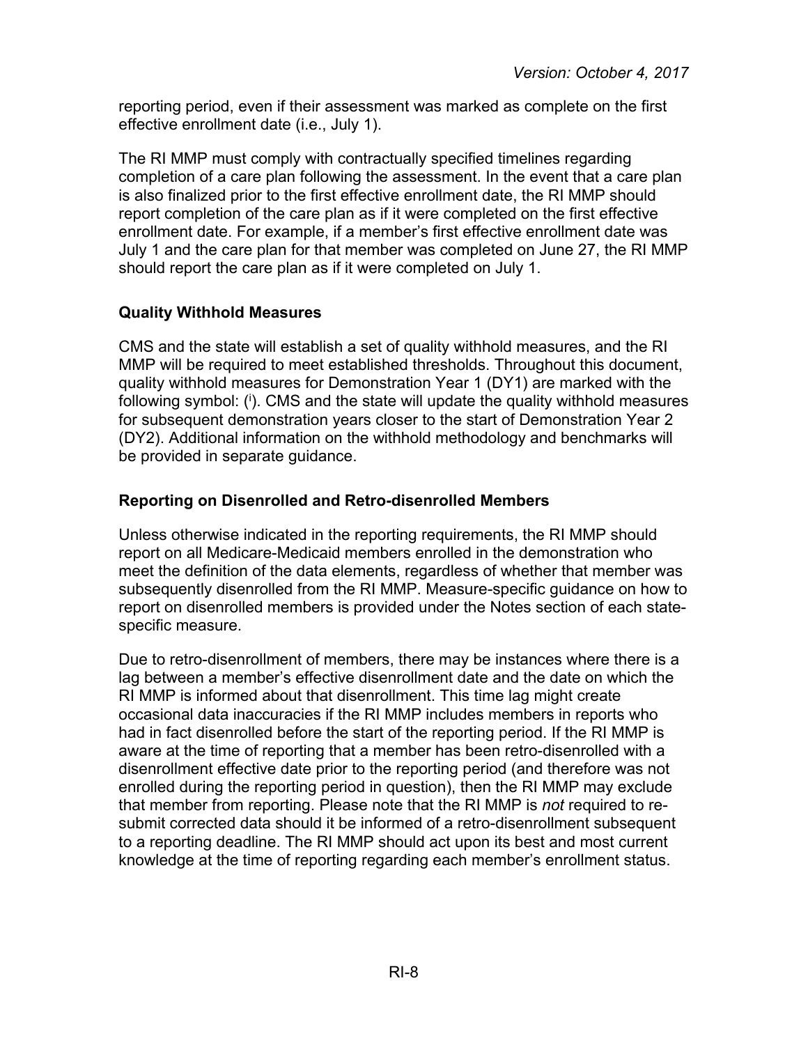reporting period, even if their assessment was marked as complete on the first effective enrollment date (i.e., July 1).

The RI MMP must comply with contractually specified timelines regarding completion of a care plan following the assessment. In the event that a care plan is also finalized prior to the first effective enrollment date, the RI MMP should report completion of the care plan as if it were completed on the first effective enrollment date. For example, if a member's first effective enrollment date was July 1 and the care plan for that member was completed on June 27, the RI MMP should report the care plan as if it were completed on July 1.

### Quality Withhold Measures

CMS and the state will establish a set of quality withhold measures, and the RI MMP will be required to meet established thresholds. Throughout this document, quality withhold measures for Demonstration Year 1 (DY1) are marked with the following symbol: ([i]). CMS and the state will update the quality withhold measures for subsequent demonstration years closer to the start of Demonstration Year 2 (DY2). Additional information on the withhold methodology and benchmarks will be provided in separate guidance.

### Reporting on Disenrolled and Retro-disenrolled Members

Unless otherwise indicated in the reporting requirements, the RI MMP should report on all Medicare-Medicaid members enrolled in the demonstration who meet the definition of the data elements, regardless of whether that member was subsequently disenrolled from the RI MMP. Measure-specific guidance on how to report on disenrolled members is provided under the Notes section of each state-specific measure.

Due to retro-disenrollment of members, there may be instances where there is a lag between a member's effective disenrollment date and the date on which the RI MMP is informed about that disenrollment. This time lag might create occasional data inaccuracies if the RI MMP includes members in reports who had in fact disenrolled before the start of the reporting period. If the RI MMP is aware at the time of reporting that a member has been retro-disenrolled with a disenrollment effective date prior to the reporting period (and therefore was not enrolled during the reporting period in question), then the RI MMP may exclude that member from reporting. Please note that the RI MMP is *not* required to re-submit corrected data should it be informed of a retro-disenrollment subsequent to a reporting deadline. The RI MMP should act upon its best and most current knowledge at the time of reporting regarding each member's enrollment status.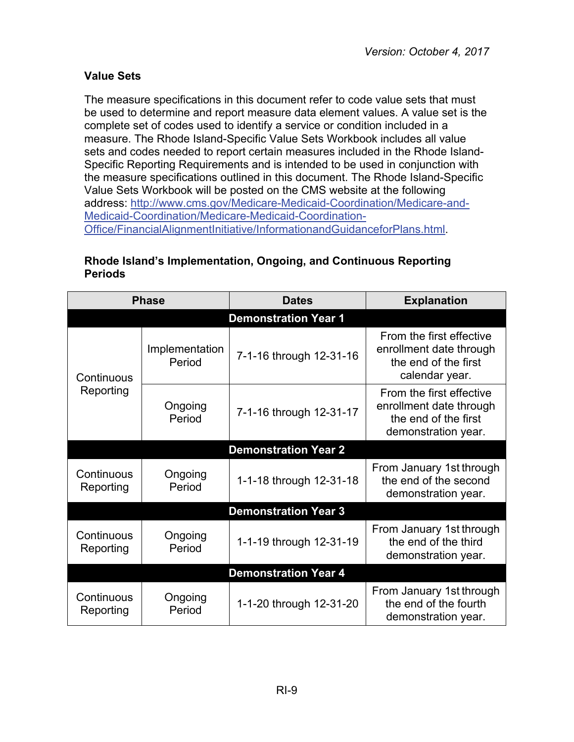### Value Sets

The measure specifications in this document refer to code value sets that must be used to determine and report measure data element values. A value set is the complete set of codes used to identify a service or condition included in a measure. The Rhode Island-Specific Value Sets Workbook includes all value sets and codes needed to report certain measures included in the Rhode Island-Specific Reporting Requirements and is intended to be used in conjunction with the measure specifications outlined in this document. The Rhode Island-Specific Value Sets Workbook will be posted on the CMS website at the following address: [http://www.cms.gov/Medicare-Medicaid-Coordination/Medicare-and-Medicaid-Coordination/Medicare-Medicaid-Coordination-Office/FinancialAlignmentInitiative/InformationandGuidanceforPlans.html](http://www.cms.gov/Medicare-Medicaid-Coordination/Medicare-and-Medicaid-Coordination/Medicare-Medicaid-Coordination-Office/FinancialAlignmentInitiative/InformationandGuidanceforPlans.html).

### Rhode Island's Implementation, Ongoing, and Continuous Reporting Periods

| Phase | | Dates | Explanation |
|---|---|---|---|
| **Demonstration Year 1** | | | |
| Continuous Reporting | Implementation Period | 7-1-16 through 12-31-16 | From the first effective enrollment date through the end of the first calendar year. |
| Continuous Reporting | Ongoing Period | 7-1-16 through 12-31-17 | From the first effective enrollment date through the end of the first demonstration year. |
| **Demonstration Year 2** | | | |
| Continuous Reporting | Ongoing Period | 1-1-18 through 12-31-18 | From January 1st through the end of the second demonstration year. |
| **Demonstration Year 3** | | | |
| Continuous Reporting | Ongoing Period | 1-1-19 through 12-31-19 | From January 1st through the end of the third demonstration year. |
| **Demonstration Year 4** | | | |
| Continuous Reporting | Ongoing Period | 1-1-20 through 12-31-20 | From January 1st through the end of the fourth demonstration year. |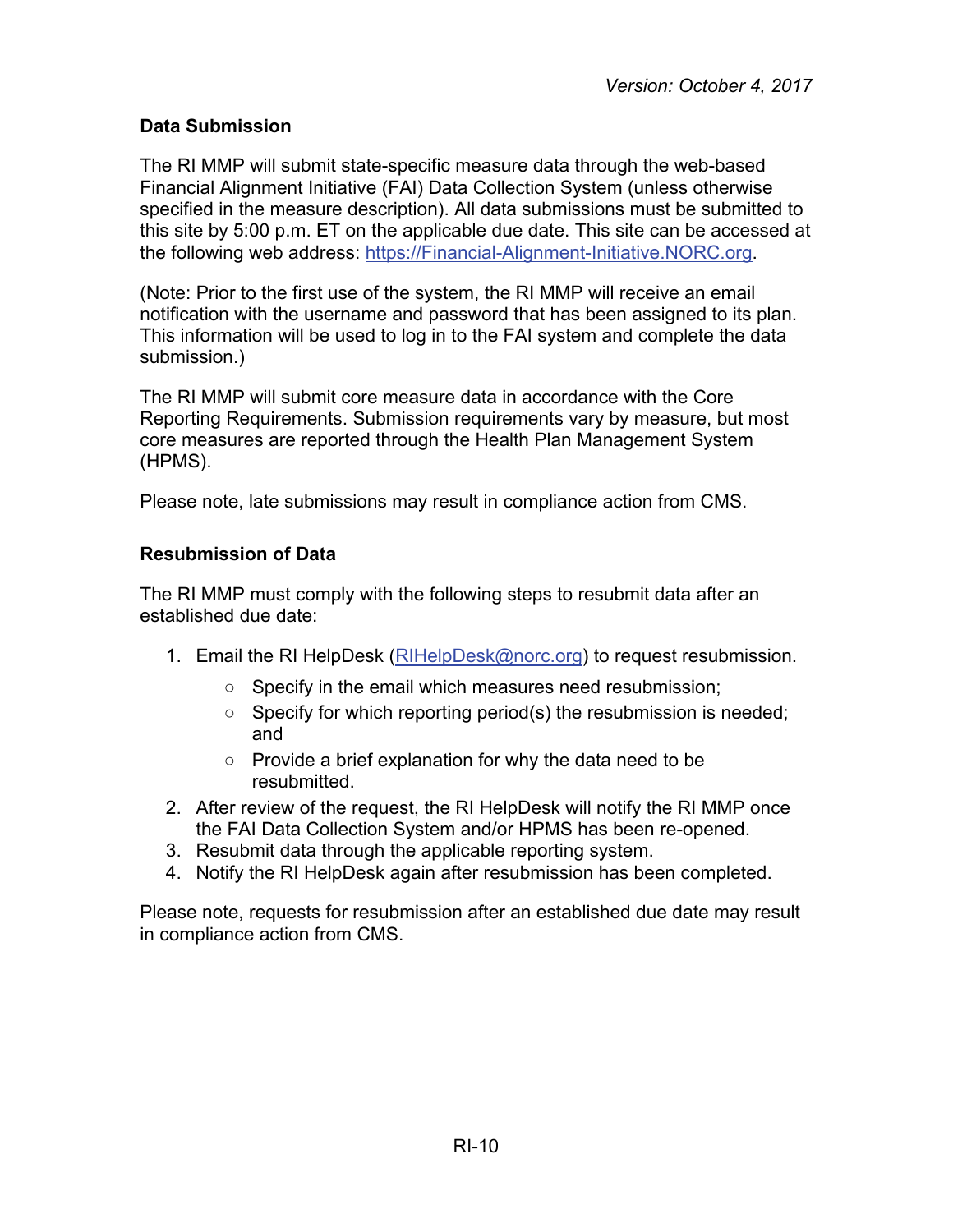### Data Submission

The RI MMP will submit state-specific measure data through the web-based Financial Alignment Initiative (FAI) Data Collection System (unless otherwise specified in the measure description). All data submissions must be submitted to this site by 5:00 p.m. ET on the applicable due date. This site can be accessed at the following web address: https://Financial-Alignment-Initiative.NORC.org.

(Note: Prior to the first use of the system, the RI MMP will receive an email notification with the username and password that has been assigned to its plan. This information will be used to log in to the FAI system and complete the data submission.)

The RI MMP will submit core measure data in accordance with the Core Reporting Requirements. Submission requirements vary by measure, but most core measures are reported through the Health Plan Management System (HPMS).

Please note, late submissions may result in compliance action from CMS.

### Resubmission of Data

The RI MMP must comply with the following steps to resubmit data after an established due date:

1. Email the RI HelpDesk (RIHelpDesk@norc.org) to request resubmission.
   - Specify in the email which measures need resubmission;
   - Specify for which reporting period(s) the resubmission is needed; and
   - Provide a brief explanation for why the data need to be resubmitted.
2. After review of the request, the RI HelpDesk will notify the RI MMP once the FAI Data Collection System and/or HPMS has been re-opened.
3. Resubmit data through the applicable reporting system.
4. Notify the RI HelpDesk again after resubmission has been completed.

Please note, requests for resubmission after an established due date may result in compliance action from CMS.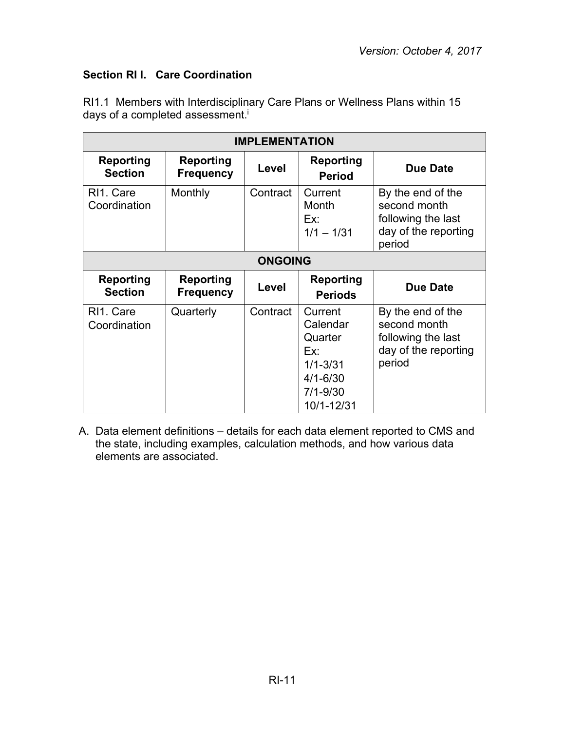## Section RI I. Care Coordination

RI1.1 Members with Interdisciplinary Care Plans or Wellness Plans within 15 days of a completed assessment.[i]

| IMPLEMENTATION | | | | |
|---|---|---|---|---|
| **Reporting Section** | **Reporting Frequency** | **Level** | **Reporting Period** | **Due Date** |
| RI1. Care Coordination | Monthly | Contract | Current Month Ex: 1/1 – 1/31 | By the end of the second month following the last day of the reporting period |
| **ONGOING** | | | | |
| **Reporting Section** | **Reporting Frequency** | **Level** | **Reporting Periods** | **Due Date** |
| RI1. Care Coordination | Quarterly | Contract | Current Calendar Quarter Ex: 1/1-3/31 4/1-6/30 7/1-9/30 10/1-12/31 | By the end of the second month following the last day of the reporting period |

A. Data element definitions – details for each data element reported to CMS and the state, including examples, calculation methods, and how various data elements are associated.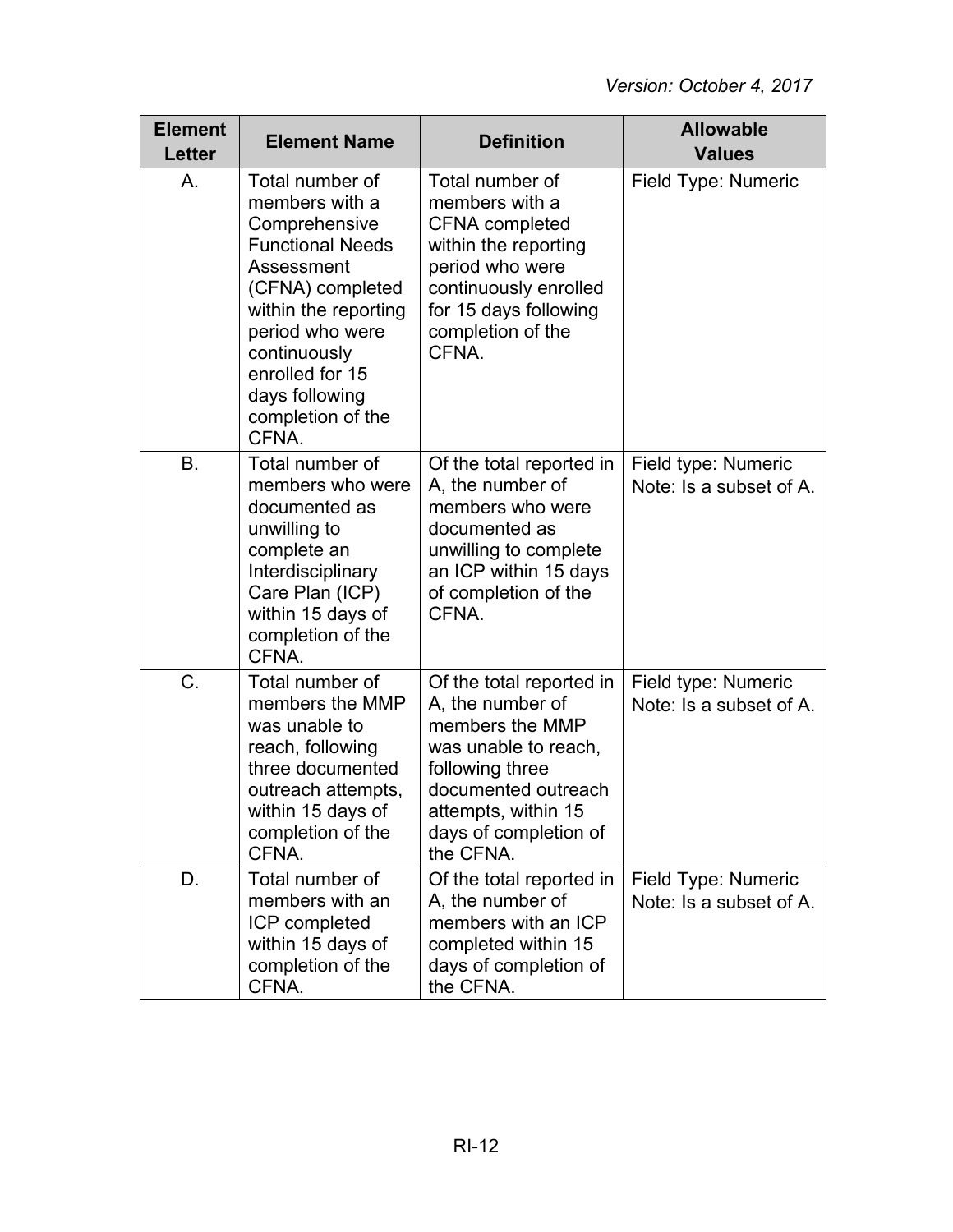| Element Letter | Element Name | Definition | Allowable Values |
|---|---|---|---|
| A. | Total number of members with a Comprehensive Functional Needs Assessment (CFNA) completed within the reporting period who were continuously enrolled for 15 days following completion of the CFNA. | Total number of members with a CFNA completed within the reporting period who were continuously enrolled for 15 days following completion of the CFNA. | Field Type: Numeric |
| B. | Total number of members who were documented as unwilling to complete an Interdisciplinary Care Plan (ICP) within 15 days of completion of the CFNA. | Of the total reported in A, the number of members who were documented as unwilling to complete an ICP within 15 days of completion of the CFNA. | Field type: Numeric<br>Note: Is a subset of A. |
| C. | Total number of members the MMP was unable to reach, following three documented outreach attempts, within 15 days of completion of the CFNA. | Of the total reported in A, the number of members the MMP was unable to reach, following three documented outreach attempts, within 15 days of completion of the CFNA. | Field type: Numeric<br>Note: Is a subset of A. |
| D. | Total number of members with an ICP completed within 15 days of completion of the CFNA. | Of the total reported in A, the number of members with an ICP completed within 15 days of completion of the CFNA. | Field Type: Numeric<br>Note: Is a subset of A. |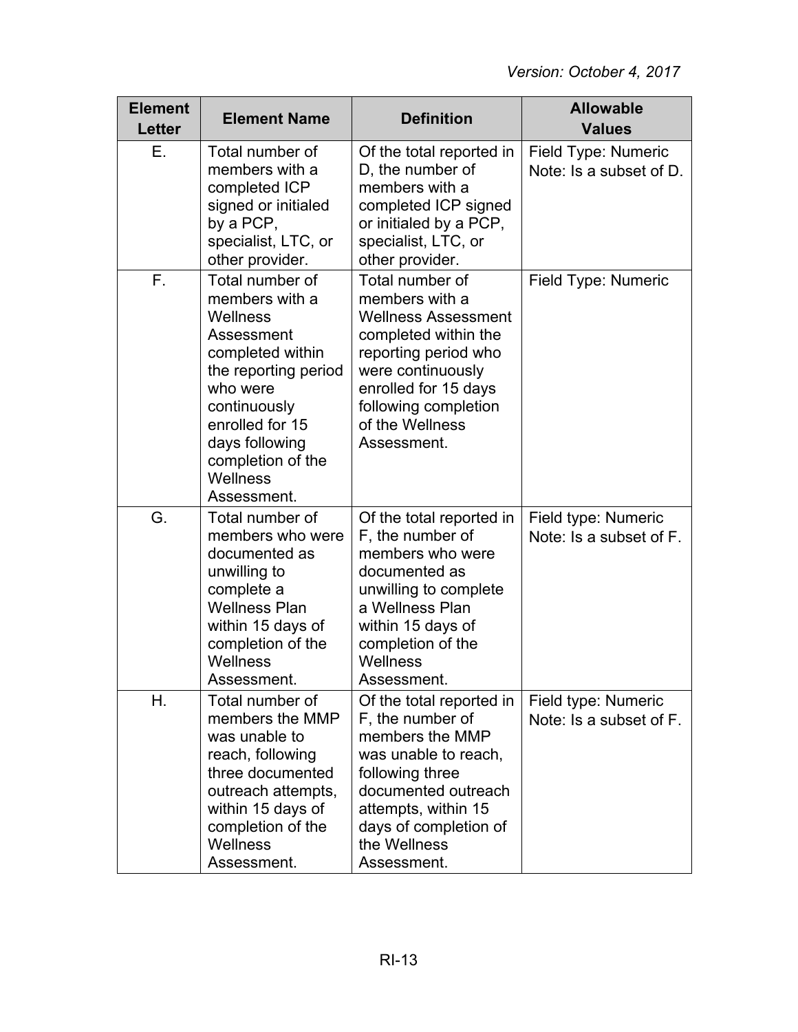| Element Letter | Element Name | Definition | Allowable Values |
|---|---|---|---|
| E. | Total number of members with a completed ICP signed or initialed by a PCP, specialist, LTC, or other provider. | Of the total reported in D, the number of members with a completed ICP signed or initialed by a PCP, specialist, LTC, or other provider. | Field Type: Numeric<br>Note: Is a subset of D. |
| F. | Total number of members with a Wellness Assessment completed within the reporting period who were continuously enrolled for 15 days following completion of the Wellness Assessment. | Total number of members with a Wellness Assessment completed within the reporting period who were continuously enrolled for 15 days following completion of the Wellness Assessment. | Field Type: Numeric |
| G. | Total number of members who were documented as unwilling to complete a Wellness Plan within 15 days of completion of the Wellness Assessment. | Of the total reported in F, the number of members who were documented as unwilling to complete a Wellness Plan within 15 days of completion of the Wellness Assessment. | Field type: Numeric<br>Note: Is a subset of F. |
| H. | Total number of members the MMP was unable to reach, following three documented outreach attempts, within 15 days of completion of the Wellness Assessment. | Of the total reported in F, the number of members the MMP was unable to reach, following three documented outreach attempts, within 15 days of completion of the Wellness Assessment. | Field type: Numeric<br>Note: Is a subset of F. |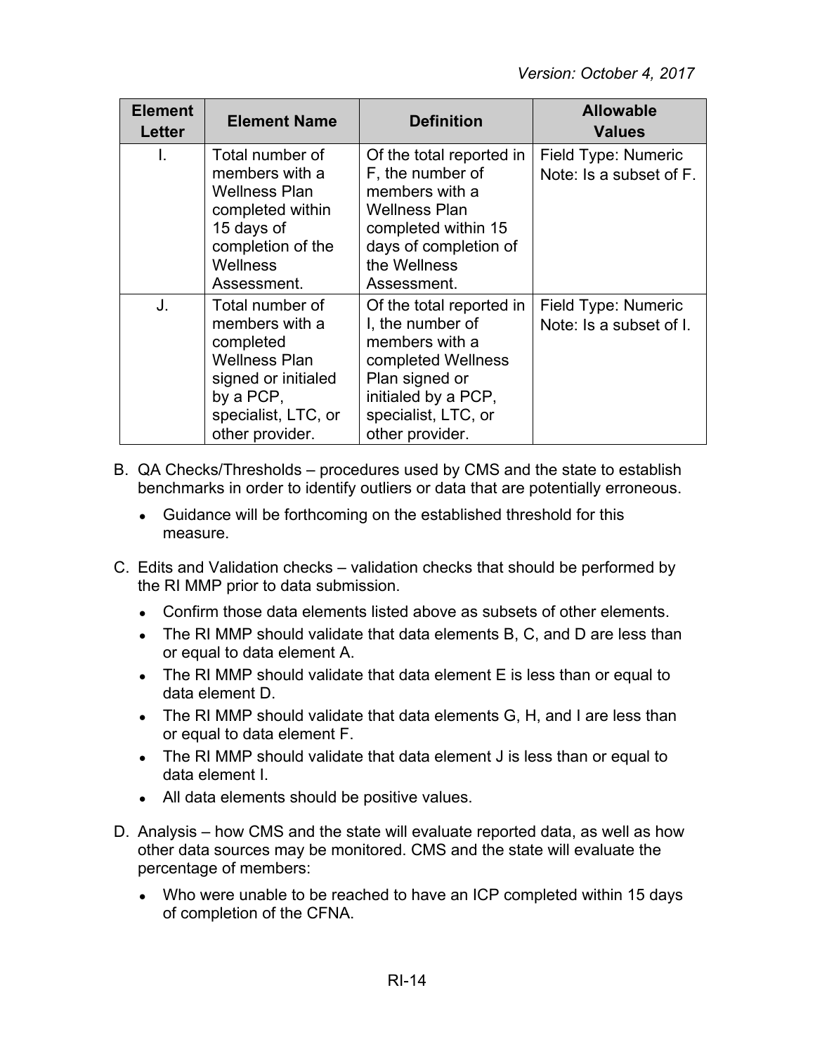| Element Letter | Element Name | Definition | Allowable Values |
| --- | --- | --- | --- |
| I. | Total number of members with a Wellness Plan completed within 15 days of completion of the Wellness Assessment. | Of the total reported in F, the number of members with a Wellness Plan completed within 15 days of completion of the Wellness Assessment. | Field Type: Numeric<br>Note: Is a subset of F. |
| J. | Total number of members with a completed Wellness Plan signed or initialed by a PCP, specialist, LTC, or other provider. | Of the total reported in I, the number of members with a completed Wellness Plan signed or initialed by a PCP, specialist, LTC, or other provider. | Field Type: Numeric<br>Note: Is a subset of I. |

B. QA Checks/Thresholds – procedures used by CMS and the state to establish benchmarks in order to identify outliers or data that are potentially erroneous.

- Guidance will be forthcoming on the established threshold for this measure.

C. Edits and Validation checks – validation checks that should be performed by the RI MMP prior to data submission.

- Confirm those data elements listed above as subsets of other elements.
- The RI MMP should validate that data elements B, C, and D are less than or equal to data element A.
- The RI MMP should validate that data element E is less than or equal to data element D.
- The RI MMP should validate that data elements G, H, and I are less than or equal to data element F.
- The RI MMP should validate that data element J is less than or equal to data element I.
- All data elements should be positive values.

D. Analysis – how CMS and the state will evaluate reported data, as well as how other data sources may be monitored. CMS and the state will evaluate the percentage of members:

- Who were unable to be reached to have an ICP completed within 15 days of completion of the CFNA.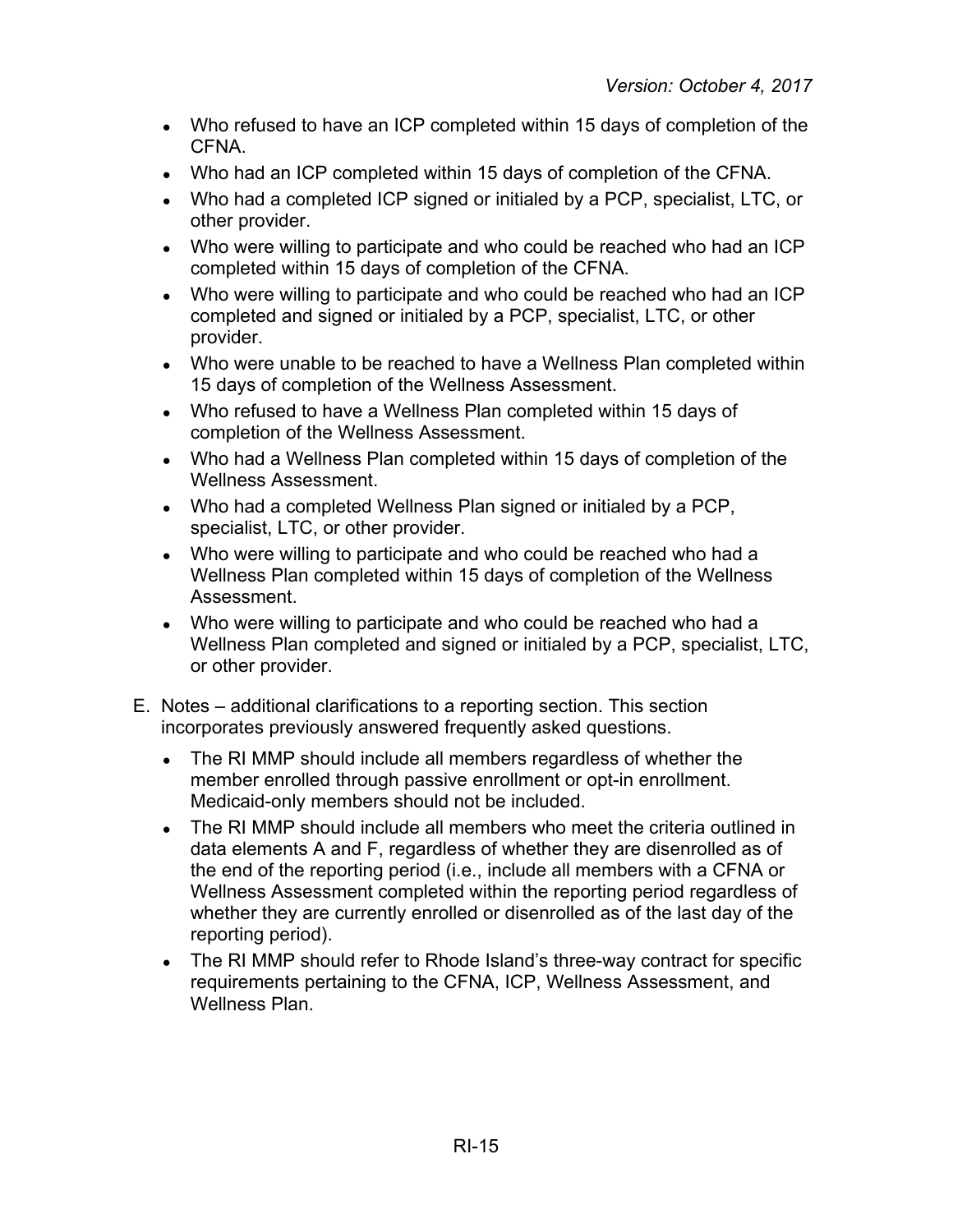- Who refused to have an ICP completed within 15 days of completion of the CFNA.
- Who had an ICP completed within 15 days of completion of the CFNA.
- Who had a completed ICP signed or initialed by a PCP, specialist, LTC, or other provider.
- Who were willing to participate and who could be reached who had an ICP completed within 15 days of completion of the CFNA.
- Who were willing to participate and who could be reached who had an ICP completed and signed or initialed by a PCP, specialist, LTC, or other provider.
- Who were unable to be reached to have a Wellness Plan completed within 15 days of completion of the Wellness Assessment.
- Who refused to have a Wellness Plan completed within 15 days of completion of the Wellness Assessment.
- Who had a Wellness Plan completed within 15 days of completion of the Wellness Assessment.
- Who had a completed Wellness Plan signed or initialed by a PCP, specialist, LTC, or other provider.
- Who were willing to participate and who could be reached who had a Wellness Plan completed within 15 days of completion of the Wellness Assessment.
- Who were willing to participate and who could be reached who had a Wellness Plan completed and signed or initialed by a PCP, specialist, LTC, or other provider.

E. Notes – additional clarifications to a reporting section. This section incorporates previously answered frequently asked questions.

- The RI MMP should include all members regardless of whether the member enrolled through passive enrollment or opt-in enrollment. Medicaid-only members should not be included.
- The RI MMP should include all members who meet the criteria outlined in data elements A and F, regardless of whether they are disenrolled as of the end of the reporting period (i.e., include all members with a CFNA or Wellness Assessment completed within the reporting period regardless of whether they are currently enrolled or disenrolled as of the last day of the reporting period).
- The RI MMP should refer to Rhode Island's three-way contract for specific requirements pertaining to the CFNA, ICP, Wellness Assessment, and Wellness Plan.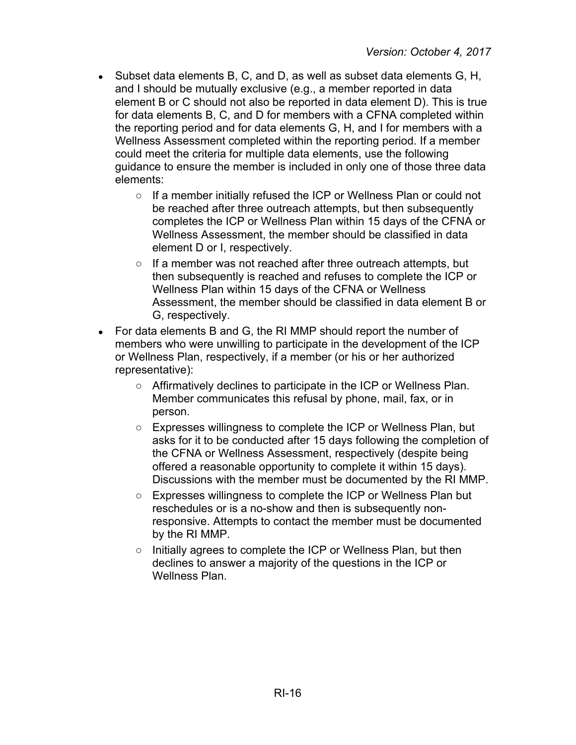- Subset data elements B, C, and D, as well as subset data elements G, H, and I should be mutually exclusive (e.g., a member reported in data element B or C should not also be reported in data element D). This is true for data elements B, C, and D for members with a CFNA completed within the reporting period and for data elements G, H, and I for members with a Wellness Assessment completed within the reporting period. If a member could meet the criteria for multiple data elements, use the following guidance to ensure the member is included in only one of those three data elements:
  - If a member initially refused the ICP or Wellness Plan or could not be reached after three outreach attempts, but then subsequently completes the ICP or Wellness Plan within 15 days of the CFNA or Wellness Assessment, the member should be classified in data element D or I, respectively.
  - If a member was not reached after three outreach attempts, but then subsequently is reached and refuses to complete the ICP or Wellness Plan within 15 days of the CFNA or Wellness Assessment, the member should be classified in data element B or G, respectively.
- For data elements B and G, the RI MMP should report the number of members who were unwilling to participate in the development of the ICP or Wellness Plan, respectively, if a member (or his or her authorized representative):
  - Affirmatively declines to participate in the ICP or Wellness Plan. Member communicates this refusal by phone, mail, fax, or in person.
  - Expresses willingness to complete the ICP or Wellness Plan, but asks for it to be conducted after 15 days following the completion of the CFNA or Wellness Assessment, respectively (despite being offered a reasonable opportunity to complete it within 15 days). Discussions with the member must be documented by the RI MMP.
  - Expresses willingness to complete the ICP or Wellness Plan but reschedules or is a no-show and then is subsequently non-responsive. Attempts to contact the member must be documented by the RI MMP.
  - Initially agrees to complete the ICP or Wellness Plan, but then declines to answer a majority of the questions in the ICP or Wellness Plan.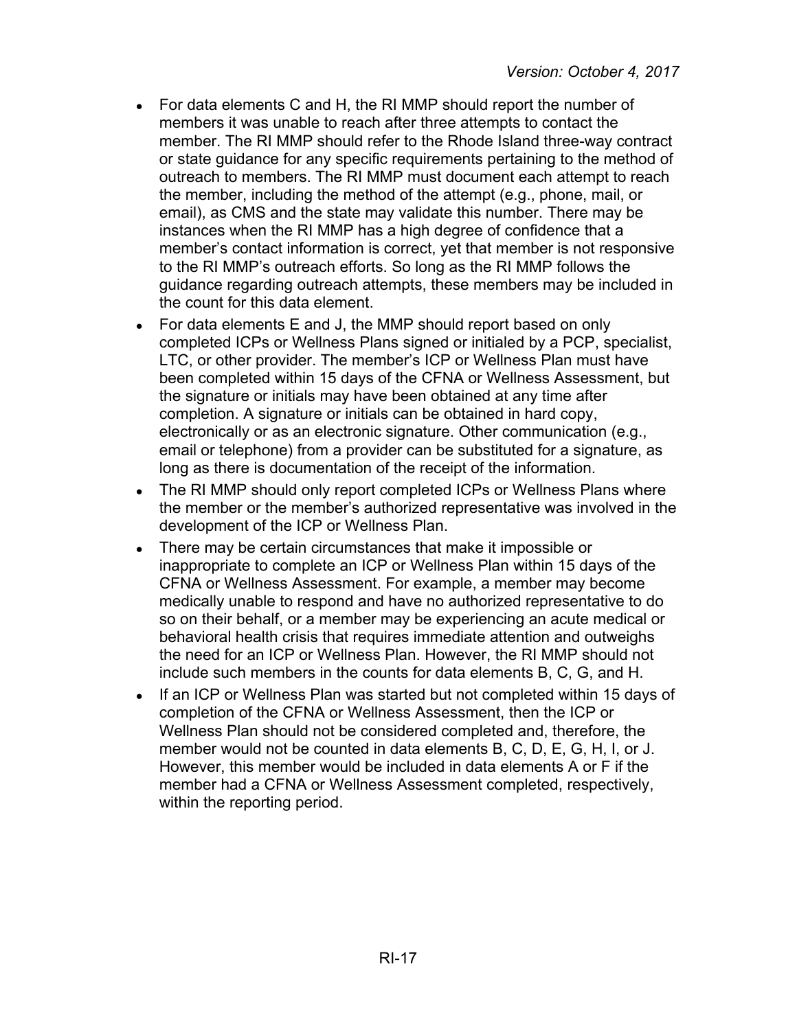- For data elements C and H, the RI MMP should report the number of members it was unable to reach after three attempts to contact the member. The RI MMP should refer to the Rhode Island three-way contract or state guidance for any specific requirements pertaining to the method of outreach to members. The RI MMP must document each attempt to reach the member, including the method of the attempt (e.g., phone, mail, or email), as CMS and the state may validate this number. There may be instances when the RI MMP has a high degree of confidence that a member's contact information is correct, yet that member is not responsive to the RI MMP's outreach efforts. So long as the RI MMP follows the guidance regarding outreach attempts, these members may be included in the count for this data element.
- For data elements E and J, the MMP should report based on only completed ICPs or Wellness Plans signed or initialed by a PCP, specialist, LTC, or other provider. The member's ICP or Wellness Plan must have been completed within 15 days of the CFNA or Wellness Assessment, but the signature or initials may have been obtained at any time after completion. A signature or initials can be obtained in hard copy, electronically or as an electronic signature. Other communication (e.g., email or telephone) from a provider can be substituted for a signature, as long as there is documentation of the receipt of the information.
- The RI MMP should only report completed ICPs or Wellness Plans where the member or the member's authorized representative was involved in the development of the ICP or Wellness Plan.
- There may be certain circumstances that make it impossible or inappropriate to complete an ICP or Wellness Plan within 15 days of the CFNA or Wellness Assessment. For example, a member may become medically unable to respond and have no authorized representative to do so on their behalf, or a member may be experiencing an acute medical or behavioral health crisis that requires immediate attention and outweighs the need for an ICP or Wellness Plan. However, the RI MMP should not include such members in the counts for data elements B, C, G, and H.
- If an ICP or Wellness Plan was started but not completed within 15 days of completion of the CFNA or Wellness Assessment, then the ICP or Wellness Plan should not be considered completed and, therefore, the member would not be counted in data elements B, C, D, E, G, H, I, or J. However, this member would be included in data elements A or F if the member had a CFNA or Wellness Assessment completed, respectively, within the reporting period.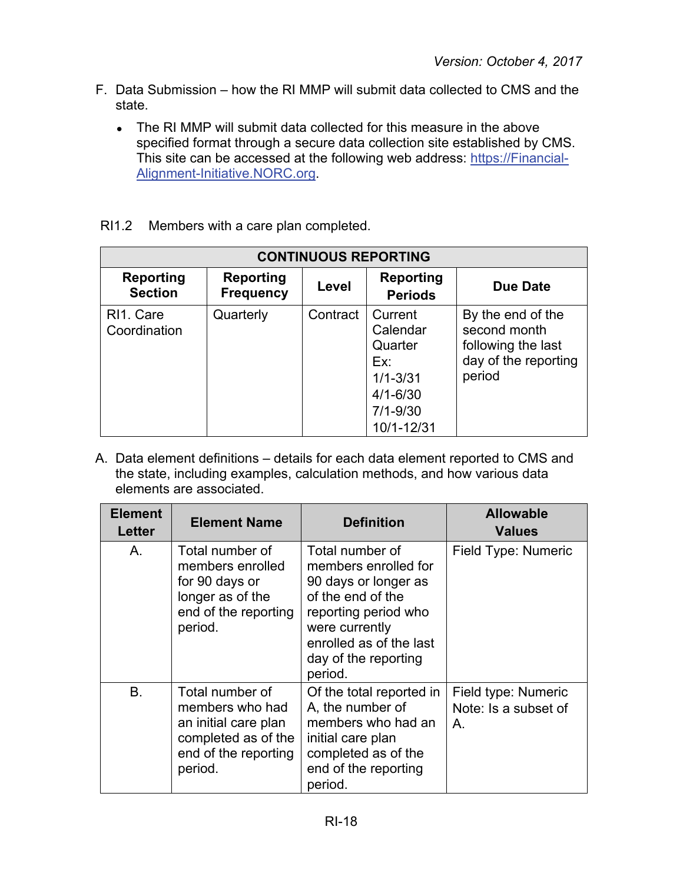F. Data Submission – how the RI MMP will submit data collected to CMS and the state.

- The RI MMP will submit data collected for this measure in the above specified format through a secure data collection site established by CMS. This site can be accessed at the following web address: https://Financial-Alignment-Initiative.NORC.org.

RI1.2 Members with a care plan completed.

| CONTINUOUS REPORTING | | | | |
|---|---|---|---|---|
| **Reporting Section** | **Reporting Frequency** | **Level** | **Reporting Periods** | **Due Date** |
| RI1. Care Coordination | Quarterly | Contract | Current Calendar Quarter Ex: 1/1-3/31 4/1-6/30 7/1-9/30 10/1-12/31 | By the end of the second month following the last day of the reporting period |

A. Data element definitions – details for each data element reported to CMS and the state, including examples, calculation methods, and how various data elements are associated.

| Element Letter | Element Name | Definition | Allowable Values |
|---|---|---|---|
| A. | Total number of members enrolled for 90 days or longer as of the end of the reporting period. | Total number of members enrolled for 90 days or longer as of the end of the reporting period who were currently enrolled as of the last day of the reporting period. | Field Type: Numeric |
| B. | Total number of members who had an initial care plan completed as of the end of the reporting period. | Of the total reported in A, the number of members who had an initial care plan completed as of the end of the reporting period. | Field type: Numeric Note: Is a subset of A. |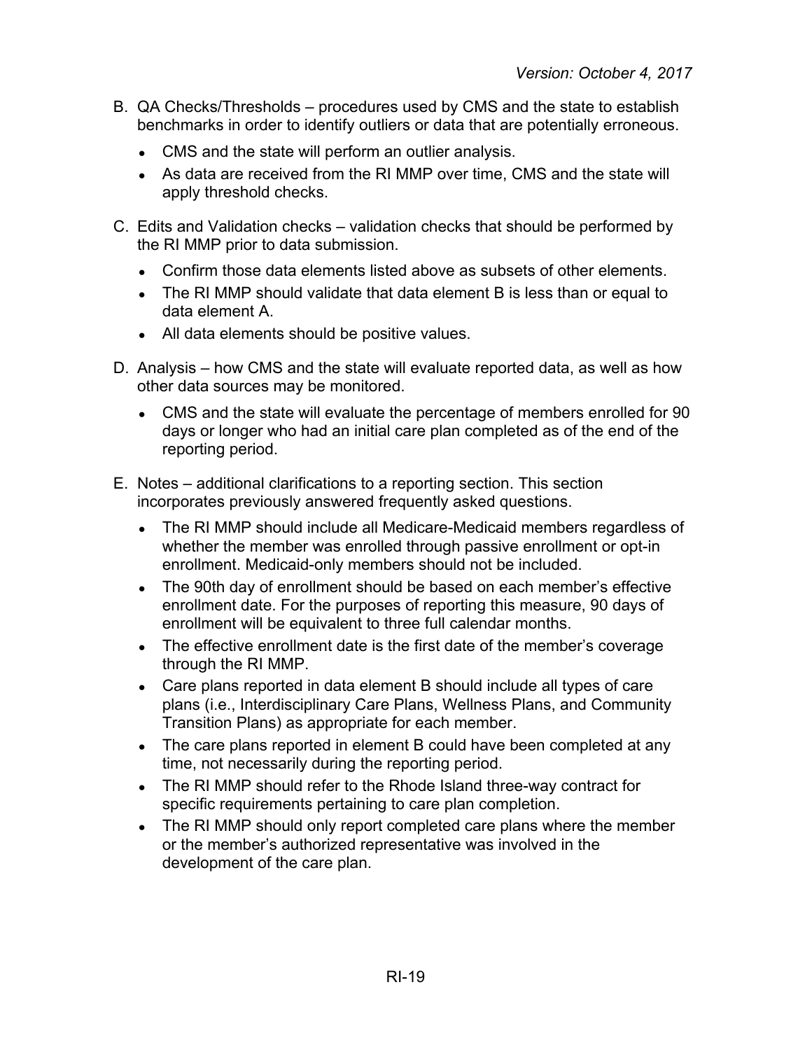B. QA Checks/Thresholds – procedures used by CMS and the state to establish benchmarks in order to identify outliers or data that are potentially erroneous.

- CMS and the state will perform an outlier analysis.
- As data are received from the RI MMP over time, CMS and the state will apply threshold checks.

C. Edits and Validation checks – validation checks that should be performed by the RI MMP prior to data submission.

- Confirm those data elements listed above as subsets of other elements.
- The RI MMP should validate that data element B is less than or equal to data element A.
- All data elements should be positive values.

D. Analysis – how CMS and the state will evaluate reported data, as well as how other data sources may be monitored.

- CMS and the state will evaluate the percentage of members enrolled for 90 days or longer who had an initial care plan completed as of the end of the reporting period.

E. Notes – additional clarifications to a reporting section. This section incorporates previously answered frequently asked questions.

- The RI MMP should include all Medicare-Medicaid members regardless of whether the member was enrolled through passive enrollment or opt-in enrollment. Medicaid-only members should not be included.
- The 90th day of enrollment should be based on each member's effective enrollment date. For the purposes of reporting this measure, 90 days of enrollment will be equivalent to three full calendar months.
- The effective enrollment date is the first date of the member's coverage through the RI MMP.
- Care plans reported in data element B should include all types of care plans (i.e., Interdisciplinary Care Plans, Wellness Plans, and Community Transition Plans) as appropriate for each member.
- The care plans reported in element B could have been completed at any time, not necessarily during the reporting period.
- The RI MMP should refer to the Rhode Island three-way contract for specific requirements pertaining to care plan completion.
- The RI MMP should only report completed care plans where the member or the member's authorized representative was involved in the development of the care plan.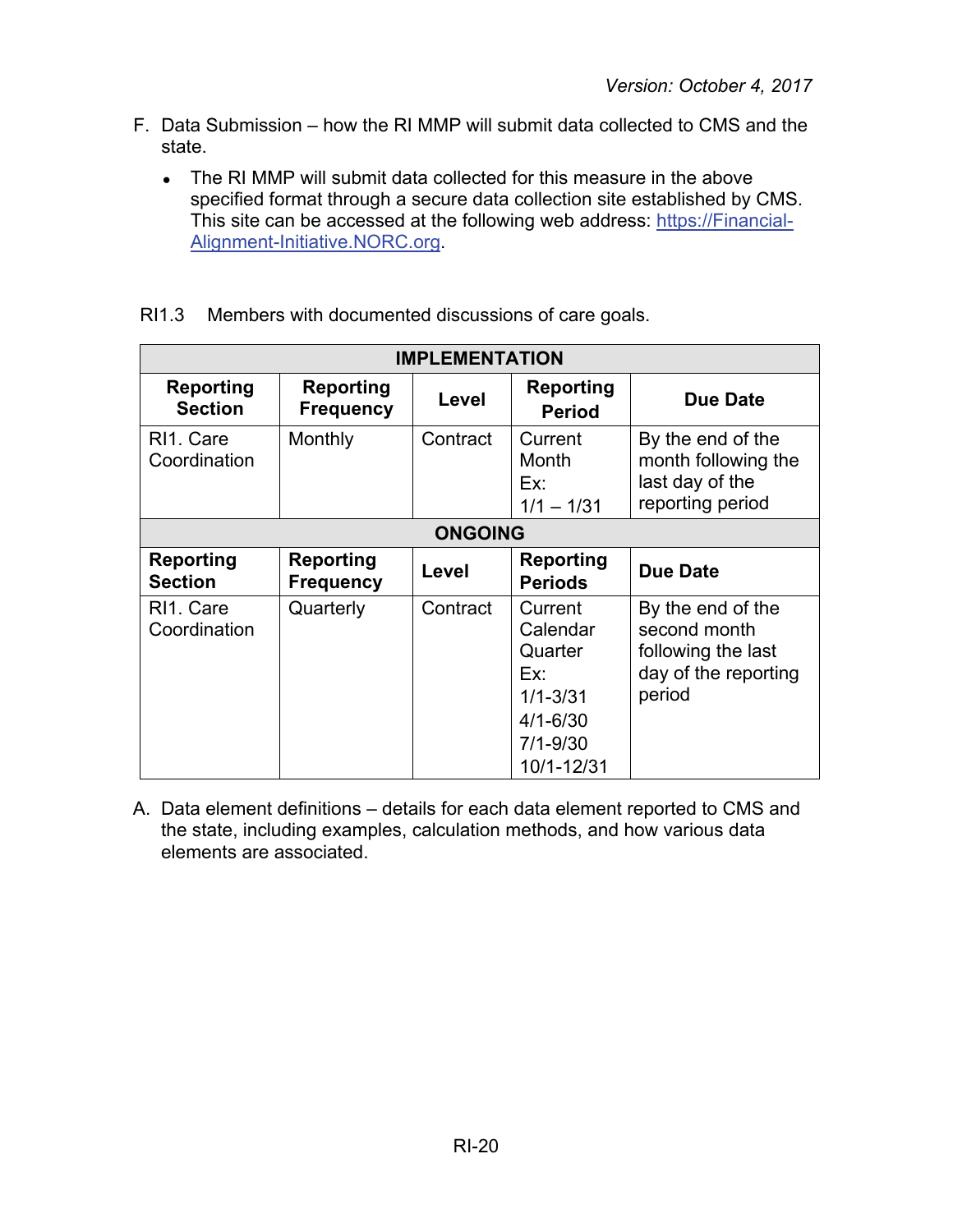F. Data Submission – how the RI MMP will submit data collected to CMS and the state.

- The RI MMP will submit data collected for this measure in the above specified format through a secure data collection site established by CMS. This site can be accessed at the following web address: https://Financial-Alignment-Initiative.NORC.org.

RI1.3 Members with documented discussions of care goals.

| IMPLEMENTATION | | | | |
|---|---|---|---|---|
| **Reporting Section** | **Reporting Frequency** | **Level** | **Reporting Period** | **Due Date** |
| RI1. Care Coordination | Monthly | Contract | Current Month Ex: 1/1 – 1/31 | By the end of the month following the last day of the reporting period |
| **ONGOING** | | | | |
| **Reporting Section** | **Reporting Frequency** | **Level** | **Reporting Periods** | **Due Date** |
| RI1. Care Coordination | Quarterly | Contract | Current Calendar Quarter Ex: 1/1-3/31 4/1-6/30 7/1-9/30 10/1-12/31 | By the end of the second month following the last day of the reporting period |

A. Data element definitions – details for each data element reported to CMS and the state, including examples, calculation methods, and how various data elements are associated.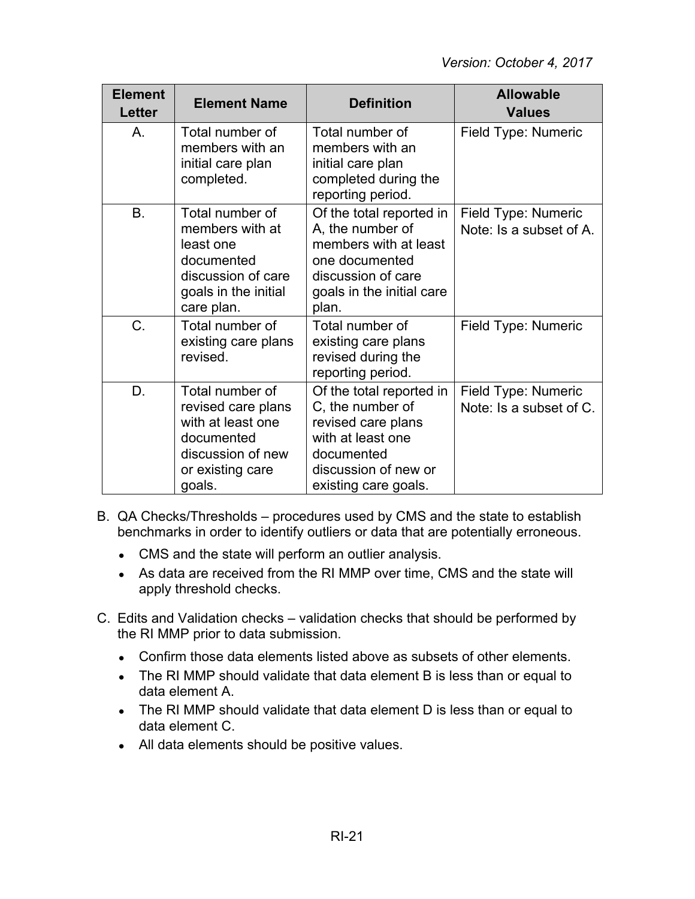| Element Letter | Element Name | Definition | Allowable Values |
|---|---|---|---|
| A. | Total number of members with an initial care plan completed. | Total number of members with an initial care plan completed during the reporting period. | Field Type: Numeric |
| B. | Total number of members with at least one documented discussion of care goals in the initial care plan. | Of the total reported in A, the number of members with at least one documented discussion of care goals in the initial care plan. | Field Type: Numeric<br>Note: Is a subset of A. |
| C. | Total number of existing care plans revised. | Total number of existing care plans revised during the reporting period. | Field Type: Numeric |
| D. | Total number of revised care plans with at least one documented discussion of new or existing care goals. | Of the total reported in C, the number of revised care plans with at least one documented discussion of new or existing care goals. | Field Type: Numeric<br>Note: Is a subset of C. |

B. QA Checks/Thresholds – procedures used by CMS and the state to establish benchmarks in order to identify outliers or data that are potentially erroneous.

- CMS and the state will perform an outlier analysis.
- As data are received from the RI MMP over time, CMS and the state will apply threshold checks.

C. Edits and Validation checks – validation checks that should be performed by the RI MMP prior to data submission.

- Confirm those data elements listed above as subsets of other elements.
- The RI MMP should validate that data element B is less than or equal to data element A.
- The RI MMP should validate that data element D is less than or equal to data element C.
- All data elements should be positive values.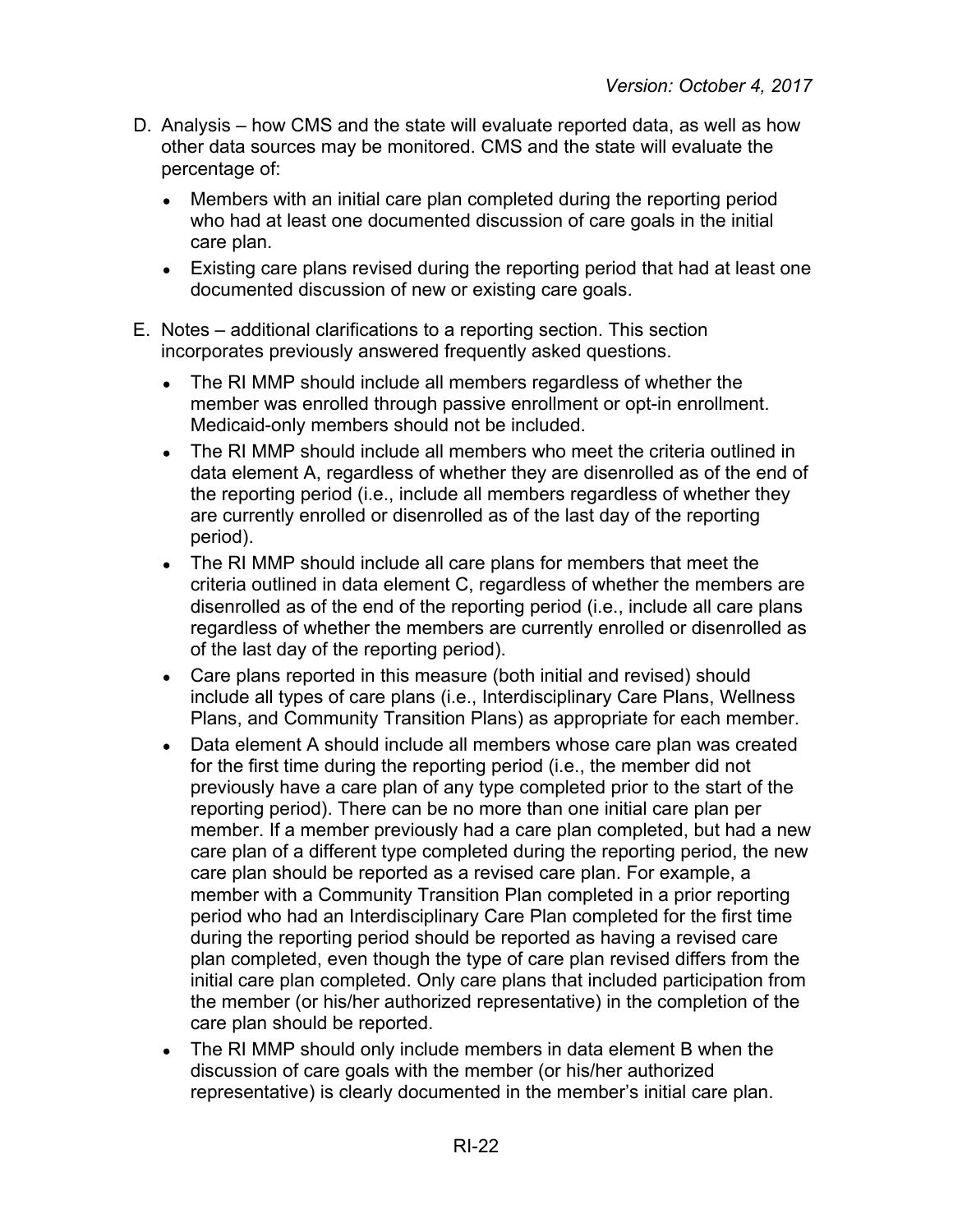D. Analysis – how CMS and the state will evaluate reported data, as well as how other data sources may be monitored. CMS and the state will evaluate the percentage of:

- Members with an initial care plan completed during the reporting period who had at least one documented discussion of care goals in the initial care plan.
- Existing care plans revised during the reporting period that had at least one documented discussion of new or existing care goals.

E. Notes – additional clarifications to a reporting section. This section incorporates previously answered frequently asked questions.

- The RI MMP should include all members regardless of whether the member was enrolled through passive enrollment or opt-in enrollment. Medicaid-only members should not be included.
- The RI MMP should include all members who meet the criteria outlined in data element A, regardless of whether they are disenrolled as of the end of the reporting period (i.e., include all members regardless of whether they are currently enrolled or disenrolled as of the last day of the reporting period).
- The RI MMP should include all care plans for members that meet the criteria outlined in data element C, regardless of whether the members are disenrolled as of the end of the reporting period (i.e., include all care plans regardless of whether the members are currently enrolled or disenrolled as of the last day of the reporting period).
- Care plans reported in this measure (both initial and revised) should include all types of care plans (i.e., Interdisciplinary Care Plans, Wellness Plans, and Community Transition Plans) as appropriate for each member.
- Data element A should include all members whose care plan was created for the first time during the reporting period (i.e., the member did not previously have a care plan of any type completed prior to the start of the reporting period). There can be no more than one initial care plan per member. If a member previously had a care plan completed, but had a new care plan of a different type completed during the reporting period, the new care plan should be reported as a revised care plan. For example, a member with a Community Transition Plan completed in a prior reporting period who had an Interdisciplinary Care Plan completed for the first time during the reporting period should be reported as having a revised care plan completed, even though the type of care plan revised differs from the initial care plan completed. Only care plans that included participation from the member (or his/her authorized representative) in the completion of the care plan should be reported.
- The RI MMP should only include members in data element B when the discussion of care goals with the member (or his/her authorized representative) is clearly documented in the member's initial care plan.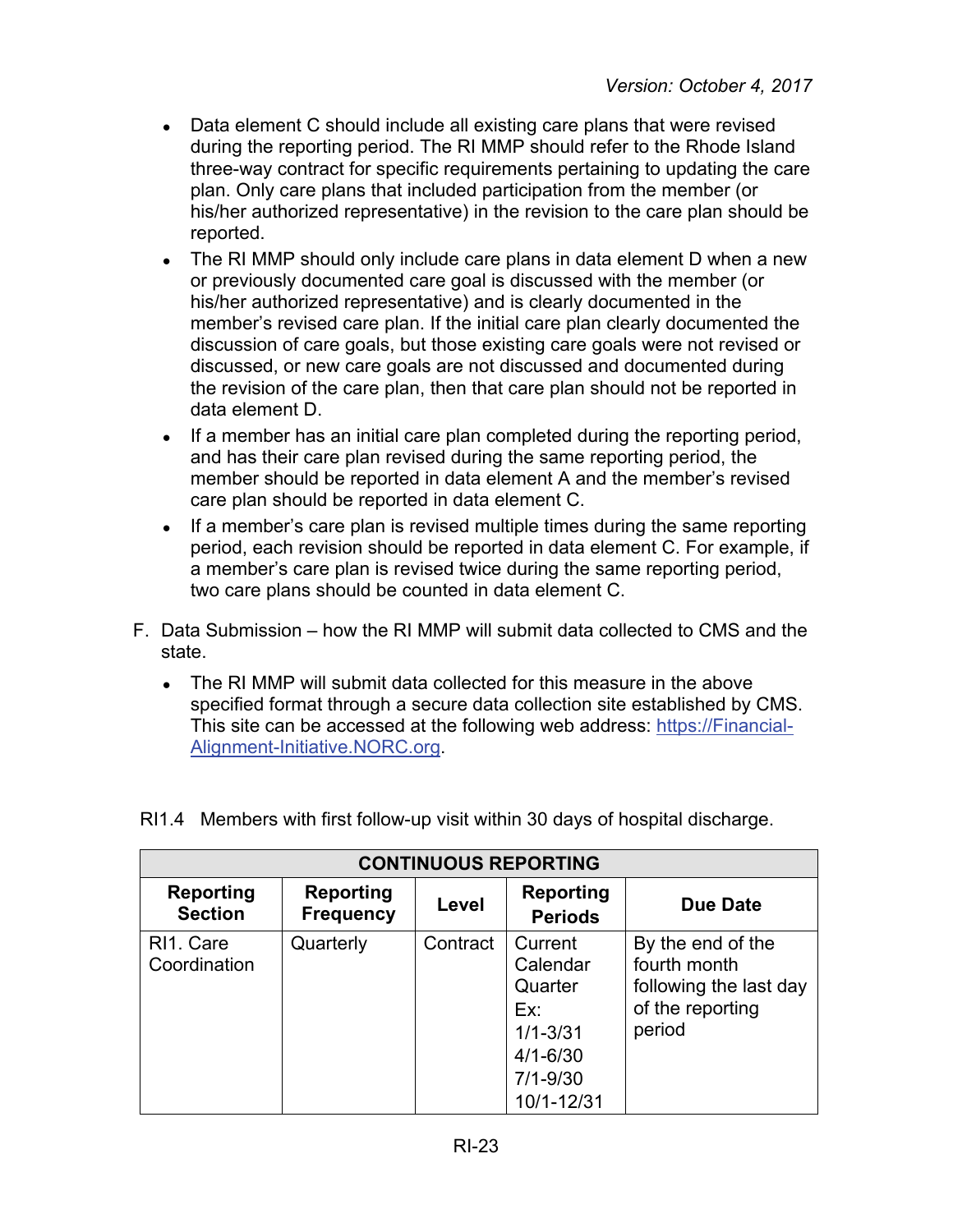- Data element C should include all existing care plans that were revised during the reporting period. The RI MMP should refer to the Rhode Island three-way contract for specific requirements pertaining to updating the care plan. Only care plans that included participation from the member (or his/her authorized representative) in the revision to the care plan should be reported.
- The RI MMP should only include care plans in data element D when a new or previously documented care goal is discussed with the member (or his/her authorized representative) and is clearly documented in the member's revised care plan. If the initial care plan clearly documented the discussion of care goals, but those existing care goals were not revised or discussed, or new care goals are not discussed and documented during the revision of the care plan, then that care plan should not be reported in data element D.
- If a member has an initial care plan completed during the reporting period, and has their care plan revised during the same reporting period, the member should be reported in data element A and the member's revised care plan should be reported in data element C.
- If a member's care plan is revised multiple times during the same reporting period, each revision should be reported in data element C. For example, if a member's care plan is revised twice during the same reporting period, two care plans should be counted in data element C.

F. Data Submission – how the RI MMP will submit data collected to CMS and the state.

- The RI MMP will submit data collected for this measure in the above specified format through a secure data collection site established by CMS. This site can be accessed at the following web address: [https://Financial-Alignment-Initiative.NORC.org](https://Financial-Alignment-Initiative.NORC.org).

RI1.4 Members with first follow-up visit within 30 days of hospital discharge.

| CONTINUOUS REPORTING | | | | |
|---|---|---|---|---|
| **Reporting Section** | **Reporting Frequency** | **Level** | **Reporting Periods** | **Due Date** |
| RI1. Care Coordination | Quarterly | Contract | Current Calendar Quarter<br>Ex:<br>1/1-3/31<br>4/1-6/30<br>7/1-9/30<br>10/1-12/31 | By the end of the fourth month following the last day of the reporting period |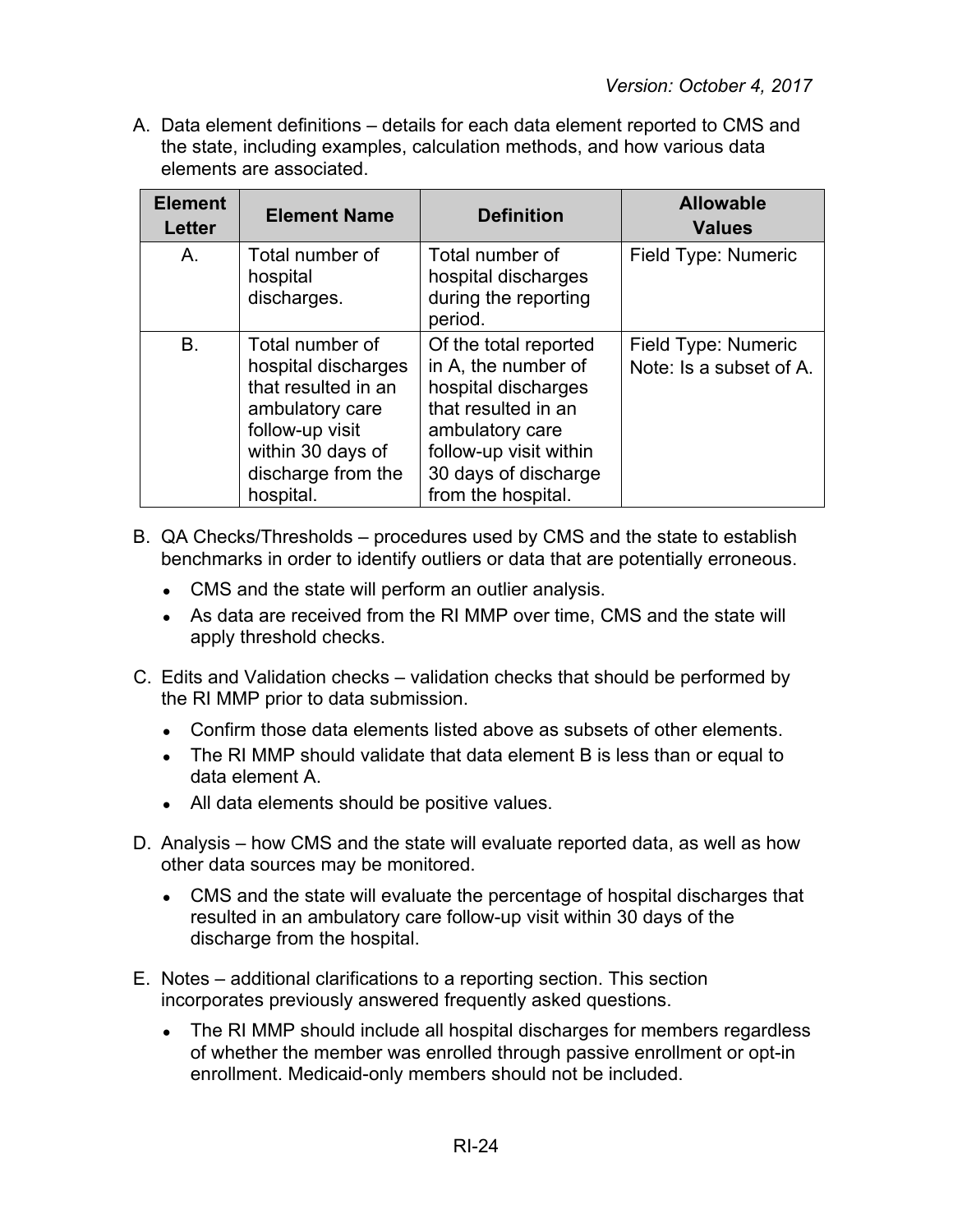A. Data element definitions – details for each data element reported to CMS and the state, including examples, calculation methods, and how various data elements are associated.

| Element Letter | Element Name | Definition | Allowable Values |
| --- | --- | --- | --- |
| A. | Total number of hospital discharges. | Total number of hospital discharges during the reporting period. | Field Type: Numeric |
| B. | Total number of hospital discharges that resulted in an ambulatory care follow-up visit within 30 days of discharge from the hospital. | Of the total reported in A, the number of hospital discharges that resulted in an ambulatory care follow-up visit within 30 days of discharge from the hospital. | Field Type: Numeric<br>Note: Is a subset of A. |

B. QA Checks/Thresholds – procedures used by CMS and the state to establish benchmarks in order to identify outliers or data that are potentially erroneous.

- CMS and the state will perform an outlier analysis.
- As data are received from the RI MMP over time, CMS and the state will apply threshold checks.

C. Edits and Validation checks – validation checks that should be performed by the RI MMP prior to data submission.

- Confirm those data elements listed above as subsets of other elements.
- The RI MMP should validate that data element B is less than or equal to data element A.
- All data elements should be positive values.

D. Analysis – how CMS and the state will evaluate reported data, as well as how other data sources may be monitored.

- CMS and the state will evaluate the percentage of hospital discharges that resulted in an ambulatory care follow-up visit within 30 days of the discharge from the hospital.

E. Notes – additional clarifications to a reporting section. This section incorporates previously answered frequently asked questions.

- The RI MMP should include all hospital discharges for members regardless of whether the member was enrolled through passive enrollment or opt-in enrollment. Medicaid-only members should not be included.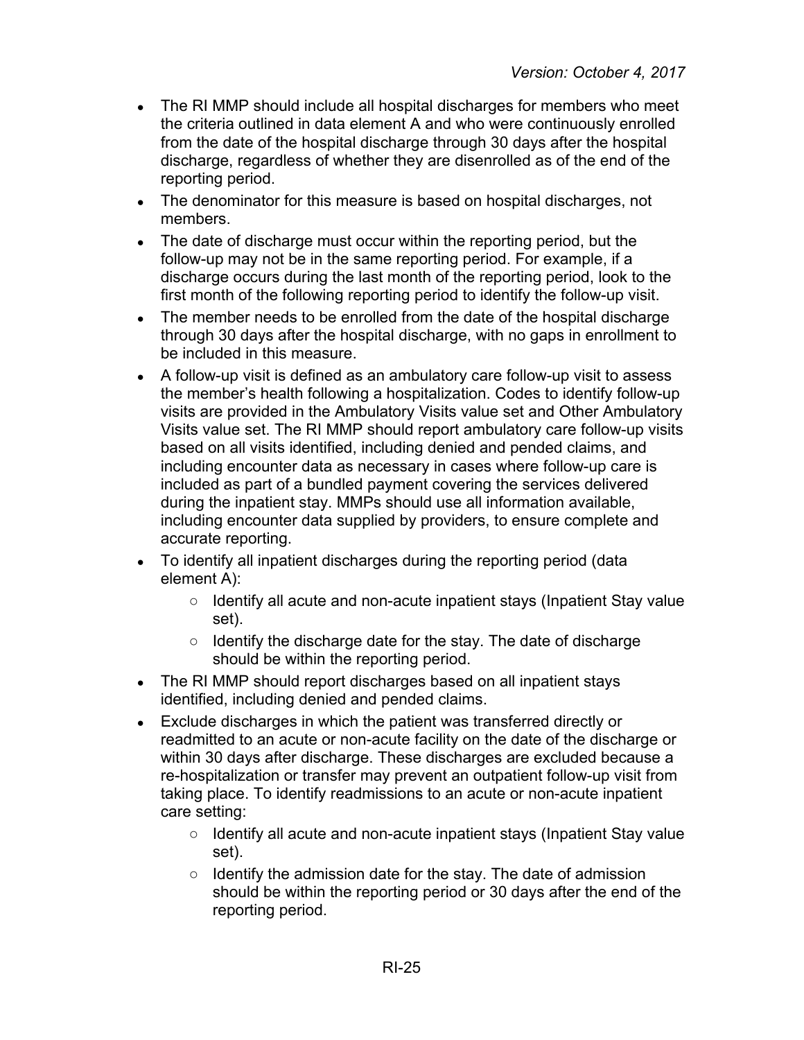- The RI MMP should include all hospital discharges for members who meet the criteria outlined in data element A and who were continuously enrolled from the date of the hospital discharge through 30 days after the hospital discharge, regardless of whether they are disenrolled as of the end of the reporting period.
- The denominator for this measure is based on hospital discharges, not members.
- The date of discharge must occur within the reporting period, but the follow-up may not be in the same reporting period. For example, if a discharge occurs during the last month of the reporting period, look to the first month of the following reporting period to identify the follow-up visit.
- The member needs to be enrolled from the date of the hospital discharge through 30 days after the hospital discharge, with no gaps in enrollment to be included in this measure.
- A follow-up visit is defined as an ambulatory care follow-up visit to assess the member's health following a hospitalization. Codes to identify follow-up visits are provided in the Ambulatory Visits value set and Other Ambulatory Visits value set. The RI MMP should report ambulatory care follow-up visits based on all visits identified, including denied and pended claims, and including encounter data as necessary in cases where follow-up care is included as part of a bundled payment covering the services delivered during the inpatient stay. MMPs should use all information available, including encounter data supplied by providers, to ensure complete and accurate reporting.
- To identify all inpatient discharges during the reporting period (data element A):
  - Identify all acute and non-acute inpatient stays (Inpatient Stay value set).
  - Identify the discharge date for the stay. The date of discharge should be within the reporting period.
- The RI MMP should report discharges based on all inpatient stays identified, including denied and pended claims.
- Exclude discharges in which the patient was transferred directly or readmitted to an acute or non-acute facility on the date of the discharge or within 30 days after discharge. These discharges are excluded because a re-hospitalization or transfer may prevent an outpatient follow-up visit from taking place. To identify readmissions to an acute or non-acute inpatient care setting:
  - Identify all acute and non-acute inpatient stays (Inpatient Stay value set).
  - Identify the admission date for the stay. The date of admission should be within the reporting period or 30 days after the end of the reporting period.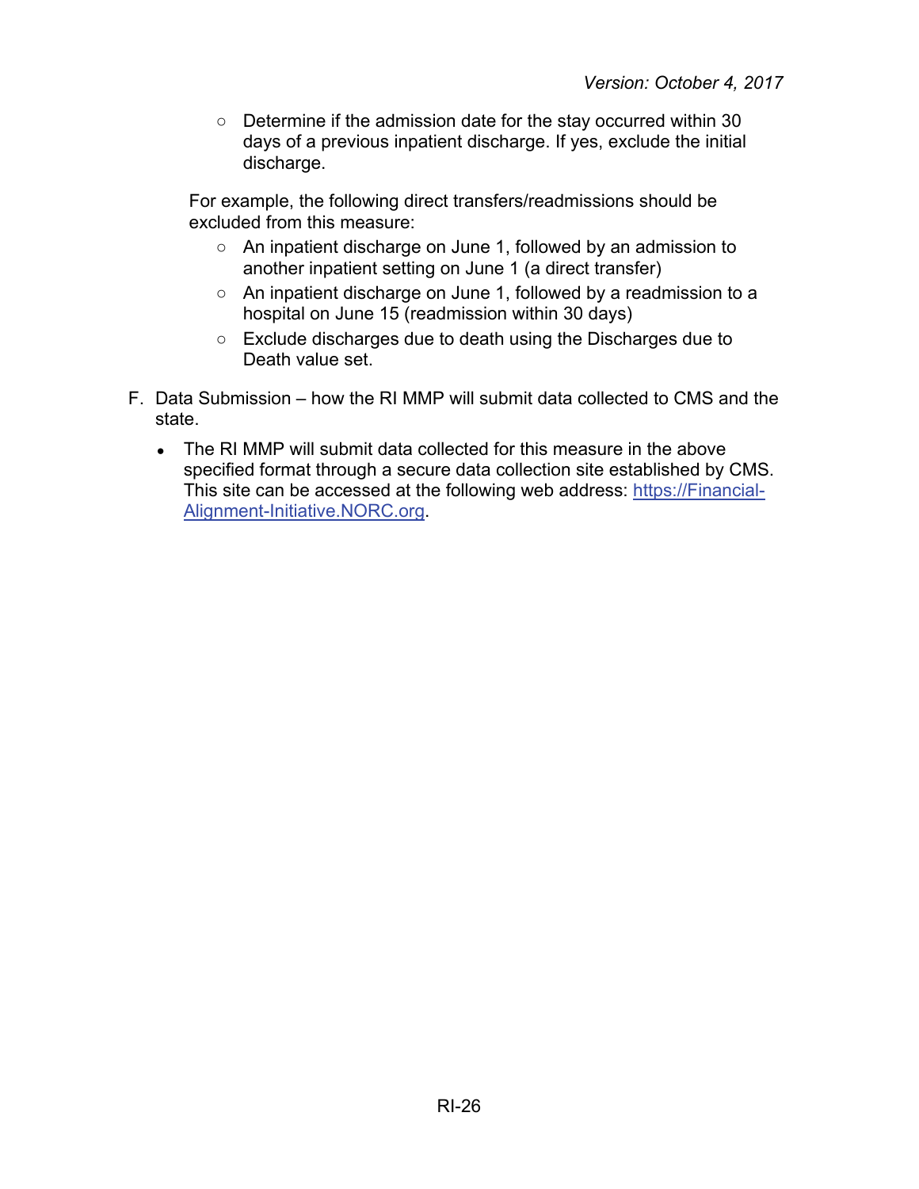- Determine if the admission date for the stay occurred within 30 days of a previous inpatient discharge. If yes, exclude the initial discharge.

For example, the following direct transfers/readmissions should be excluded from this measure:

- An inpatient discharge on June 1, followed by an admission to another inpatient setting on June 1 (a direct transfer)
- An inpatient discharge on June 1, followed by a readmission to a hospital on June 15 (readmission within 30 days)
- Exclude discharges due to death using the Discharges due to Death value set.

F. Data Submission – how the RI MMP will submit data collected to CMS and the state.

- The RI MMP will submit data collected for this measure in the above specified format through a secure data collection site established by CMS. This site can be accessed at the following web address: [https://Financial-Alignment-Initiative.NORC.org](https://Financial-Alignment-Initiative.NORC.org).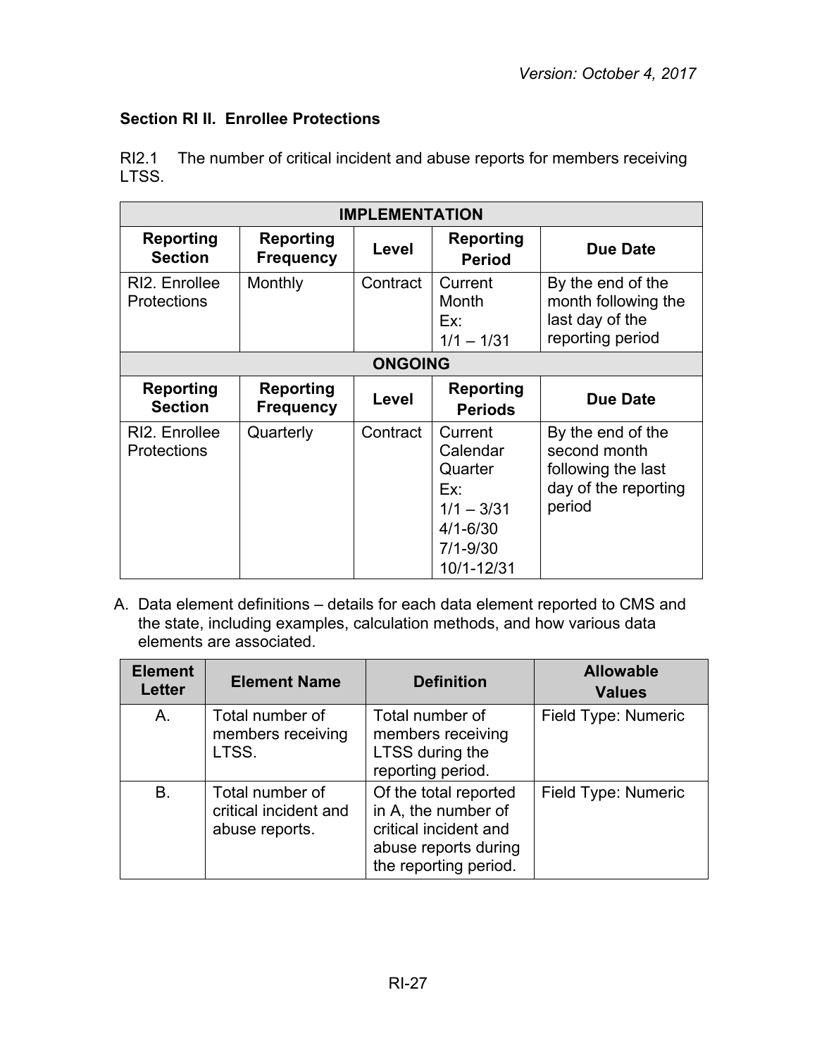### Section RI II. Enrollee Protections

RI2.1 The number of critical incident and abuse reports for members receiving LTSS.

| IMPLEMENTATION | | | | |
|---|---|---|---|---|
| **Reporting Section** | **Reporting Frequency** | **Level** | **Reporting Period** | **Due Date** |
| RI2. Enrollee Protections | Monthly | Contract | Current Month<br>Ex:<br>1/1 – 1/31 | By the end of the month following the last day of the reporting period |
| **ONGOING** | | | | |
| **Reporting Section** | **Reporting Frequency** | **Level** | **Reporting Periods** | **Due Date** |
| RI2. Enrollee Protections | Quarterly | Contract | Current Calendar Quarter<br>Ex:<br>1/1 – 3/31<br>4/1-6/30<br>7/1-9/30<br>10/1-12/31 | By the end of the second month following the last day of the reporting period |

A. Data element definitions – details for each data element reported to CMS and the state, including examples, calculation methods, and how various data elements are associated.

| Element Letter | Element Name | Definition | Allowable Values |
|---|---|---|---|
| A. | Total number of members receiving LTSS. | Total number of members receiving LTSS during the reporting period. | Field Type: Numeric |
| B. | Total number of critical incident and abuse reports. | Of the total reported in A, the number of critical incident and abuse reports during the reporting period. | Field Type: Numeric |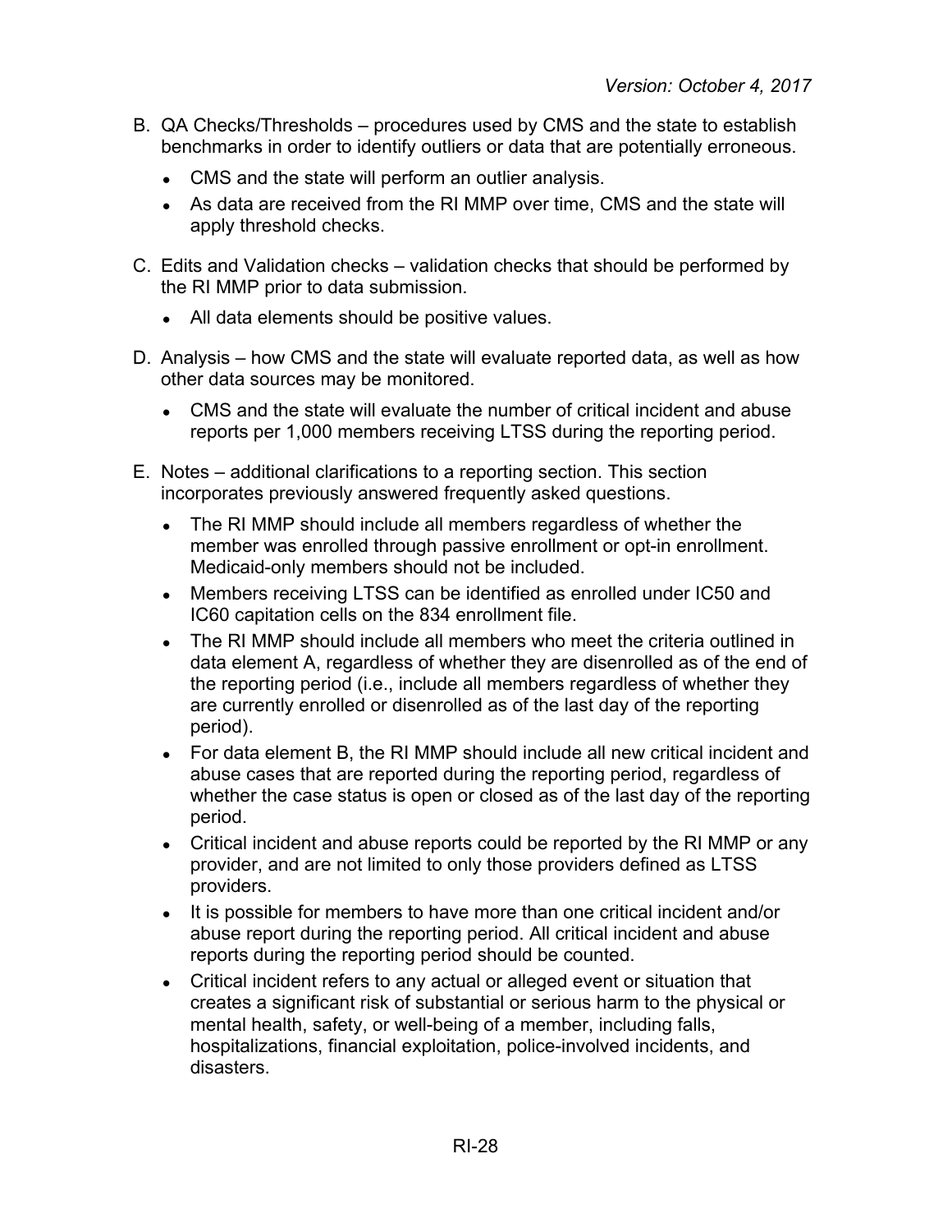B. QA Checks/Thresholds – procedures used by CMS and the state to establish benchmarks in order to identify outliers or data that are potentially erroneous.

- CMS and the state will perform an outlier analysis.
- As data are received from the RI MMP over time, CMS and the state will apply threshold checks.

C. Edits and Validation checks – validation checks that should be performed by the RI MMP prior to data submission.

- All data elements should be positive values.

D. Analysis – how CMS and the state will evaluate reported data, as well as how other data sources may be monitored.

- CMS and the state will evaluate the number of critical incident and abuse reports per 1,000 members receiving LTSS during the reporting period.

E. Notes – additional clarifications to a reporting section. This section incorporates previously answered frequently asked questions.

- The RI MMP should include all members regardless of whether the member was enrolled through passive enrollment or opt-in enrollment. Medicaid-only members should not be included.
- Members receiving LTSS can be identified as enrolled under IC50 and IC60 capitation cells on the 834 enrollment file.
- The RI MMP should include all members who meet the criteria outlined in data element A, regardless of whether they are disenrolled as of the end of the reporting period (i.e., include all members regardless of whether they are currently enrolled or disenrolled as of the last day of the reporting period).
- For data element B, the RI MMP should include all new critical incident and abuse cases that are reported during the reporting period, regardless of whether the case status is open or closed as of the last day of the reporting period.
- Critical incident and abuse reports could be reported by the RI MMP or any provider, and are not limited to only those providers defined as LTSS providers.
- It is possible for members to have more than one critical incident and/or abuse report during the reporting period. All critical incident and abuse reports during the reporting period should be counted.
- Critical incident refers to any actual or alleged event or situation that creates a significant risk of substantial or serious harm to the physical or mental health, safety, or well-being of a member, including falls, hospitalizations, financial exploitation, police-involved incidents, and disasters.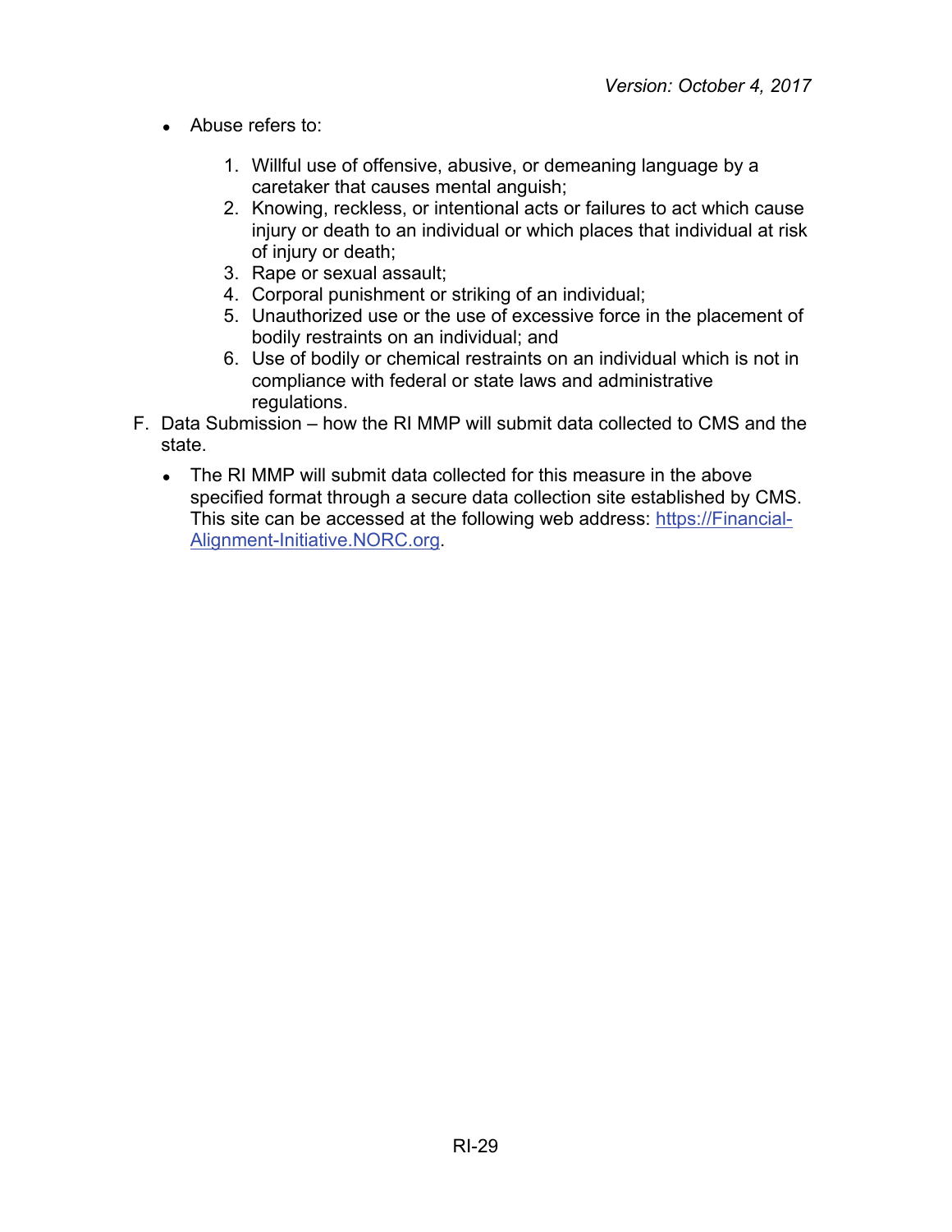- Abuse refers to:

    1. Willful use of offensive, abusive, or demeaning language by a caretaker that causes mental anguish;
    2. Knowing, reckless, or intentional acts or failures to act which cause injury or death to an individual or which places that individual at risk of injury or death;
    3. Rape or sexual assault;
    4. Corporal punishment or striking of an individual;
    5. Unauthorized use or the use of excessive force in the placement of bodily restraints on an individual; and
    6. Use of bodily or chemical restraints on an individual which is not in compliance with federal or state laws and administrative regulations.

F. Data Submission – how the RI MMP will submit data collected to CMS and the state.

- The RI MMP will submit data collected for this measure in the above specified format through a secure data collection site established by CMS. This site can be accessed at the following web address: [https://Financial-Alignment-Initiative.NORC.org](https://Financial-Alignment-Initiative.NORC.org).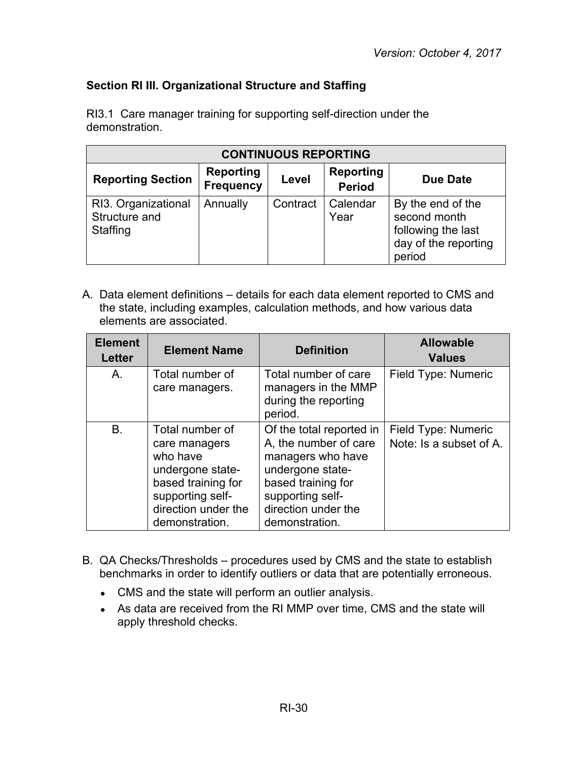*Version: October 4, 2017*

### Section RI III. Organizational Structure and Staffing

RI3.1 Care manager training for supporting self-direction under the demonstration.

| CONTINUOUS REPORTING | | | | |
|---|---|---|---|---|
| **Reporting Section** | **Reporting Frequency** | **Level** | **Reporting Period** | **Due Date** |
| RI3. Organizational Structure and Staffing | Annually | Contract | Calendar Year | By the end of the second month following the last day of the reporting period |

A. Data element definitions – details for each data element reported to CMS and the state, including examples, calculation methods, and how various data elements are associated.

| Element Letter | Element Name | Definition | Allowable Values |
|---|---|---|---|
| A. | Total number of care managers. | Total number of care managers in the MMP during the reporting period. | Field Type: Numeric |
| B. | Total number of care managers who have undergone state-based training for supporting self-direction under the demonstration. | Of the total reported in A, the number of care managers who have undergone state-based training for supporting self-direction under the demonstration. | Field Type: Numeric<br>Note: Is a subset of A. |

B. QA Checks/Thresholds – procedures used by CMS and the state to establish benchmarks in order to identify outliers or data that are potentially erroneous.

- CMS and the state will perform an outlier analysis.
- As data are received from the RI MMP over time, CMS and the state will apply threshold checks.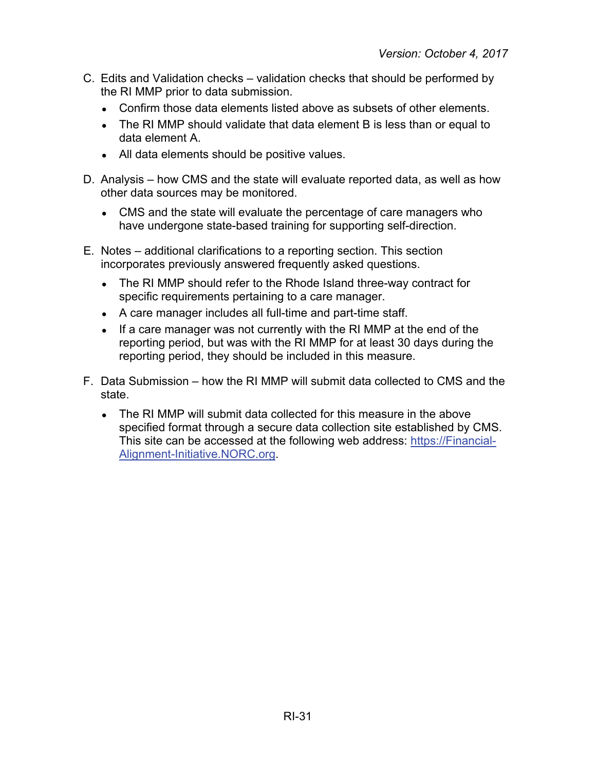C. Edits and Validation checks – validation checks that should be performed by the RI MMP prior to data submission.

- Confirm those data elements listed above as subsets of other elements.
- The RI MMP should validate that data element B is less than or equal to data element A.
- All data elements should be positive values.

D. Analysis – how CMS and the state will evaluate reported data, as well as how other data sources may be monitored.

- CMS and the state will evaluate the percentage of care managers who have undergone state-based training for supporting self-direction.

E. Notes – additional clarifications to a reporting section. This section incorporates previously answered frequently asked questions.

- The RI MMP should refer to the Rhode Island three-way contract for specific requirements pertaining to a care manager.
- A care manager includes all full-time and part-time staff.
- If a care manager was not currently with the RI MMP at the end of the reporting period, but was with the RI MMP for at least 30 days during the reporting period, they should be included in this measure.

F. Data Submission – how the RI MMP will submit data collected to CMS and the state.

- The RI MMP will submit data collected for this measure in the above specified format through a secure data collection site established by CMS. This site can be accessed at the following web address: [https://Financial-Alignment-Initiative.NORC.org](https://Financial-Alignment-Initiative.NORC.org).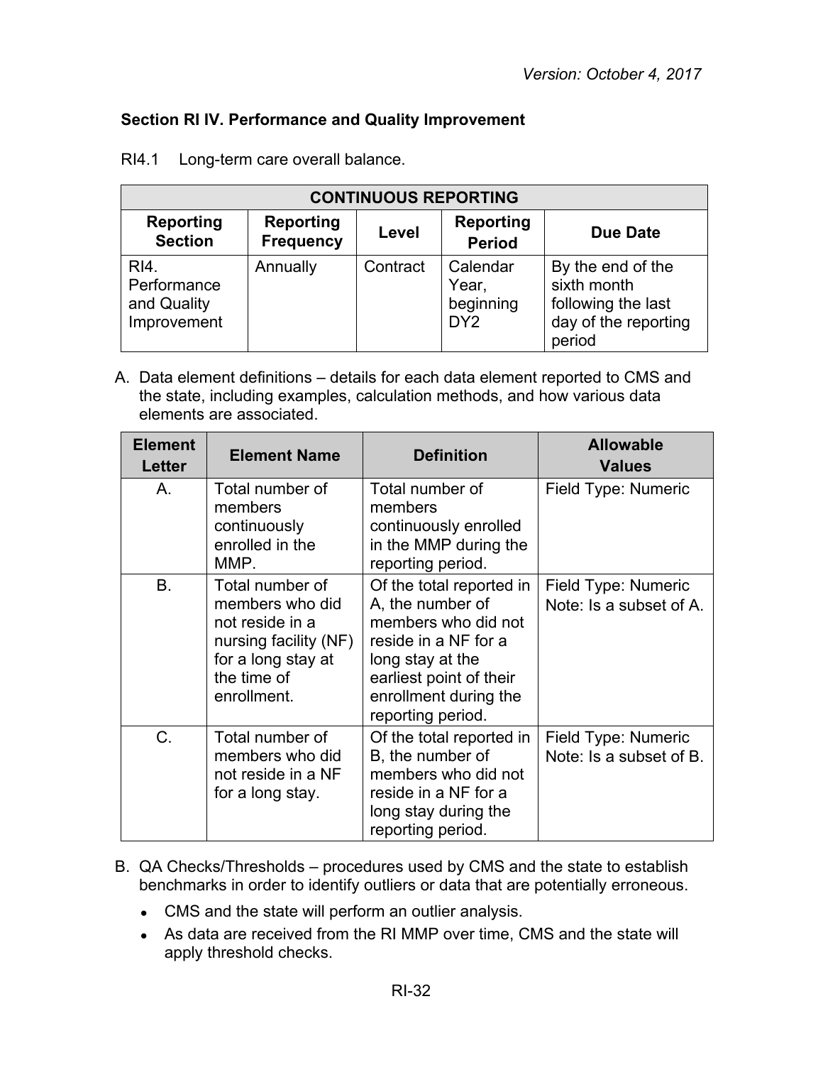## Section RI IV. Performance and Quality Improvement

RI4.1 Long-term care overall balance.

| CONTINUOUS REPORTING | | | | |
|---|---|---|---|---|
| **Reporting Section** | **Reporting Frequency** | **Level** | **Reporting Period** | **Due Date** |
| RI4. Performance and Quality Improvement | Annually | Contract | Calendar Year, beginning DY2 | By the end of the sixth month following the last day of the reporting period |

A. Data element definitions – details for each data element reported to CMS and the state, including examples, calculation methods, and how various data elements are associated.

| Element Letter | Element Name | Definition | Allowable Values |
|---|---|---|---|
| A. | Total number of members continuously enrolled in the MMP. | Total number of members continuously enrolled in the MMP during the reporting period. | Field Type: Numeric |
| B. | Total number of members who did not reside in a nursing facility (NF) for a long stay at the time of enrollment. | Of the total reported in A, the number of members who did not reside in a NF for a long stay at the earliest point of their enrollment during the reporting period. | Field Type: Numeric<br>Note: Is a subset of A. |
| C. | Total number of members who did not reside in a NF for a long stay. | Of the total reported in B, the number of members who did not reside in a NF for a long stay during the reporting period. | Field Type: Numeric<br>Note: Is a subset of B. |

B. QA Checks/Thresholds – procedures used by CMS and the state to establish benchmarks in order to identify outliers or data that are potentially erroneous.

- CMS and the state will perform an outlier analysis.
- As data are received from the RI MMP over time, CMS and the state will apply threshold checks.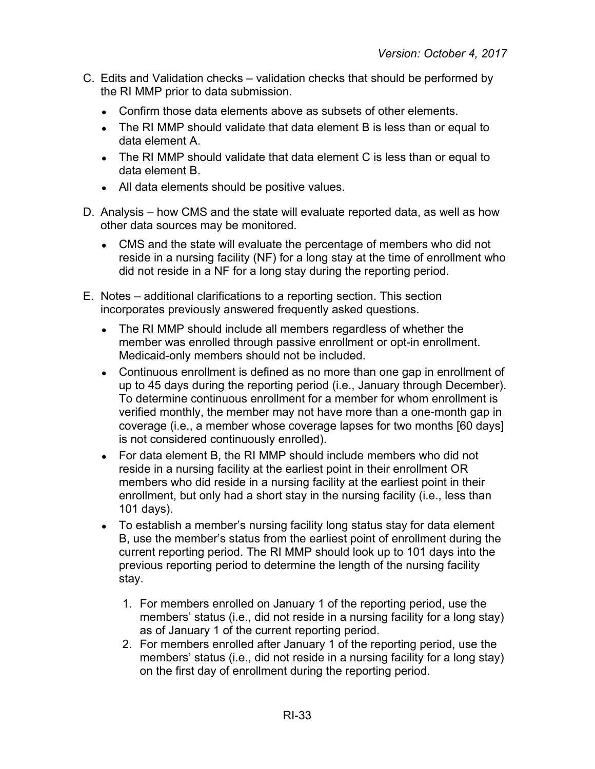C. Edits and Validation checks – validation checks that should be performed by the RI MMP prior to data submission.

- Confirm those data elements above as subsets of other elements.
- The RI MMP should validate that data element B is less than or equal to data element A.
- The RI MMP should validate that data element C is less than or equal to data element B.
- All data elements should be positive values.

D. Analysis – how CMS and the state will evaluate reported data, as well as how other data sources may be monitored.

- CMS and the state will evaluate the percentage of members who did not reside in a nursing facility (NF) for a long stay at the time of enrollment who did not reside in a NF for a long stay during the reporting period.

E. Notes – additional clarifications to a reporting section. This section incorporates previously answered frequently asked questions.

- The RI MMP should include all members regardless of whether the member was enrolled through passive enrollment or opt-in enrollment. Medicaid-only members should not be included.
- Continuous enrollment is defined as no more than one gap in enrollment of up to 45 days during the reporting period (i.e., January through December). To determine continuous enrollment for a member for whom enrollment is verified monthly, the member may not have more than a one-month gap in coverage (i.e., a member whose coverage lapses for two months [60 days] is not considered continuously enrolled).
- For data element B, the RI MMP should include members who did not reside in a nursing facility at the earliest point in their enrollment OR members who did reside in a nursing facility at the earliest point in their enrollment, but only had a short stay in the nursing facility (i.e., less than 101 days).
- To establish a member's nursing facility long status stay for data element B, use the member's status from the earliest point of enrollment during the current reporting period. The RI MMP should look up to 101 days into the previous reporting period to determine the length of the nursing facility stay.

  1. For members enrolled on January 1 of the reporting period, use the members' status (i.e., did not reside in a nursing facility for a long stay) as of January 1 of the current reporting period.
  2. For members enrolled after January 1 of the reporting period, use the members' status (i.e., did not reside in a nursing facility for a long stay) on the first day of enrollment during the reporting period.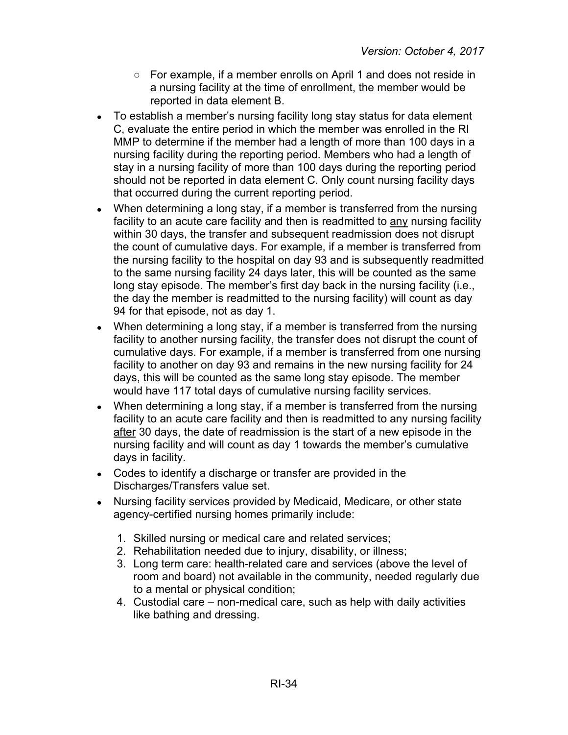- For example, if a member enrolls on April 1 and does not reside in a nursing facility at the time of enrollment, the member would be reported in data element B.
- To establish a member's nursing facility long stay status for data element C, evaluate the entire period in which the member was enrolled in the RI MMP to determine if the member had a length of more than 100 days in a nursing facility during the reporting period. Members who had a length of stay in a nursing facility of more than 100 days during the reporting period should not be reported in data element C. Only count nursing facility days that occurred during the current reporting period.
- When determining a long stay, if a member is transferred from the nursing facility to an acute care facility and then is readmitted to <u>any</u> nursing facility within 30 days, the transfer and subsequent readmission does not disrupt the count of cumulative days. For example, if a member is transferred from the nursing facility to the hospital on day 93 and is subsequently readmitted to the same nursing facility 24 days later, this will be counted as the same long stay episode. The member's first day back in the nursing facility (i.e., the day the member is readmitted to the nursing facility) will count as day 94 for that episode, not as day 1.
- When determining a long stay, if a member is transferred from the nursing facility to another nursing facility, the transfer does not disrupt the count of cumulative days. For example, if a member is transferred from one nursing facility to another on day 93 and remains in the new nursing facility for 24 days, this will be counted as the same long stay episode. The member would have 117 total days of cumulative nursing facility services.
- When determining a long stay, if a member is transferred from the nursing facility to an acute care facility and then is readmitted to any nursing facility <u>after</u> 30 days, the date of readmission is the start of a new episode in the nursing facility and will count as day 1 towards the member's cumulative days in facility.
- Codes to identify a discharge or transfer are provided in the Discharges/Transfers value set.
- Nursing facility services provided by Medicaid, Medicare, or other state agency-certified nursing homes primarily include:
  1. Skilled nursing or medical care and related services;
  2. Rehabilitation needed due to injury, disability, or illness;
  3. Long term care: health-related care and services (above the level of room and board) not available in the community, needed regularly due to a mental or physical condition;
  4. Custodial care – non-medical care, such as help with daily activities like bathing and dressing.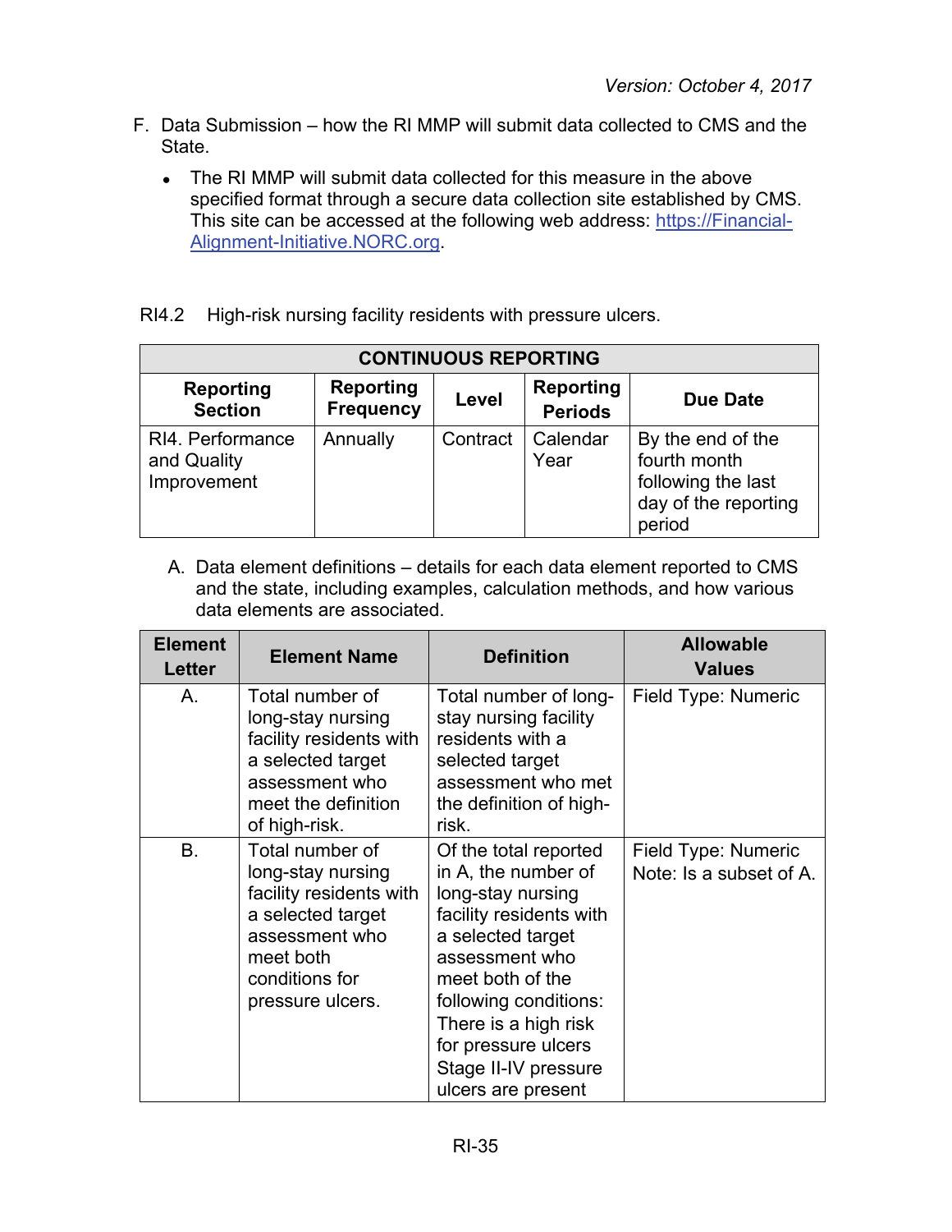F. Data Submission – how the RI MMP will submit data collected to CMS and the State.

- The RI MMP will submit data collected for this measure in the above specified format through a secure data collection site established by CMS. This site can be accessed at the following web address: [https://Financial-Alignment-Initiative.NORC.org](https://Financial-Alignment-Initiative.NORC.org).

RI4.2 High-risk nursing facility residents with pressure ulcers.

| CONTINUOUS REPORTING | | | | |
|---|---|---|---|---|
| **Reporting Section** | **Reporting Frequency** | **Level** | **Reporting Periods** | **Due Date** |
| RI4. Performance and Quality Improvement | Annually | Contract | Calendar Year | By the end of the fourth month following the last day of the reporting period |

A. Data element definitions – details for each data element reported to CMS and the state, including examples, calculation methods, and how various data elements are associated.

| Element Letter | Element Name | Definition | Allowable Values |
|---|---|---|---|
| A. | Total number of long-stay nursing facility residents with a selected target assessment who meet the definition of high-risk. | Total number of long-stay nursing facility residents with a selected target assessment who met the definition of high-risk. | Field Type: Numeric |
| B. | Total number of long-stay nursing facility residents with a selected target assessment who meet both conditions for pressure ulcers. | Of the total reported in A, the number of long-stay nursing facility residents with a selected target assessment who meet both of the following conditions: There is a high risk for pressure ulcers Stage II-IV pressure ulcers are present | Field Type: Numeric<br>Note: Is a subset of A. |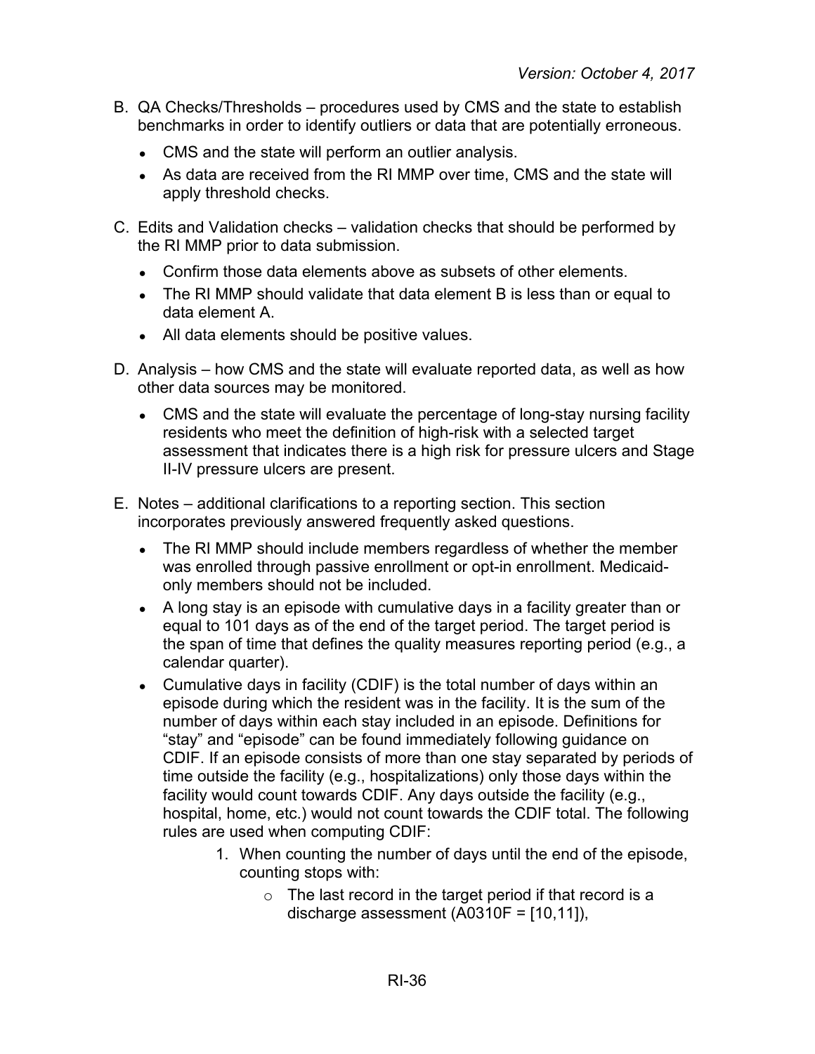B. QA Checks/Thresholds – procedures used by CMS and the state to establish benchmarks in order to identify outliers or data that are potentially erroneous.

- CMS and the state will perform an outlier analysis.
- As data are received from the RI MMP over time, CMS and the state will apply threshold checks.

C. Edits and Validation checks – validation checks that should be performed by the RI MMP prior to data submission.

- Confirm those data elements above as subsets of other elements.
- The RI MMP should validate that data element B is less than or equal to data element A.
- All data elements should be positive values.

D. Analysis – how CMS and the state will evaluate reported data, as well as how other data sources may be monitored.

- CMS and the state will evaluate the percentage of long-stay nursing facility residents who meet the definition of high-risk with a selected target assessment that indicates there is a high risk for pressure ulcers and Stage II-IV pressure ulcers are present.

E. Notes – additional clarifications to a reporting section. This section incorporates previously answered frequently asked questions.

- The RI MMP should include members regardless of whether the member was enrolled through passive enrollment or opt-in enrollment. Medicaid-only members should not be included.
- A long stay is an episode with cumulative days in a facility greater than or equal to 101 days as of the end of the target period. The target period is the span of time that defines the quality measures reporting period (e.g., a calendar quarter).
- Cumulative days in facility (CDIF) is the total number of days within an episode during which the resident was in the facility. It is the sum of the number of days within each stay included in an episode. Definitions for "stay" and "episode" can be found immediately following guidance on CDIF. If an episode consists of more than one stay separated by periods of time outside the facility (e.g., hospitalizations) only those days within the facility would count towards CDIF. Any days outside the facility (e.g., hospital, home, etc.) would not count towards the CDIF total. The following rules are used when computing CDIF:
    1. When counting the number of days until the end of the episode, counting stops with:
        - The last record in the target period if that record is a discharge assessment (A0310F = [10,11]),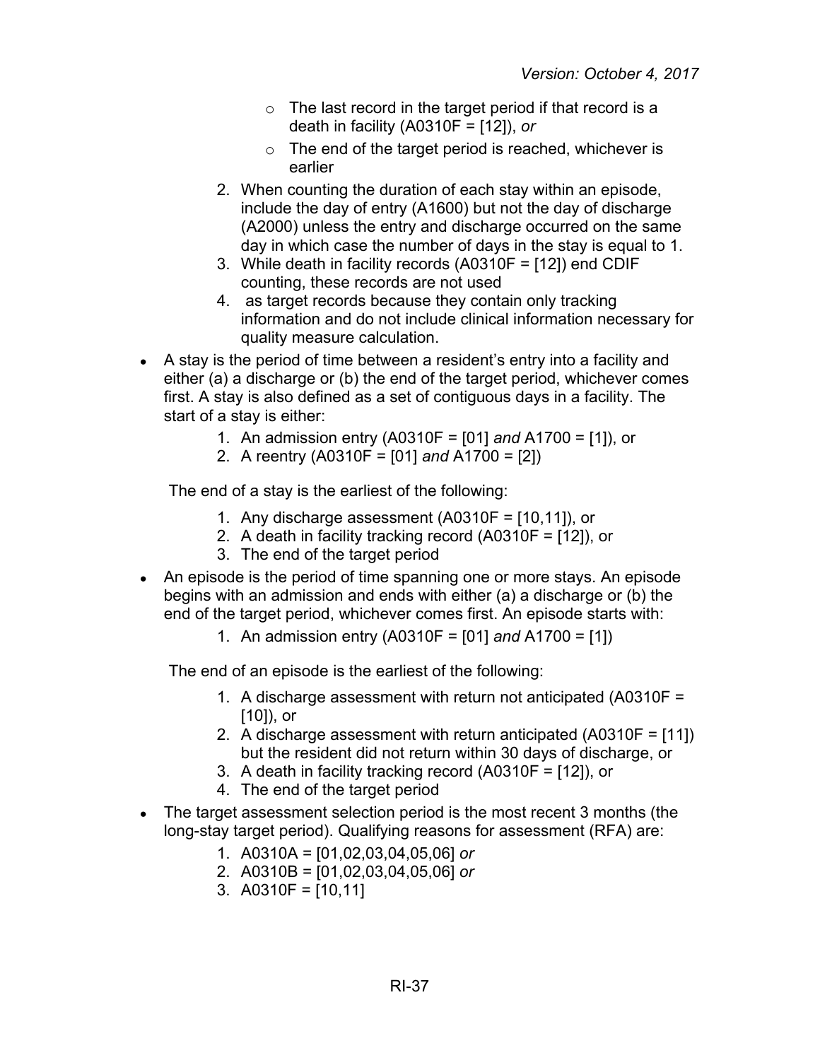- The last record in the target period if that record is a death in facility (A0310F = [12]), *or*
        - The end of the target period is reached, whichever is earlier
    2. When counting the duration of each stay within an episode, include the day of entry (A1600) but not the day of discharge (A2000) unless the entry and discharge occurred on the same day in which case the number of days in the stay is equal to 1.
    3. While death in facility records (A0310F = [12]) end CDIF counting, these records are not used
    4. as target records because they contain only tracking information and do not include clinical information necessary for quality measure calculation.

- A stay is the period of time between a resident's entry into a facility and either (a) a discharge or (b) the end of the target period, whichever comes first. A stay is also defined as a set of contiguous days in a facility. The start of a stay is either:
    1. An admission entry (A0310F = [01] *and* A1700 = [1]), or
    2. A reentry (A0310F = [01] *and* A1700 = [2])

  The end of a stay is the earliest of the following:

    1. Any discharge assessment (A0310F = [10,11]), or
    2. A death in facility tracking record (A0310F = [12]), or
    3. The end of the target period

- An episode is the period of time spanning one or more stays. An episode begins with an admission and ends with either (a) a discharge or (b) the end of the target period, whichever comes first. An episode starts with:
    1. An admission entry (A0310F = [01] *and* A1700 = [1])

  The end of an episode is the earliest of the following:

    1. A discharge assessment with return not anticipated (A0310F = [10]), or
    2. A discharge assessment with return anticipated (A0310F = [11]) but the resident did not return within 30 days of discharge, or
    3. A death in facility tracking record (A0310F = [12]), or
    4. The end of the target period

- The target assessment selection period is the most recent 3 months (the long-stay target period). Qualifying reasons for assessment (RFA) are:
    1. A0310A = [01,02,03,04,05,06] *or*
    2. A0310B = [01,02,03,04,05,06] *or*
    3. A0310F = [10,11]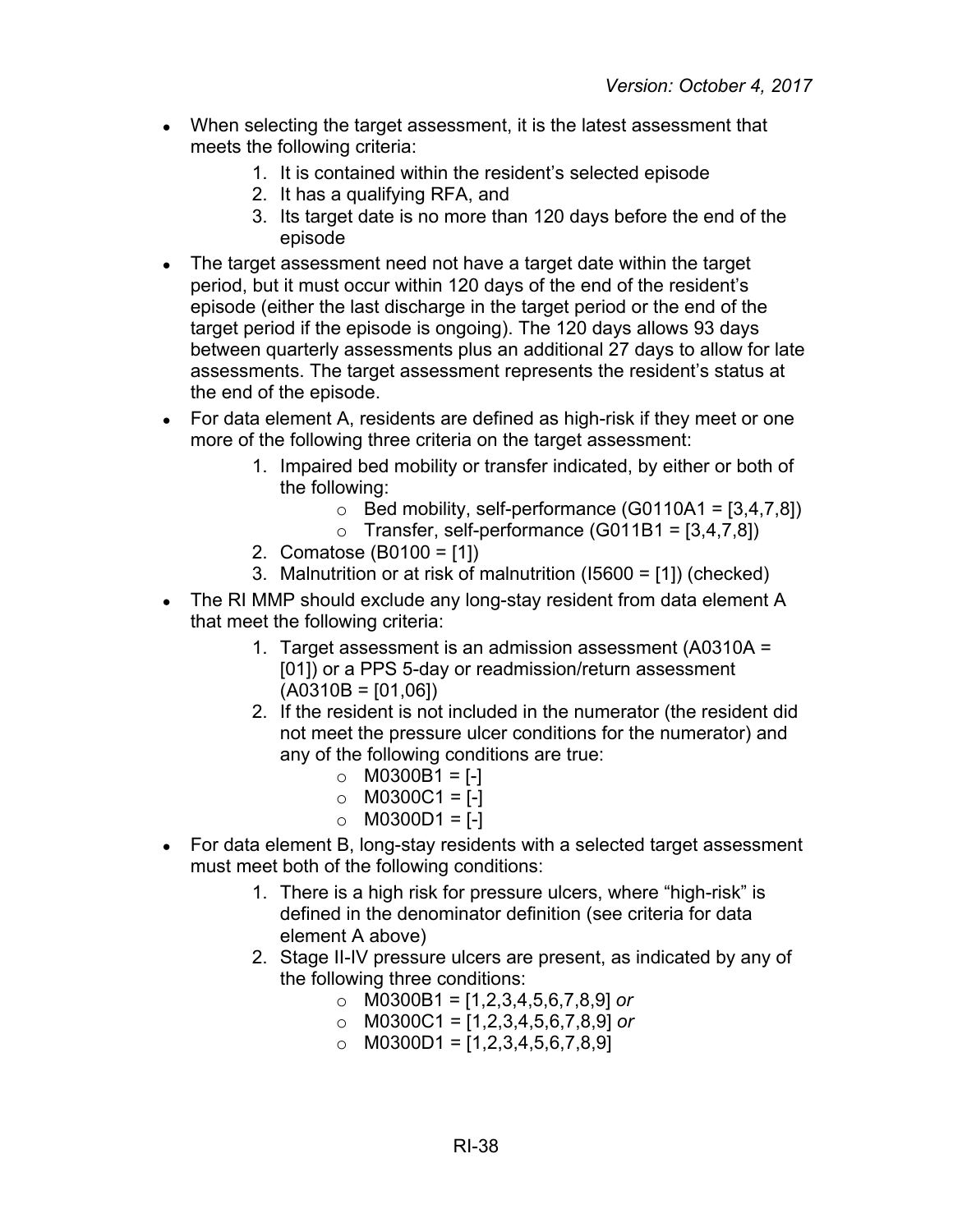- When selecting the target assessment, it is the latest assessment that meets the following criteria:
    1. It is contained within the resident's selected episode
    2. It has a qualifying RFA, and
    3. Its target date is no more than 120 days before the end of the episode
- The target assessment need not have a target date within the target period, but it must occur within 120 days of the end of the resident's episode (either the last discharge in the target period or the end of the target period if the episode is ongoing). The 120 days allows 93 days between quarterly assessments plus an additional 27 days to allow for late assessments. The target assessment represents the resident's status at the end of the episode.
- For data element A, residents are defined as high-risk if they meet or one more of the following three criteria on the target assessment:
    1. Impaired bed mobility or transfer indicated, by either or both of the following:
        - Bed mobility, self-performance (G0110A1 = [3,4,7,8])
        - Transfer, self-performance (G011B1 = [3,4,7,8])
    2. Comatose (B0100 = [1])
    3. Malnutrition or at risk of malnutrition (I5600 = [1]) (checked)
- The RI MMP should exclude any long-stay resident from data element A that meet the following criteria:
    1. Target assessment is an admission assessment (A0310A = [01]) or a PPS 5-day or readmission/return assessment (A0310B = [01,06])
    2. If the resident is not included in the numerator (the resident did not meet the pressure ulcer conditions for the numerator) and any of the following conditions are true:
        - M0300B1 = [-]
        - M0300C1 = [-]
        - M0300D1 = [-]
- For data element B, long-stay residents with a selected target assessment must meet both of the following conditions:
    1. There is a high risk for pressure ulcers, where "high-risk" is defined in the denominator definition (see criteria for data element A above)
    2. Stage II-IV pressure ulcers are present, as indicated by any of the following three conditions:
        - M0300B1 = [1,2,3,4,5,6,7,8,9] *or*
        - M0300C1 = [1,2,3,4,5,6,7,8,9] *or*
        - M0300D1 = [1,2,3,4,5,6,7,8,9]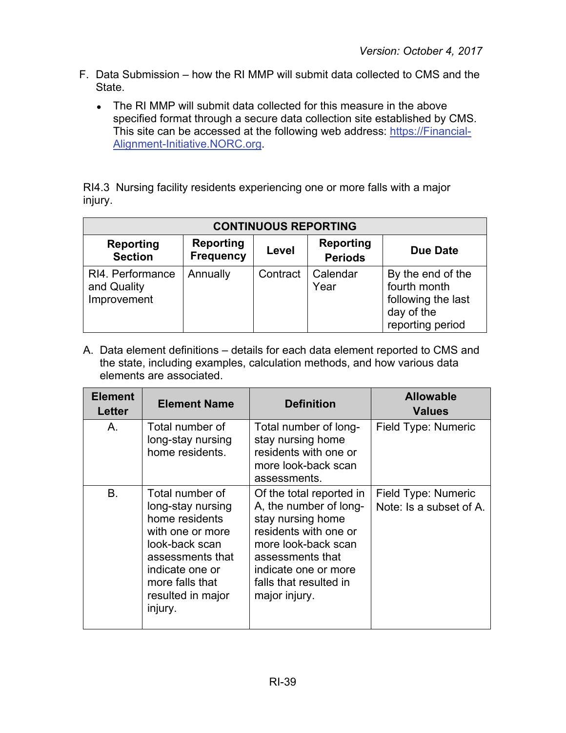F. Data Submission – how the RI MMP will submit data collected to CMS and the State.

- The RI MMP will submit data collected for this measure in the above specified format through a secure data collection site established by CMS. This site can be accessed at the following web address: https://Financial-Alignment-Initiative.NORC.org.

RI4.3 Nursing facility residents experiencing one or more falls with a major injury.

| CONTINUOUS REPORTING | | | | |
|---|---|---|---|---|
| **Reporting Section** | **Reporting Frequency** | **Level** | **Reporting Periods** | **Due Date** |
| RI4. Performance and Quality Improvement | Annually | Contract | Calendar Year | By the end of the fourth month following the last day of the reporting period |

A. Data element definitions – details for each data element reported to CMS and the state, including examples, calculation methods, and how various data elements are associated.

| Element Letter | Element Name | Definition | Allowable Values |
|---|---|---|---|
| A. | Total number of long-stay nursing home residents. | Total number of long-stay nursing home residents with one or more look-back scan assessments. | Field Type: Numeric |
| B. | Total number of long-stay nursing home residents with one or more look-back scan assessments that indicate one or more falls that resulted in major injury. | Of the total reported in A, the number of long-stay nursing home residents with one or more look-back scan assessments that indicate one or more falls that resulted in major injury. | Field Type: Numeric<br>Note: Is a subset of A. |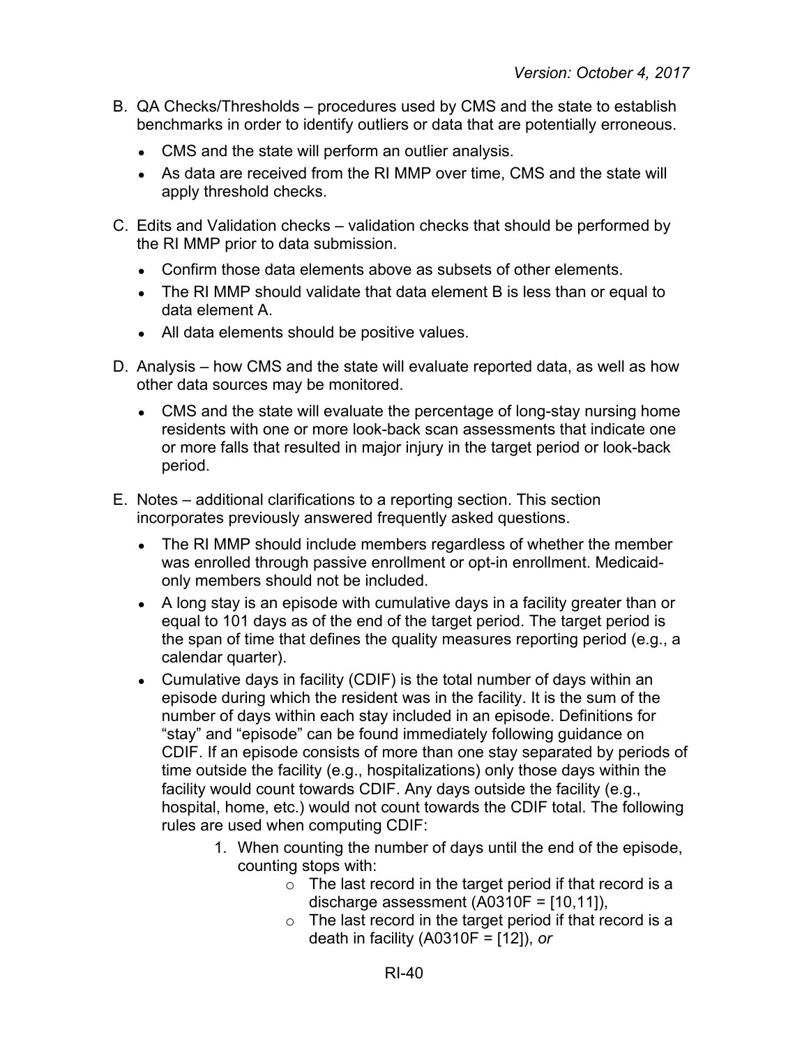B. QA Checks/Thresholds – procedures used by CMS and the state to establish benchmarks in order to identify outliers or data that are potentially erroneous.

- CMS and the state will perform an outlier analysis.
- As data are received from the RI MMP over time, CMS and the state will apply threshold checks.

C. Edits and Validation checks – validation checks that should be performed by the RI MMP prior to data submission.

- Confirm those data elements above as subsets of other elements.
- The RI MMP should validate that data element B is less than or equal to data element A.
- All data elements should be positive values.

D. Analysis – how CMS and the state will evaluate reported data, as well as how other data sources may be monitored.

- CMS and the state will evaluate the percentage of long-stay nursing home residents with one or more look-back scan assessments that indicate one or more falls that resulted in major injury in the target period or look-back period.

E. Notes – additional clarifications to a reporting section. This section incorporates previously answered frequently asked questions.

- The RI MMP should include members regardless of whether the member was enrolled through passive enrollment or opt-in enrollment. Medicaid-only members should not be included.
- A long stay is an episode with cumulative days in a facility greater than or equal to 101 days as of the end of the target period. The target period is the span of time that defines the quality measures reporting period (e.g., a calendar quarter).
- Cumulative days in facility (CDIF) is the total number of days within an episode during which the resident was in the facility. It is the sum of the number of days within each stay included in an episode. Definitions for "stay" and "episode" can be found immediately following guidance on CDIF. If an episode consists of more than one stay separated by periods of time outside the facility (e.g., hospitalizations) only those days within the facility would count towards CDIF. Any days outside the facility (e.g., hospital, home, etc.) would not count towards the CDIF total. The following rules are used when computing CDIF:
    1. When counting the number of days until the end of the episode, counting stops with:
        - The last record in the target period if that record is a discharge assessment (A0310F = [10,11]),
        - The last record in the target period if that record is a death in facility (A0310F = [12]), *or*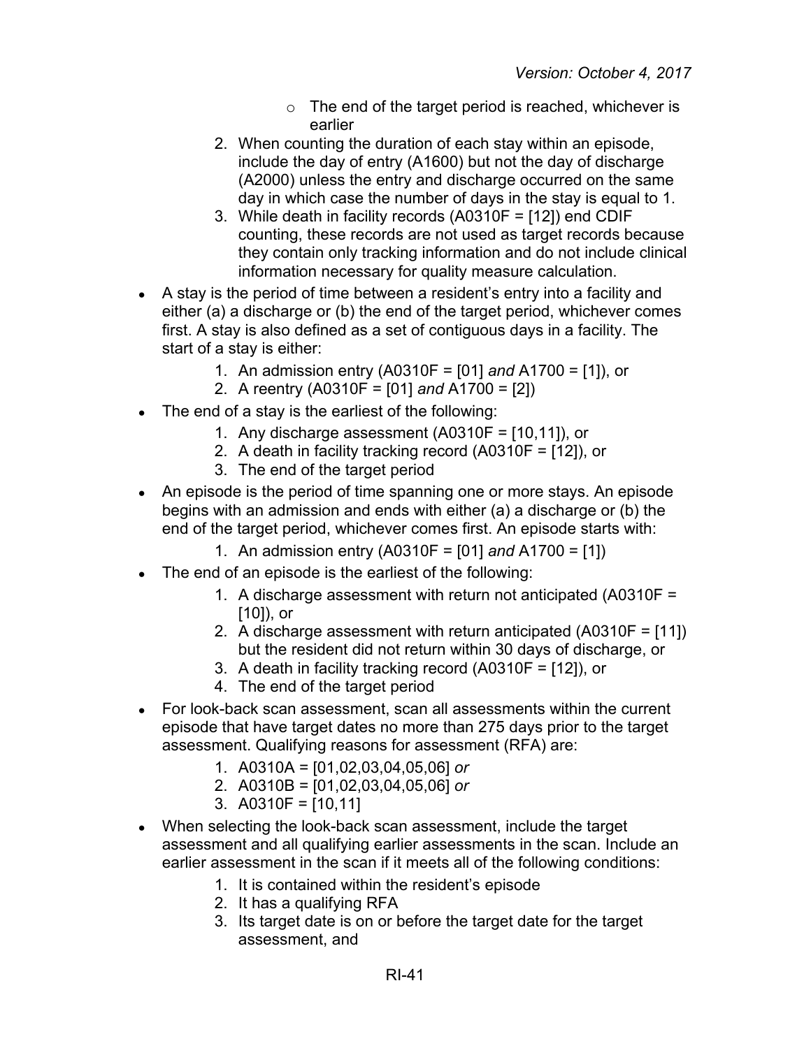- The end of the target period is reached, whichever is earlier

2. When counting the duration of each stay within an episode, include the day of entry (A1600) but not the day of discharge (A2000) unless the entry and discharge occurred on the same day in which case the number of days in the stay is equal to 1.
3. While death in facility records (A0310F = [12]) end CDIF counting, these records are not used as target records because they contain only tracking information and do not include clinical information necessary for quality measure calculation.

- A stay is the period of time between a resident's entry into a facility and either (a) a discharge or (b) the end of the target period, whichever comes first. A stay is also defined as a set of contiguous days in a facility. The start of a stay is either:
    1. An admission entry (A0310F = [01] *and* A1700 = [1]), or
    2. A reentry (A0310F = [01] *and* A1700 = [2])
- The end of a stay is the earliest of the following:
    1. Any discharge assessment (A0310F = [10,11]), or
    2. A death in facility tracking record (A0310F = [12]), or
    3. The end of the target period
- An episode is the period of time spanning one or more stays. An episode begins with an admission and ends with either (a) a discharge or (b) the end of the target period, whichever comes first. An episode starts with:
    1. An admission entry (A0310F = [01] *and* A1700 = [1])
- The end of an episode is the earliest of the following:
    1. A discharge assessment with return not anticipated (A0310F = [10]), or
    2. A discharge assessment with return anticipated (A0310F = [11]) but the resident did not return within 30 days of discharge, or
    3. A death in facility tracking record (A0310F = [12]), or
    4. The end of the target period
- For look-back scan assessment, scan all assessments within the current episode that have target dates no more than 275 days prior to the target assessment. Qualifying reasons for assessment (RFA) are:
    1. A0310A = [01,02,03,04,05,06] *or*
    2. A0310B = [01,02,03,04,05,06] *or*
    3. A0310F = [10,11]
- When selecting the look-back scan assessment, include the target assessment and all qualifying earlier assessments in the scan. Include an earlier assessment in the scan if it meets all of the following conditions:
    1. It is contained within the resident's episode
    2. It has a qualifying RFA
    3. Its target date is on or before the target date for the target assessment, and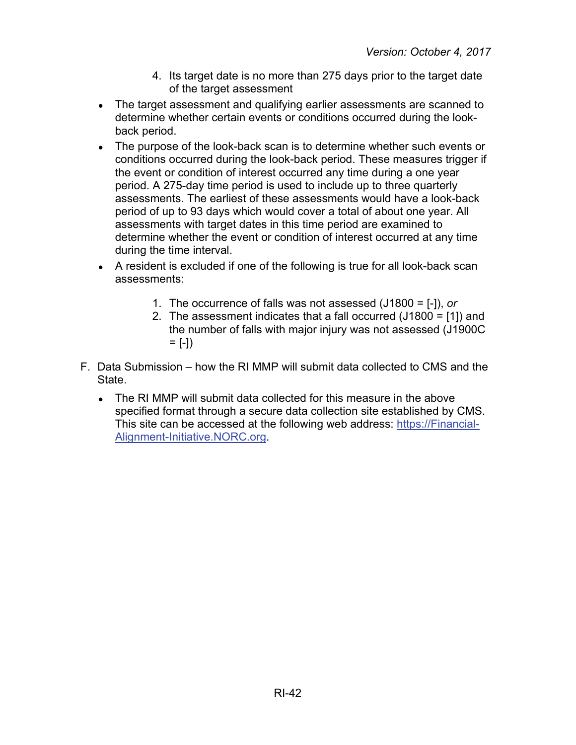4. Its target date is no more than 275 days prior to the target date of the target assessment

- The target assessment and qualifying earlier assessments are scanned to determine whether certain events or conditions occurred during the look-back period.
- The purpose of the look-back scan is to determine whether such events or conditions occurred during the look-back period. These measures trigger if the event or condition of interest occurred any time during a one year period. A 275-day time period is used to include up to three quarterly assessments. The earliest of these assessments would have a look-back period of up to 93 days which would cover a total of about one year. All assessments with target dates in this time period are examined to determine whether the event or condition of interest occurred at any time during the time interval.
- A resident is excluded if one of the following is true for all look-back scan assessments:
    1. The occurrence of falls was not assessed (J1800 = [-]), *or*
    2. The assessment indicates that a fall occurred (J1800 = [1]) and the number of falls with major injury was not assessed (J1900C = [-])

F. Data Submission – how the RI MMP will submit data collected to CMS and the State.

- The RI MMP will submit data collected for this measure in the above specified format through a secure data collection site established by CMS. This site can be accessed at the following web address: https://Financial-Alignment-Initiative.NORC.org.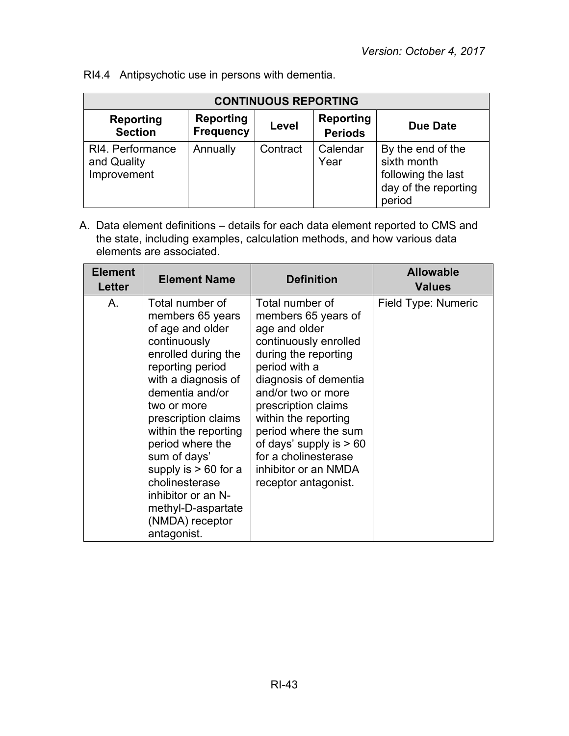RI4.4 Antipsychotic use in persons with dementia.

| CONTINUOUS REPORTING | | | | |
|---|---|---|---|---|
| **Reporting Section** | **Reporting Frequency** | **Level** | **Reporting Periods** | **Due Date** |
| RI4. Performance and Quality Improvement | Annually | Contract | Calendar Year | By the end of the sixth month following the last day of the reporting period |

A. Data element definitions – details for each data element reported to CMS and the state, including examples, calculation methods, and how various data elements are associated.

| Element Letter | Element Name | Definition | Allowable Values |
|---|---|---|---|
| A. | Total number of members 65 years of age and older continuously enrolled during the reporting period with a diagnosis of dementia and/or two or more prescription claims within the reporting period where the sum of days' supply is > 60 for a cholinesterase inhibitor or an N-methyl-D-aspartate (NMDA) receptor antagonist. | Total number of members 65 years of age and older continuously enrolled during the reporting period with a diagnosis of dementia and/or two or more prescription claims within the reporting period where the sum of days' supply is > 60 for a cholinesterase inhibitor or an NMDA receptor antagonist. | Field Type: Numeric |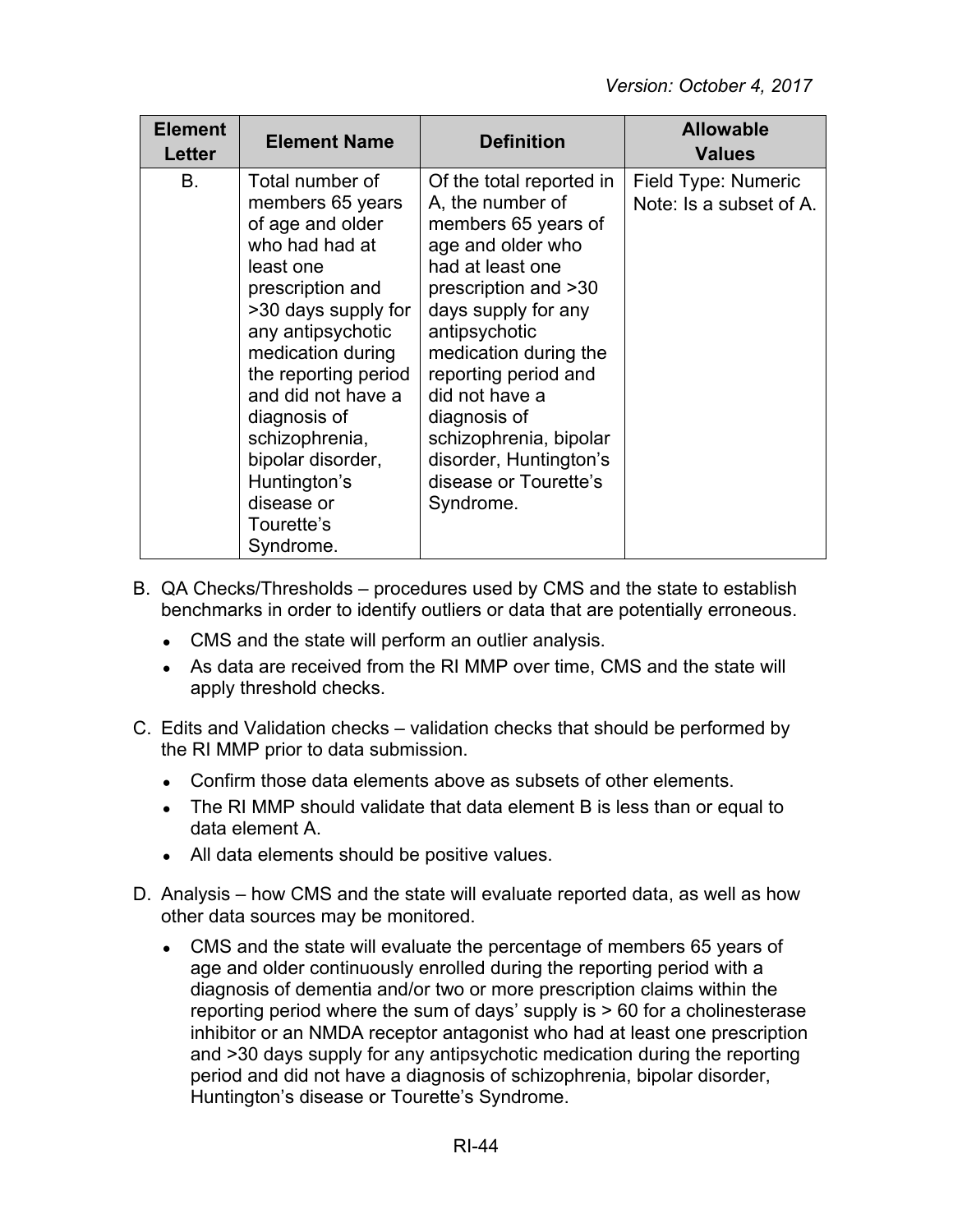| Element Letter | Element Name | Definition | Allowable Values |
|---|---|---|---|
| B. | Total number of members 65 years of age and older who had had at least one prescription and >30 days supply for any antipsychotic medication during the reporting period and did not have a diagnosis of schizophrenia, bipolar disorder, Huntington's disease or Tourette's Syndrome. | Of the total reported in A, the number of members 65 years of age and older who had at least one prescription and >30 days supply for any antipsychotic medication during the reporting period and did not have a diagnosis of schizophrenia, bipolar disorder, Huntington's disease or Tourette's Syndrome. | Field Type: Numeric<br>Note: Is a subset of A. |

B. QA Checks/Thresholds – procedures used by CMS and the state to establish benchmarks in order to identify outliers or data that are potentially erroneous.

- CMS and the state will perform an outlier analysis.
- As data are received from the RI MMP over time, CMS and the state will apply threshold checks.

C. Edits and Validation checks – validation checks that should be performed by the RI MMP prior to data submission.

- Confirm those data elements above as subsets of other elements.
- The RI MMP should validate that data element B is less than or equal to data element A.
- All data elements should be positive values.

D. Analysis – how CMS and the state will evaluate reported data, as well as how other data sources may be monitored.

- CMS and the state will evaluate the percentage of members 65 years of age and older continuously enrolled during the reporting period with a diagnosis of dementia and/or two or more prescription claims within the reporting period where the sum of days' supply is > 60 for a cholinesterase inhibitor or an NMDA receptor antagonist who had at least one prescription and >30 days supply for any antipsychotic medication during the reporting period and did not have a diagnosis of schizophrenia, bipolar disorder, Huntington's disease or Tourette's Syndrome.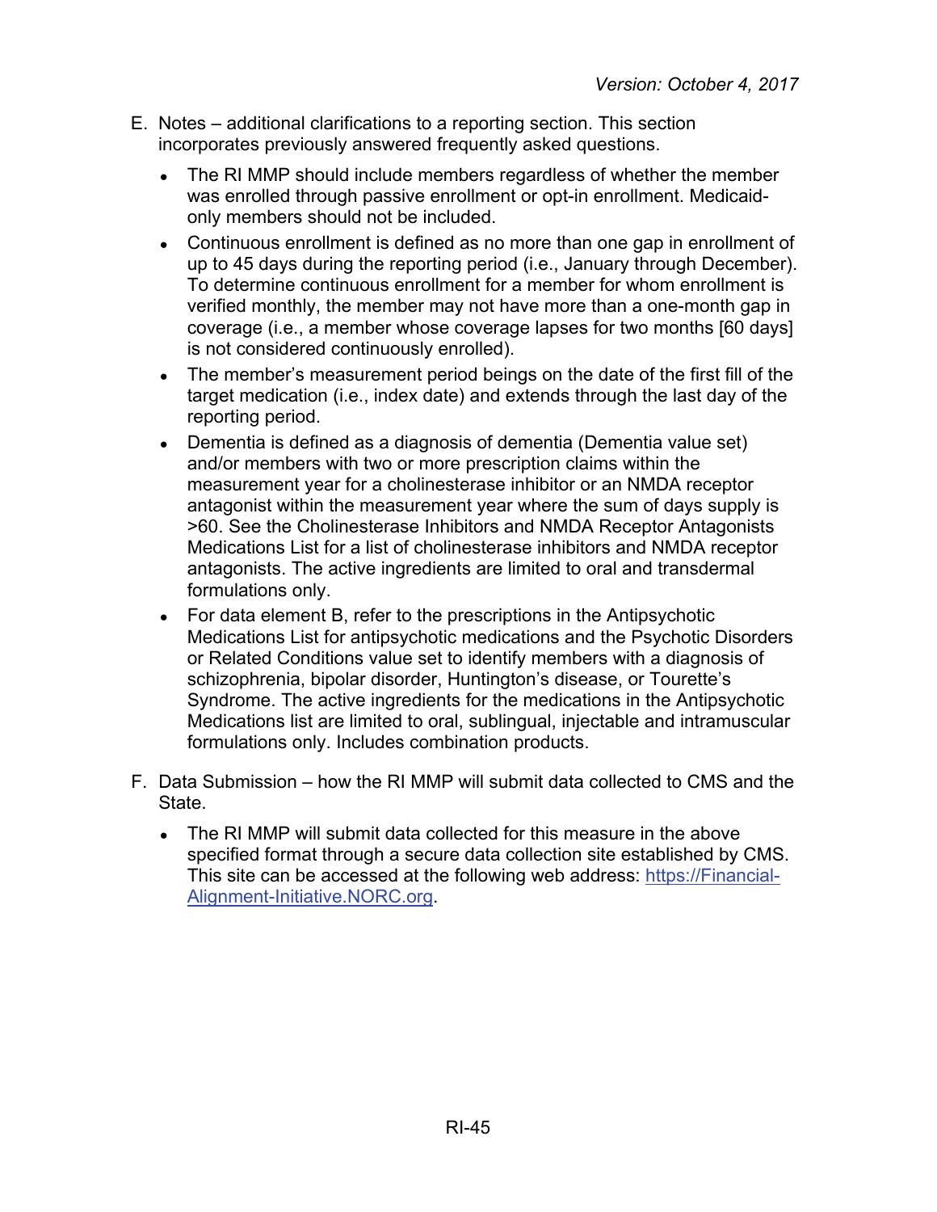E. Notes – additional clarifications to a reporting section. This section incorporates previously answered frequently asked questions.

- The RI MMP should include members regardless of whether the member was enrolled through passive enrollment or opt-in enrollment. Medicaid-only members should not be included.
- Continuous enrollment is defined as no more than one gap in enrollment of up to 45 days during the reporting period (i.e., January through December). To determine continuous enrollment for a member for whom enrollment is verified monthly, the member may not have more than a one-month gap in coverage (i.e., a member whose coverage lapses for two months [60 days] is not considered continuously enrolled).
- The member's measurement period beings on the date of the first fill of the target medication (i.e., index date) and extends through the last day of the reporting period.
- Dementia is defined as a diagnosis of dementia (Dementia value set) and/or members with two or more prescription claims within the measurement year for a cholinesterase inhibitor or an NMDA receptor antagonist within the measurement year where the sum of days supply is >60. See the Cholinesterase Inhibitors and NMDA Receptor Antagonists Medications List for a list of cholinesterase inhibitors and NMDA receptor antagonists. The active ingredients are limited to oral and transdermal formulations only.
- For data element B, refer to the prescriptions in the Antipsychotic Medications List for antipsychotic medications and the Psychotic Disorders or Related Conditions value set to identify members with a diagnosis of schizophrenia, bipolar disorder, Huntington's disease, or Tourette's Syndrome. The active ingredients for the medications in the Antipsychotic Medications list are limited to oral, sublingual, injectable and intramuscular formulations only. Includes combination products.

F. Data Submission – how the RI MMP will submit data collected to CMS and the State.

- The RI MMP will submit data collected for this measure in the above specified format through a secure data collection site established by CMS. This site can be accessed at the following web address: [https://Financial-Alignment-Initiative.NORC.org](https://Financial-Alignment-Initiative.NORC.org).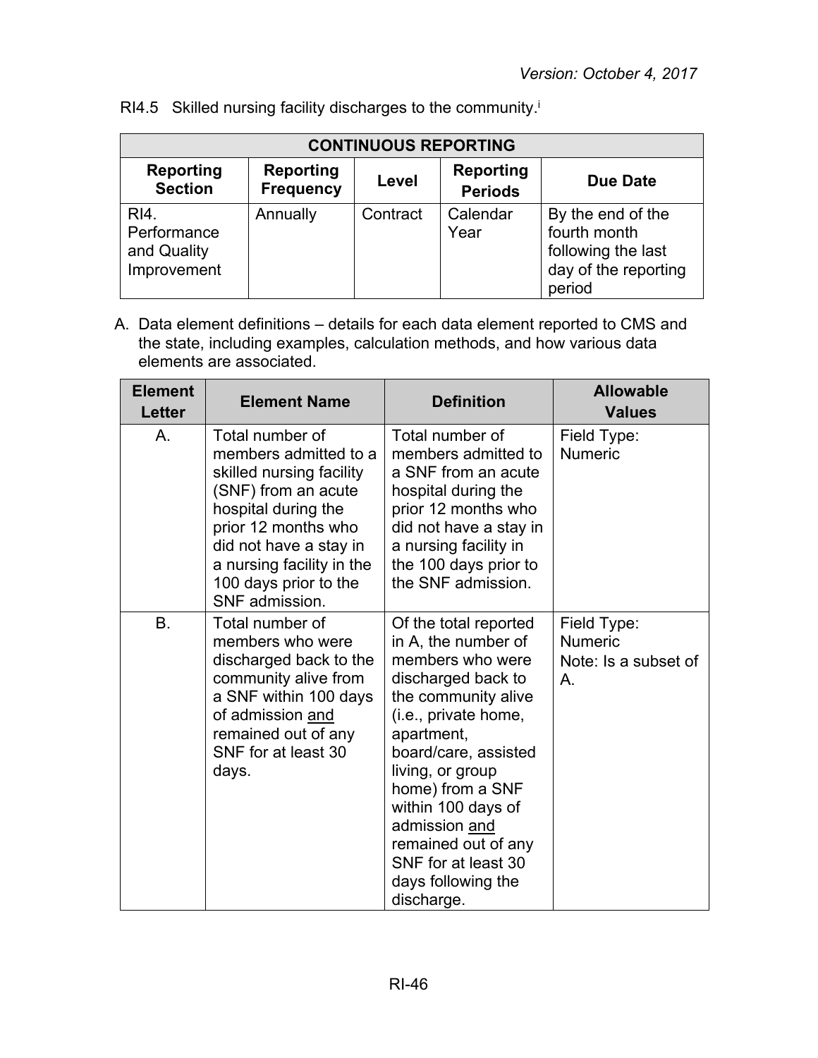RI4.5 Skilled nursing facility discharges to the community.[i]

| CONTINUOUS REPORTING | | | | |
|---|---|---|---|---|
| **Reporting Section** | **Reporting Frequency** | **Level** | **Reporting Periods** | **Due Date** |
| RI4. Performance and Quality Improvement | Annually | Contract | Calendar Year | By the end of the fourth month following the last day of the reporting period |

A. Data element definitions – details for each data element reported to CMS and the state, including examples, calculation methods, and how various data elements are associated.

| Element Letter | Element Name | Definition | Allowable Values |
|---|---|---|---|
| A. | Total number of members admitted to a skilled nursing facility (SNF) from an acute hospital during the prior 12 months who did not have a stay in a nursing facility in the 100 days prior to the SNF admission. | Total number of members admitted to a SNF from an acute hospital during the prior 12 months who did not have a stay in a nursing facility in the 100 days prior to the SNF admission. | Field Type: Numeric |
| B. | Total number of members who were discharged back to the community alive from a SNF within 100 days of admission and remained out of any SNF for at least 30 days. | Of the total reported in A, the number of members who were discharged back to the community alive (i.e., private home, apartment, board/care, assisted living, or group home) from a SNF within 100 days of admission and remained out of any SNF for at least 30 days following the discharge. | Field Type: Numeric<br>Note: Is a subset of A. |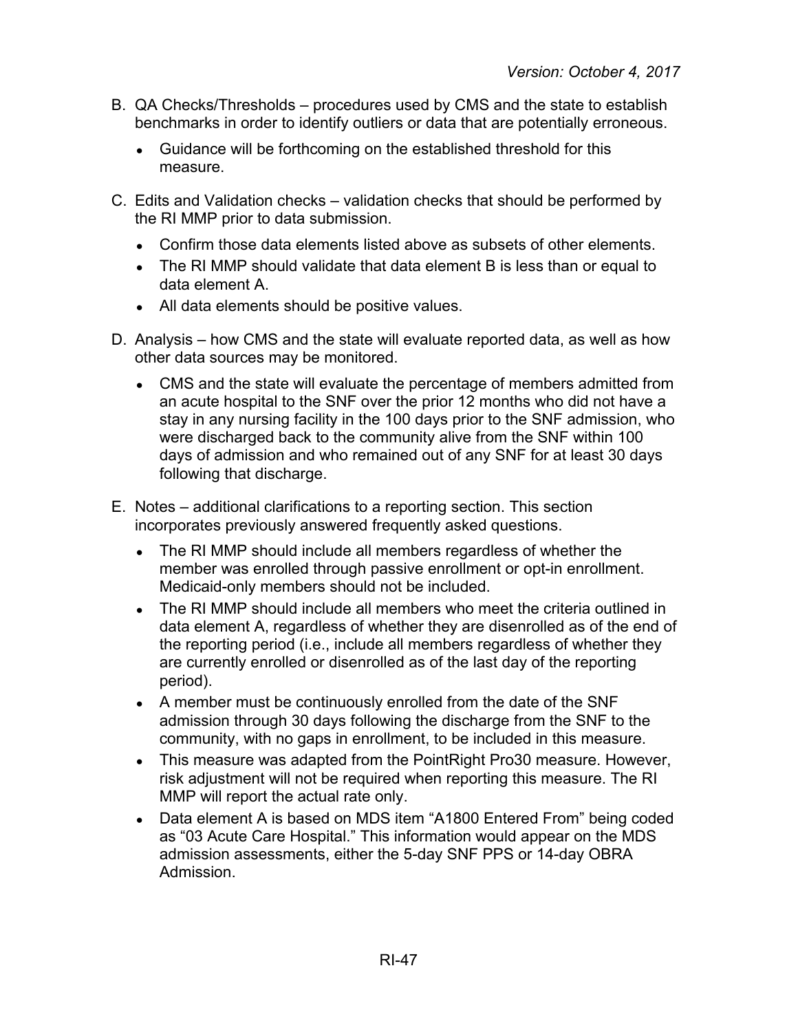B. QA Checks/Thresholds – procedures used by CMS and the state to establish benchmarks in order to identify outliers or data that are potentially erroneous.

- Guidance will be forthcoming on the established threshold for this measure.

C. Edits and Validation checks – validation checks that should be performed by the RI MMP prior to data submission.

- Confirm those data elements listed above as subsets of other elements.
- The RI MMP should validate that data element B is less than or equal to data element A.
- All data elements should be positive values.

D. Analysis – how CMS and the state will evaluate reported data, as well as how other data sources may be monitored.

- CMS and the state will evaluate the percentage of members admitted from an acute hospital to the SNF over the prior 12 months who did not have a stay in any nursing facility in the 100 days prior to the SNF admission, who were discharged back to the community alive from the SNF within 100 days of admission and who remained out of any SNF for at least 30 days following that discharge.

E. Notes – additional clarifications to a reporting section. This section incorporates previously answered frequently asked questions.

- The RI MMP should include all members regardless of whether the member was enrolled through passive enrollment or opt-in enrollment. Medicaid-only members should not be included.
- The RI MMP should include all members who meet the criteria outlined in data element A, regardless of whether they are disenrolled as of the end of the reporting period (i.e., include all members regardless of whether they are currently enrolled or disenrolled as of the last day of the reporting period).
- A member must be continuously enrolled from the date of the SNF admission through 30 days following the discharge from the SNF to the community, with no gaps in enrollment, to be included in this measure.
- This measure was adapted from the PointRight Pro30 measure. However, risk adjustment will not be required when reporting this measure. The RI MMP will report the actual rate only.
- Data element A is based on MDS item "A1800 Entered From" being coded as "03 Acute Care Hospital." This information would appear on the MDS admission assessments, either the 5-day SNF PPS or 14-day OBRA Admission.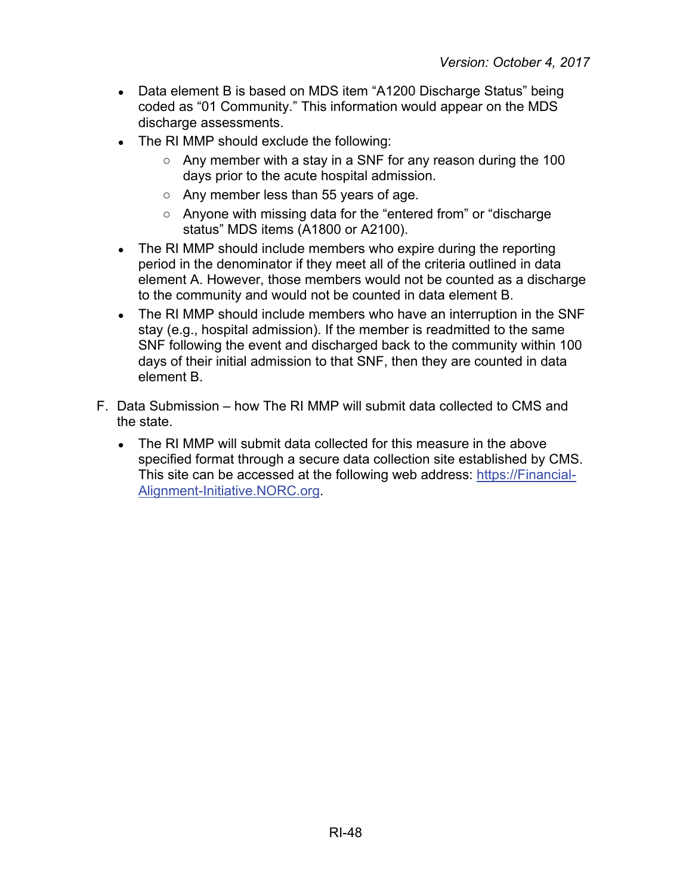- Data element B is based on MDS item “A1200 Discharge Status” being coded as “01 Community.” This information would appear on the MDS discharge assessments.
- The RI MMP should exclude the following:
  - Any member with a stay in a SNF for any reason during the 100 days prior to the acute hospital admission.
  - Any member less than 55 years of age.
  - Anyone with missing data for the “entered from” or “discharge status” MDS items (A1800 or A2100).
- The RI MMP should include members who expire during the reporting period in the denominator if they meet all of the criteria outlined in data element A. However, those members would not be counted as a discharge to the community and would not be counted in data element B.
- The RI MMP should include members who have an interruption in the SNF stay (e.g., hospital admission). If the member is readmitted to the same SNF following the event and discharged back to the community within 100 days of their initial admission to that SNF, then they are counted in data element B.

F. Data Submission – how The RI MMP will submit data collected to CMS and the state.

- The RI MMP will submit data collected for this measure in the above specified format through a secure data collection site established by CMS. This site can be accessed at the following web address: [https://Financial-Alignment-Initiative.NORC.org](https://Financial-Alignment-Initiative.NORC.org).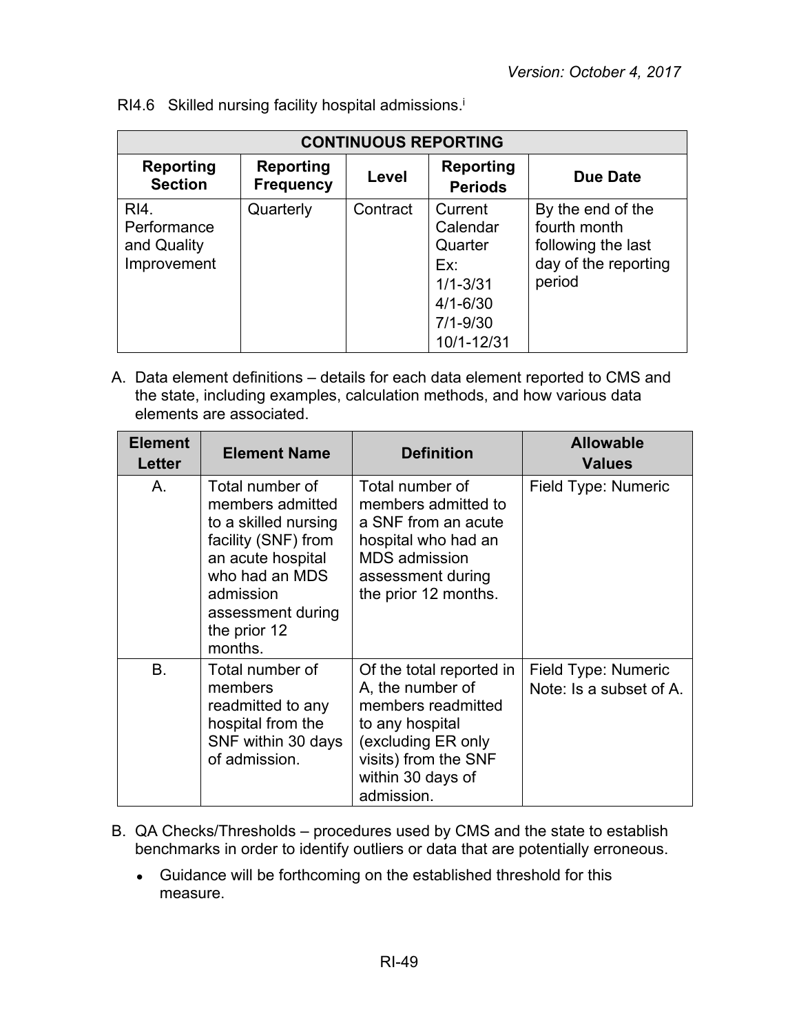RI4.6 Skilled nursing facility hospital admissions.[i]

| CONTINUOUS REPORTING | | | | |
|---|---|---|---|---|
| **Reporting Section** | **Reporting Frequency** | **Level** | **Reporting Periods** | **Due Date** |
| RI4. Performance and Quality Improvement | Quarterly | Contract | Current Calendar Quarter Ex: 1/1-3/31 4/1-6/30 7/1-9/30 10/1-12/31 | By the end of the fourth month following the last day of the reporting period |

A. Data element definitions – details for each data element reported to CMS and the state, including examples, calculation methods, and how various data elements are associated.

| Element Letter | Element Name | Definition | Allowable Values |
|---|---|---|---|
| A. | Total number of members admitted to a skilled nursing facility (SNF) from an acute hospital who had an MDS admission assessment during the prior 12 months. | Total number of members admitted to a SNF from an acute hospital who had an MDS admission assessment during the prior 12 months. | Field Type: Numeric |
| B. | Total number of members readmitted to any hospital from the SNF within 30 days of admission. | Of the total reported in A, the number of members readmitted to any hospital (excluding ER only visits) from the SNF within 30 days of admission. | Field Type: Numeric Note: Is a subset of A. |

B. QA Checks/Thresholds – procedures used by CMS and the state to establish benchmarks in order to identify outliers or data that are potentially erroneous.

- Guidance will be forthcoming on the established threshold for this measure.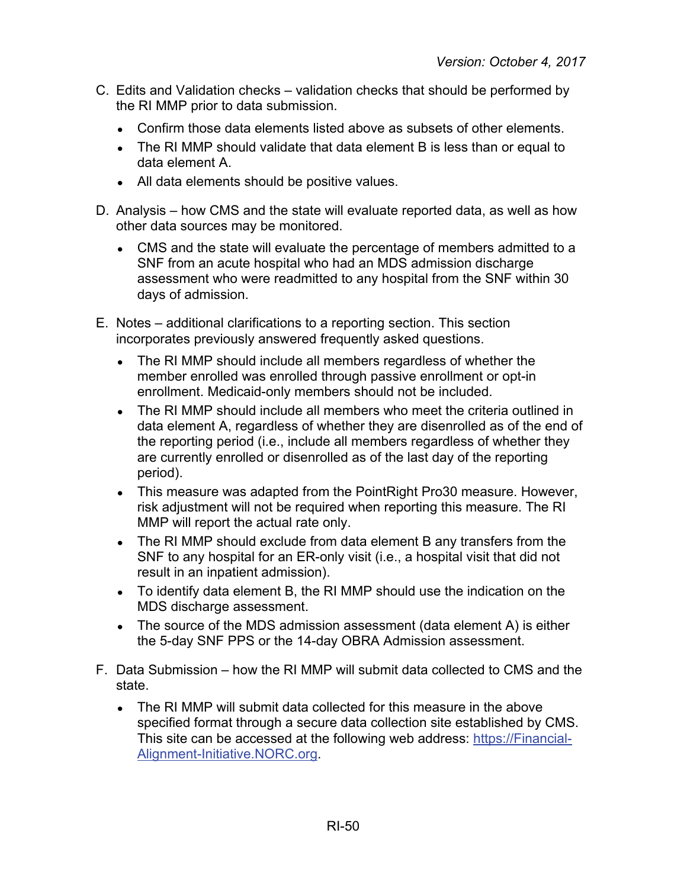C. Edits and Validation checks – validation checks that should be performed by the RI MMP prior to data submission.

- Confirm those data elements listed above as subsets of other elements.
- The RI MMP should validate that data element B is less than or equal to data element A.
- All data elements should be positive values.

D. Analysis – how CMS and the state will evaluate reported data, as well as how other data sources may be monitored.

- CMS and the state will evaluate the percentage of members admitted to a SNF from an acute hospital who had an MDS admission discharge assessment who were readmitted to any hospital from the SNF within 30 days of admission.

E. Notes – additional clarifications to a reporting section. This section incorporates previously answered frequently asked questions.

- The RI MMP should include all members regardless of whether the member enrolled was enrolled through passive enrollment or opt-in enrollment. Medicaid-only members should not be included.
- The RI MMP should include all members who meet the criteria outlined in data element A, regardless of whether they are disenrolled as of the end of the reporting period (i.e., include all members regardless of whether they are currently enrolled or disenrolled as of the last day of the reporting period).
- This measure was adapted from the PointRight Pro30 measure. However, risk adjustment will not be required when reporting this measure. The RI MMP will report the actual rate only.
- The RI MMP should exclude from data element B any transfers from the SNF to any hospital for an ER-only visit (i.e., a hospital visit that did not result in an inpatient admission).
- To identify data element B, the RI MMP should use the indication on the MDS discharge assessment.
- The source of the MDS admission assessment (data element A) is either the 5-day SNF PPS or the 14-day OBRA Admission assessment.

F. Data Submission – how the RI MMP will submit data collected to CMS and the state.

- The RI MMP will submit data collected for this measure in the above specified format through a secure data collection site established by CMS. This site can be accessed at the following web address: [https://Financial-Alignment-Initiative.NORC.org](https://Financial-Alignment-Initiative.NORC.org).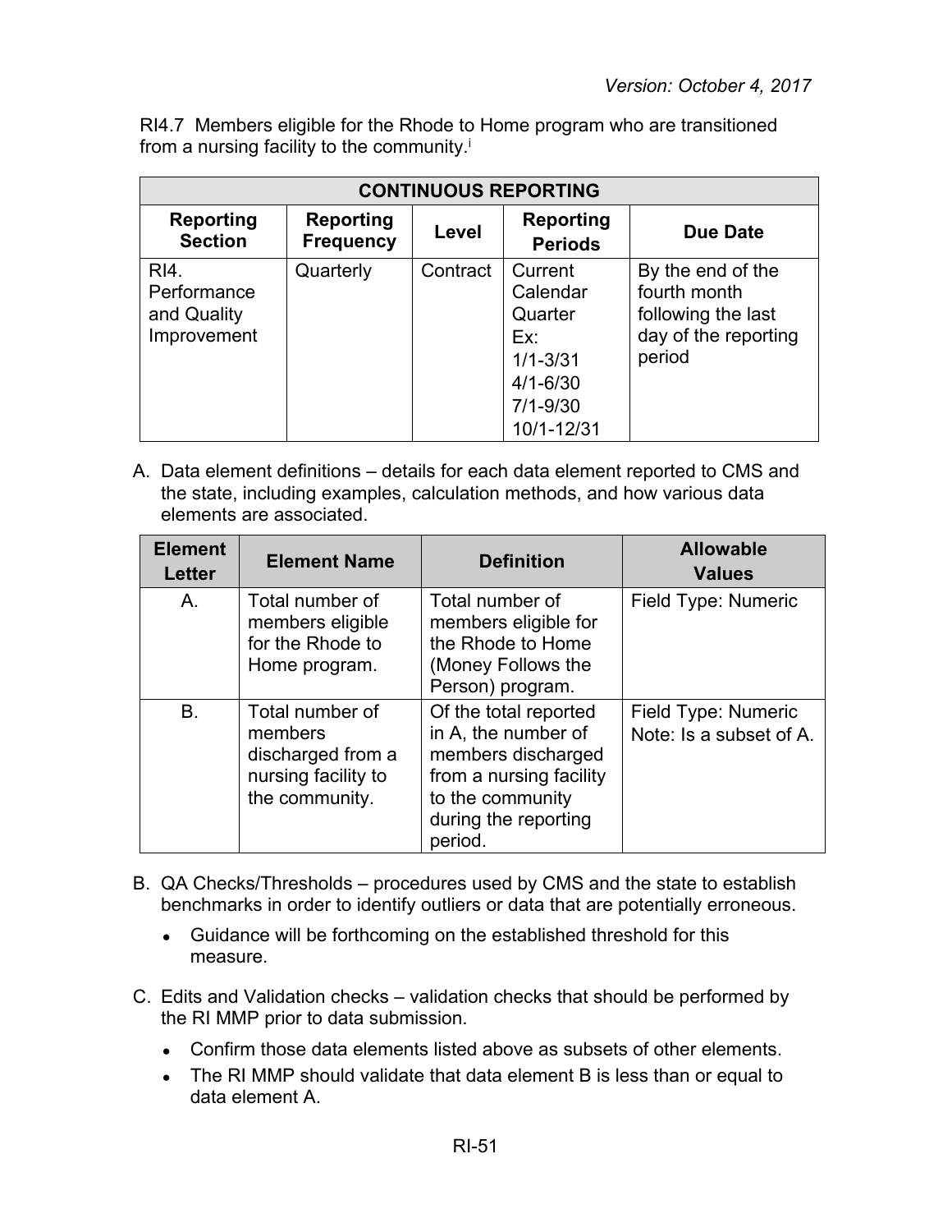RI4.7 Members eligible for the Rhode to Home program who are transitioned from a nursing facility to the community.[i]

| CONTINUOUS REPORTING | | | | |
|---|---|---|---|---|
| **Reporting Section** | **Reporting Frequency** | **Level** | **Reporting Periods** | **Due Date** |
| RI4. Performance and Quality Improvement | Quarterly | Contract | Current Calendar Quarter Ex: 1/1-3/31 4/1-6/30 7/1-9/30 10/1-12/31 | By the end of the fourth month following the last day of the reporting period |

A. Data element definitions – details for each data element reported to CMS and the state, including examples, calculation methods, and how various data elements are associated.

| Element Letter | Element Name | Definition | Allowable Values |
|---|---|---|---|
| A. | Total number of members eligible for the Rhode to Home program. | Total number of members eligible for the Rhode to Home (Money Follows the Person) program. | Field Type: Numeric |
| B. | Total number of members discharged from a nursing facility to the community. | Of the total reported in A, the number of members discharged from a nursing facility to the community during the reporting period. | Field Type: Numeric<br>Note: Is a subset of A. |

B. QA Checks/Thresholds – procedures used by CMS and the state to establish benchmarks in order to identify outliers or data that are potentially erroneous.

- Guidance will be forthcoming on the established threshold for this measure.

C. Edits and Validation checks – validation checks that should be performed by the RI MMP prior to data submission.

- Confirm those data elements listed above as subsets of other elements.
- The RI MMP should validate that data element B is less than or equal to data element A.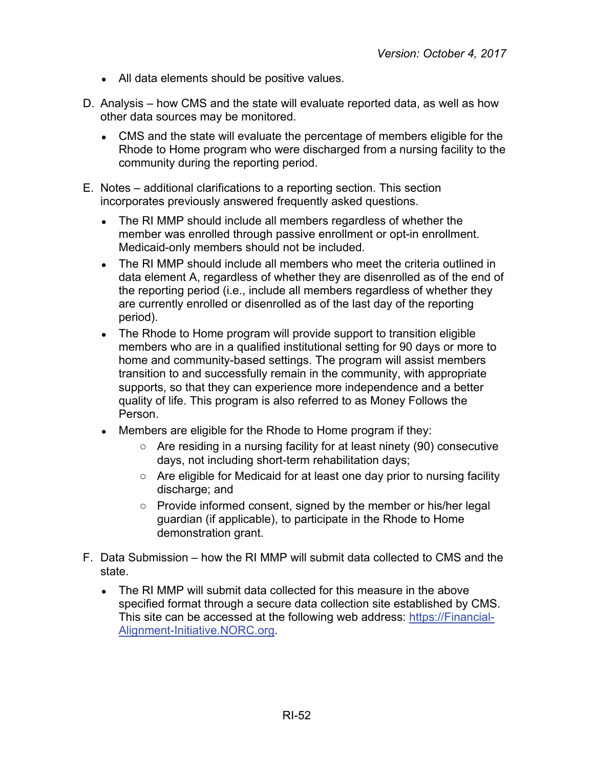- All data elements should be positive values.

D. Analysis – how CMS and the state will evaluate reported data, as well as how other data sources may be monitored.

- CMS and the state will evaluate the percentage of members eligible for the Rhode to Home program who were discharged from a nursing facility to the community during the reporting period.

E. Notes – additional clarifications to a reporting section. This section incorporates previously answered frequently asked questions.

- The RI MMP should include all members regardless of whether the member was enrolled through passive enrollment or opt-in enrollment. Medicaid-only members should not be included.
- The RI MMP should include all members who meet the criteria outlined in data element A, regardless of whether they are disenrolled as of the end of the reporting period (i.e., include all members regardless of whether they are currently enrolled or disenrolled as of the last day of the reporting period).
- The Rhode to Home program will provide support to transition eligible members who are in a qualified institutional setting for 90 days or more to home and community-based settings. The program will assist members transition to and successfully remain in the community, with appropriate supports, so that they can experience more independence and a better quality of life. This program is also referred to as Money Follows the Person.
- Members are eligible for the Rhode to Home program if they:
  - Are residing in a nursing facility for at least ninety (90) consecutive days, not including short-term rehabilitation days;
  - Are eligible for Medicaid for at least one day prior to nursing facility discharge; and
  - Provide informed consent, signed by the member or his/her legal guardian (if applicable), to participate in the Rhode to Home demonstration grant.

F. Data Submission – how the RI MMP will submit data collected to CMS and the state.

- The RI MMP will submit data collected for this measure in the above specified format through a secure data collection site established by CMS. This site can be accessed at the following web address: [https://Financial-Alignment-Initiative.NORC.org](https://Financial-Alignment-Initiative.NORC.org).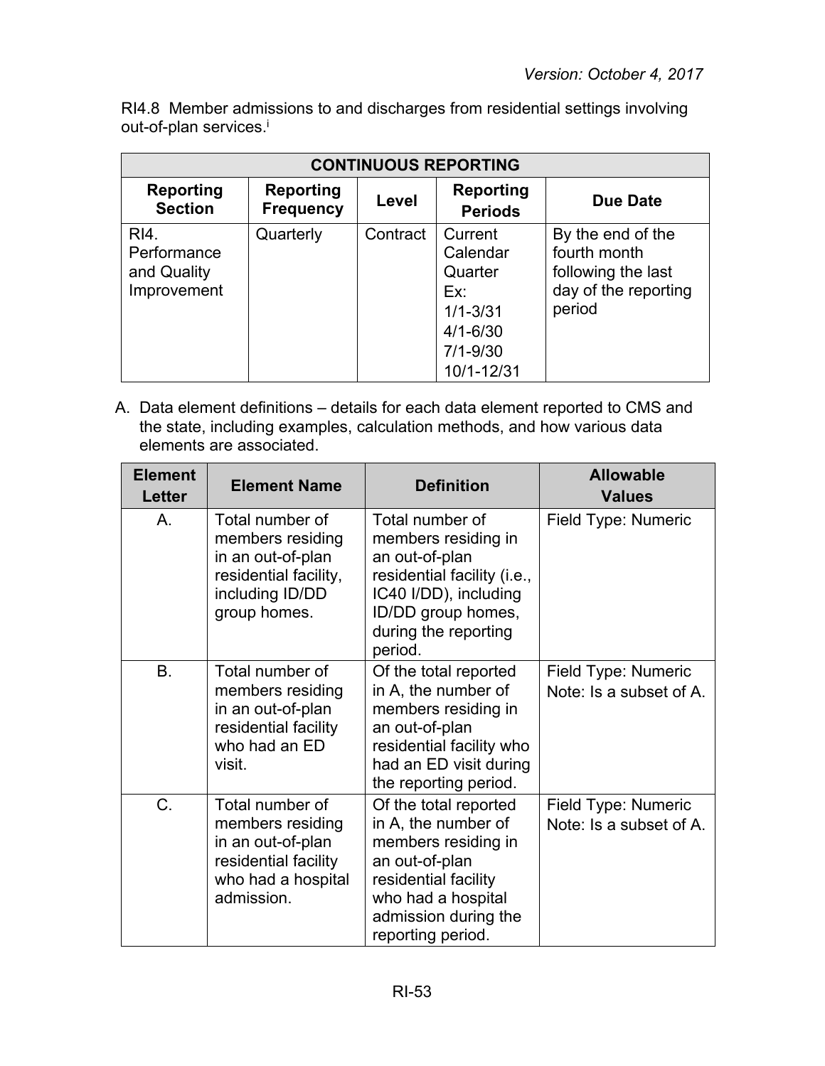RI4.8 Member admissions to and discharges from residential settings involving out-of-plan services.[i]

| CONTINUOUS REPORTING | | | | |
|---|---|---|---|---|
| **Reporting Section** | **Reporting Frequency** | **Level** | **Reporting Periods** | **Due Date** |
| RI4. Performance and Quality Improvement | Quarterly | Contract | Current Calendar Quarter Ex: 1/1-3/31 4/1-6/30 7/1-9/30 10/1-12/31 | By the end of the fourth month following the last day of the reporting period |

A. Data element definitions – details for each data element reported to CMS and the state, including examples, calculation methods, and how various data elements are associated.

| Element Letter | Element Name | Definition | Allowable Values |
|---|---|---|---|
| A. | Total number of members residing in an out-of-plan residential facility, including ID/DD group homes. | Total number of members residing in an out-of-plan residential facility (i.e., IC40 I/DD), including ID/DD group homes, during the reporting period. | Field Type: Numeric |
| B. | Total number of members residing in an out-of-plan residential facility who had an ED visit. | Of the total reported in A, the number of members residing in an out-of-plan residential facility who had an ED visit during the reporting period. | Field Type: Numeric<br>Note: Is a subset of A. |
| C. | Total number of members residing in an out-of-plan residential facility who had a hospital admission. | Of the total reported in A, the number of members residing in an out-of-plan residential facility who had a hospital admission during the reporting period. | Field Type: Numeric<br>Note: Is a subset of A. |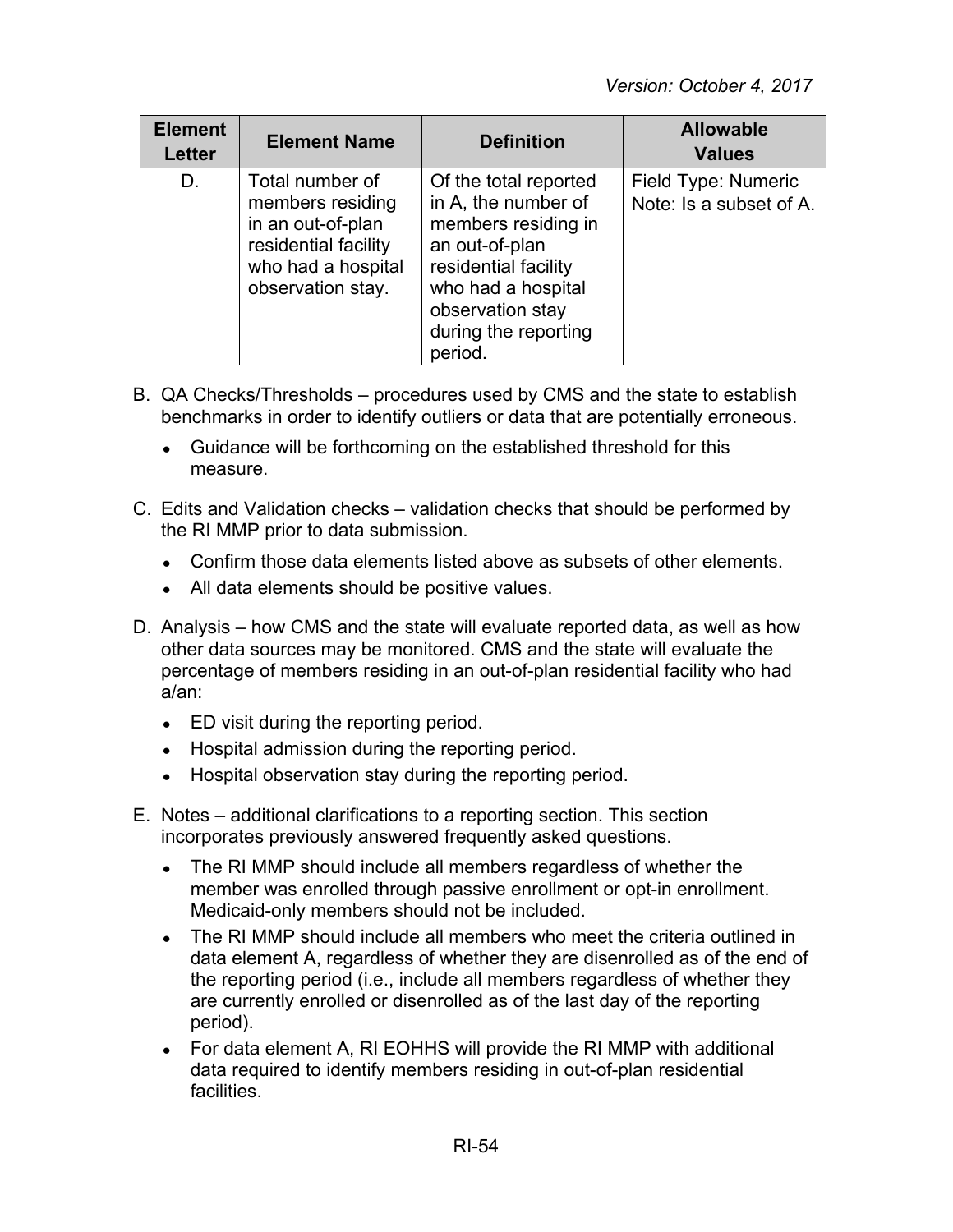| Element Letter | Element Name | Definition | Allowable Values |
|---|---|---|---|
| D. | Total number of members residing in an out-of-plan residential facility who had a hospital observation stay. | Of the total reported in A, the number of members residing in an out-of-plan residential facility who had a hospital observation stay during the reporting period. | Field Type: Numeric<br>Note: Is a subset of A. |

B. QA Checks/Thresholds – procedures used by CMS and the state to establish benchmarks in order to identify outliers or data that are potentially erroneous.

- Guidance will be forthcoming on the established threshold for this measure.

C. Edits and Validation checks – validation checks that should be performed by the RI MMP prior to data submission.

- Confirm those data elements listed above as subsets of other elements.
- All data elements should be positive values.

D. Analysis – how CMS and the state will evaluate reported data, as well as how other data sources may be monitored. CMS and the state will evaluate the percentage of members residing in an out-of-plan residential facility who had a/an:

- ED visit during the reporting period.
- Hospital admission during the reporting period.
- Hospital observation stay during the reporting period.

E. Notes – additional clarifications to a reporting section. This section incorporates previously answered frequently asked questions.

- The RI MMP should include all members regardless of whether the member was enrolled through passive enrollment or opt-in enrollment. Medicaid-only members should not be included.
- The RI MMP should include all members who meet the criteria outlined in data element A, regardless of whether they are disenrolled as of the end of the reporting period (i.e., include all members regardless of whether they are currently enrolled or disenrolled as of the last day of the reporting period).
- For data element A, RI EOHHS will provide the RI MMP with additional data required to identify members residing in out-of-plan residential facilities.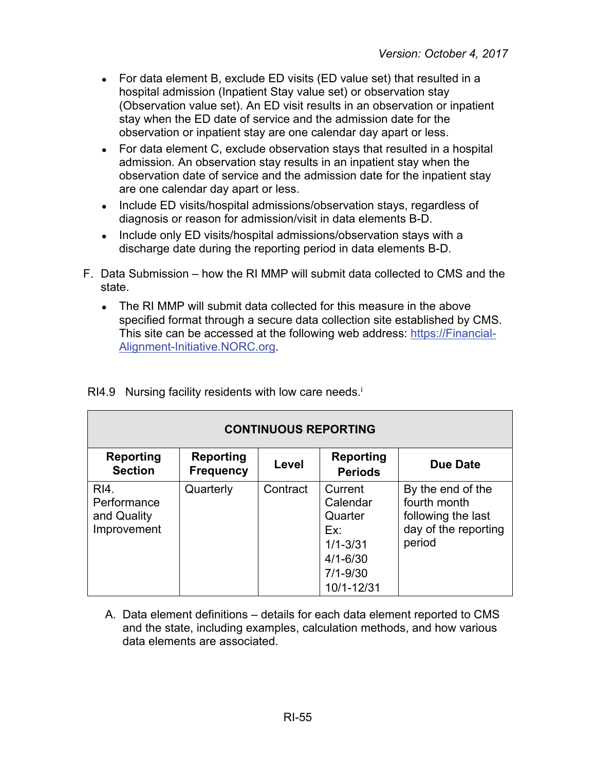- For data element B, exclude ED visits (ED value set) that resulted in a hospital admission (Inpatient Stay value set) or observation stay (Observation value set). An ED visit results in an observation or inpatient stay when the ED date of service and the admission date for the observation or inpatient stay are one calendar day apart or less.
- For data element C, exclude observation stays that resulted in a hospital admission. An observation stay results in an inpatient stay when the observation date of service and the admission date for the inpatient stay are one calendar day apart or less.
- Include ED visits/hospital admissions/observation stays, regardless of diagnosis or reason for admission/visit in data elements B-D.
- Include only ED visits/hospital admissions/observation stays with a discharge date during the reporting period in data elements B-D.

F. Data Submission – how the RI MMP will submit data collected to CMS and the state.

- The RI MMP will submit data collected for this measure in the above specified format through a secure data collection site established by CMS. This site can be accessed at the following web address: https://Financial-Alignment-Initiative.NORC.org.

RI4.9 Nursing facility residents with low care needs.[i]

| CONTINUOUS REPORTING | | | | |
|---|---|---|---|---|
| **Reporting Section** | **Reporting Frequency** | **Level** | **Reporting Periods** | **Due Date** |
| RI4. Performance and Quality Improvement | Quarterly | Contract | Current Calendar Quarter Ex: 1/1-3/31 4/1-6/30 7/1-9/30 10/1-12/31 | By the end of the fourth month following the last day of the reporting period |

A. Data element definitions – details for each data element reported to CMS and the state, including examples, calculation methods, and how various data elements are associated.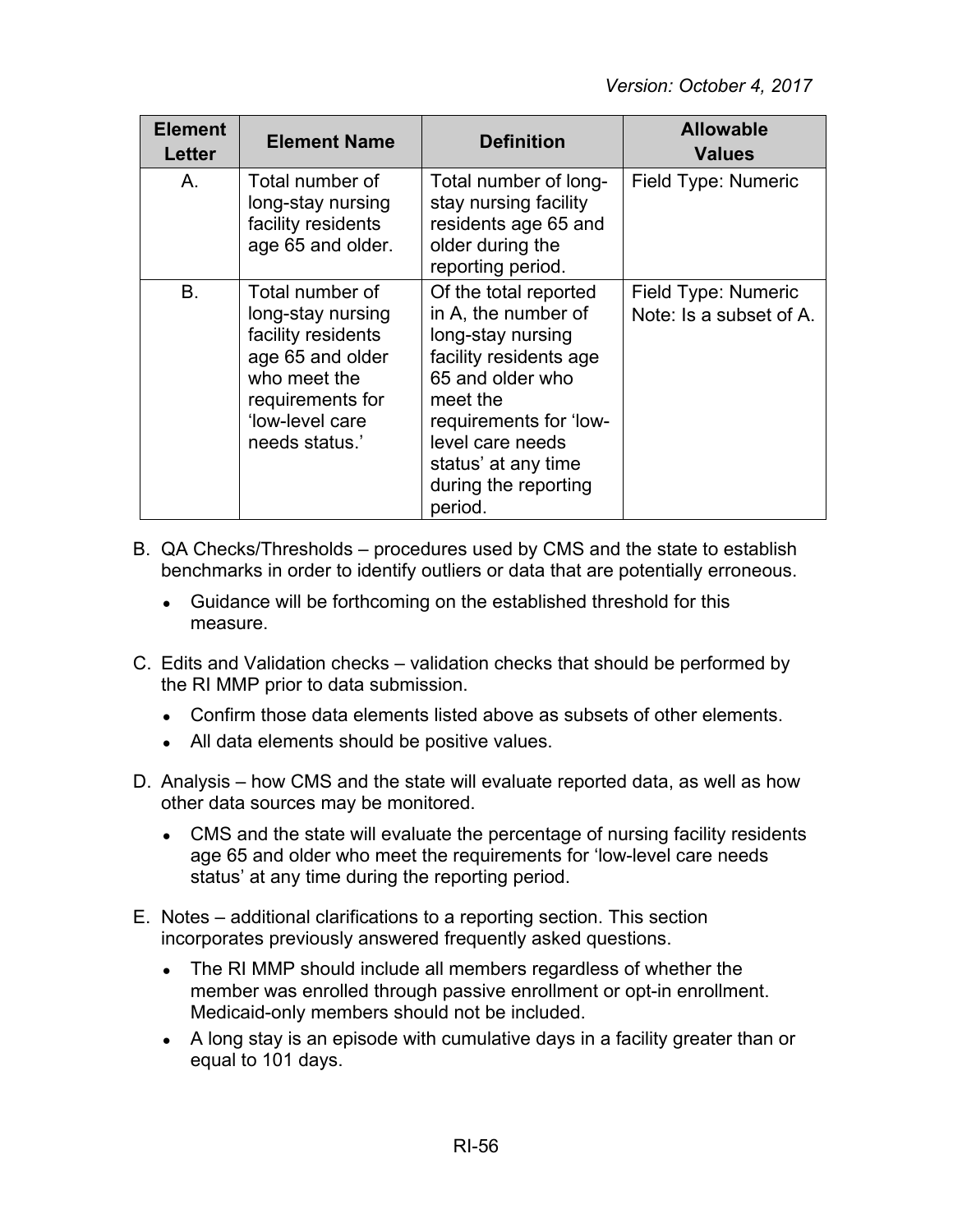| Element Letter | Element Name | Definition | Allowable Values |
|---|---|---|---|
| A. | Total number of long-stay nursing facility residents age 65 and older. | Total number of long-stay nursing facility residents age 65 and older during the reporting period. | Field Type: Numeric |
| B. | Total number of long-stay nursing facility residents age 65 and older who meet the requirements for 'low-level care needs status.' | Of the total reported in A, the number of long-stay nursing facility residents age 65 and older who meet the requirements for 'low-level care needs status' at any time during the reporting period. | Field Type: Numeric<br>Note: Is a subset of A. |

B. QA Checks/Thresholds – procedures used by CMS and the state to establish benchmarks in order to identify outliers or data that are potentially erroneous.

- Guidance will be forthcoming on the established threshold for this measure.

C. Edits and Validation checks – validation checks that should be performed by the RI MMP prior to data submission.

- Confirm those data elements listed above as subsets of other elements.
- All data elements should be positive values.

D. Analysis – how CMS and the state will evaluate reported data, as well as how other data sources may be monitored.

- CMS and the state will evaluate the percentage of nursing facility residents age 65 and older who meet the requirements for 'low-level care needs status' at any time during the reporting period.

E. Notes – additional clarifications to a reporting section. This section incorporates previously answered frequently asked questions.

- The RI MMP should include all members regardless of whether the member was enrolled through passive enrollment or opt-in enrollment. Medicaid-only members should not be included.
- A long stay is an episode with cumulative days in a facility greater than or equal to 101 days.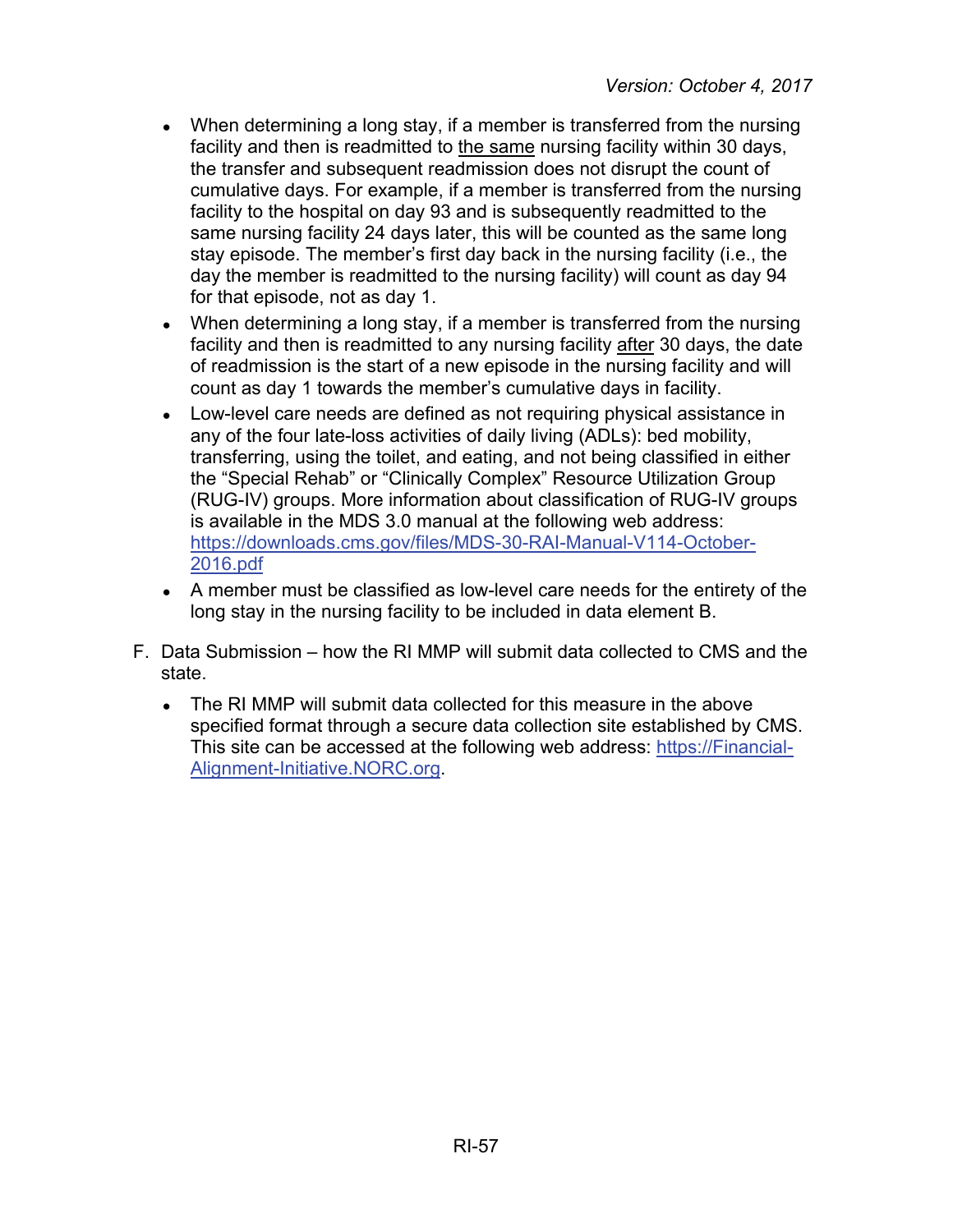- When determining a long stay, if a member is transferred from the nursing facility and then is readmitted to the same nursing facility within 30 days, the transfer and subsequent readmission does not disrupt the count of cumulative days. For example, if a member is transferred from the nursing facility to the hospital on day 93 and is subsequently readmitted to the same nursing facility 24 days later, this will be counted as the same long stay episode. The member's first day back in the nursing facility (i.e., the day the member is readmitted to the nursing facility) will count as day 94 for that episode, not as day 1.
- When determining a long stay, if a member is transferred from the nursing facility and then is readmitted to any nursing facility after 30 days, the date of readmission is the start of a new episode in the nursing facility and will count as day 1 towards the member's cumulative days in facility.
- Low-level care needs are defined as not requiring physical assistance in any of the four late-loss activities of daily living (ADLs): bed mobility, transferring, using the toilet, and eating, and not being classified in either the "Special Rehab" or "Clinically Complex" Resource Utilization Group (RUG-IV) groups. More information about classification of RUG-IV groups is available in the MDS 3.0 manual at the following web address: [https://downloads.cms.gov/files/MDS-30-RAI-Manual-V114-October-2016.pdf](https://downloads.cms.gov/files/MDS-30-RAI-Manual-V114-October-2016.pdf)
- A member must be classified as low-level care needs for the entirety of the long stay in the nursing facility to be included in data element B.

F. Data Submission – how the RI MMP will submit data collected to CMS and the state.

- The RI MMP will submit data collected for this measure in the above specified format through a secure data collection site established by CMS. This site can be accessed at the following web address: [https://Financial-Alignment-Initiative.NORC.org](https://Financial-Alignment-Initiative.NORC.org).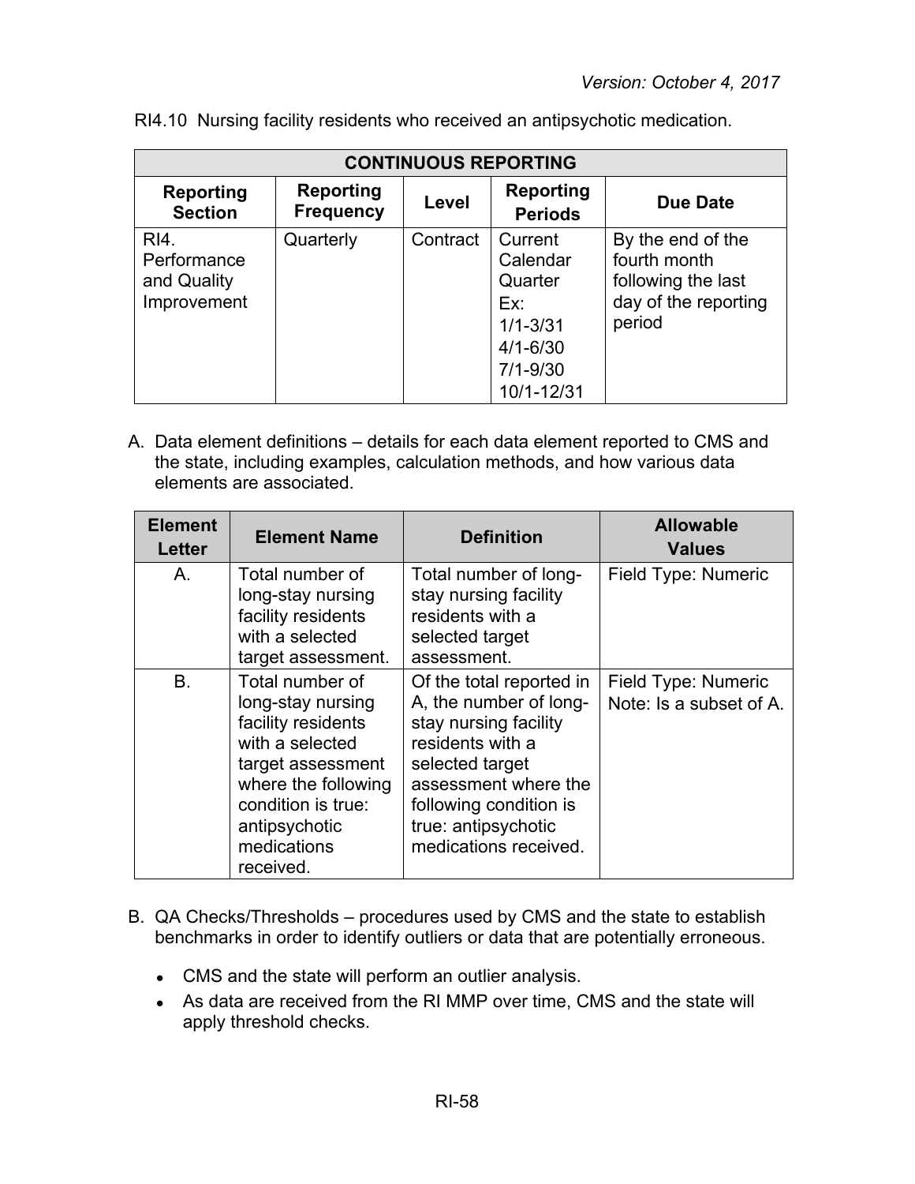RI4.10 Nursing facility residents who received an antipsychotic medication.

| CONTINUOUS REPORTING | | | | |
|---|---|---|---|---|
| **Reporting Section** | **Reporting Frequency** | **Level** | **Reporting Periods** | **Due Date** |
| RI4. Performance and Quality Improvement | Quarterly | Contract | Current Calendar Quarter Ex: 1/1-3/31 4/1-6/30 7/1-9/30 10/1-12/31 | By the end of the fourth month following the last day of the reporting period |

A. Data element definitions – details for each data element reported to CMS and the state, including examples, calculation methods, and how various data elements are associated.

| Element Letter | Element Name | Definition | Allowable Values |
|---|---|---|---|
| A. | Total number of long-stay nursing facility residents with a selected target assessment. | Total number of long-stay nursing facility residents with a selected target assessment. | Field Type: Numeric |
| B. | Total number of long-stay nursing facility residents with a selected target assessment where the following condition is true: antipsychotic medications received. | Of the total reported in A, the number of long-stay nursing facility residents with a selected target assessment where the following condition is true: antipsychotic medications received. | Field Type: Numeric<br>Note: Is a subset of A. |

B. QA Checks/Thresholds – procedures used by CMS and the state to establish benchmarks in order to identify outliers or data that are potentially erroneous.

- CMS and the state will perform an outlier analysis.
- As data are received from the RI MMP over time, CMS and the state will apply threshold checks.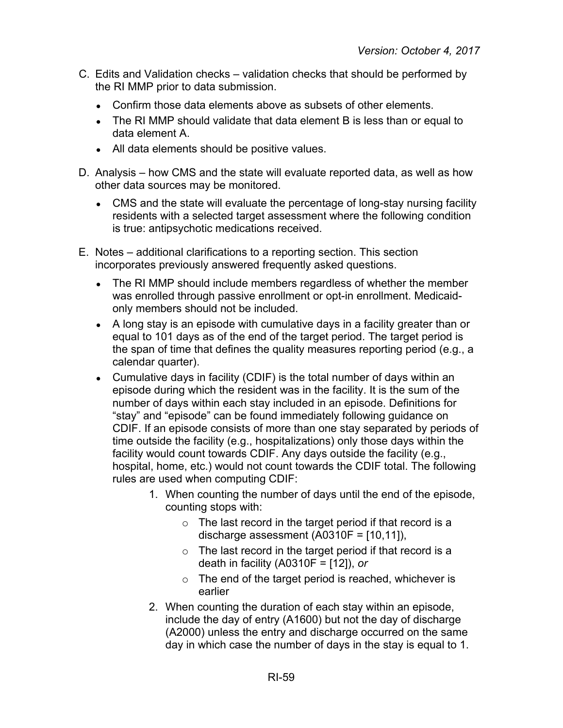C. Edits and Validation checks – validation checks that should be performed by the RI MMP prior to data submission.

- Confirm those data elements above as subsets of other elements.
- The RI MMP should validate that data element B is less than or equal to data element A.
- All data elements should be positive values.

D. Analysis – how CMS and the state will evaluate reported data, as well as how other data sources may be monitored.

- CMS and the state will evaluate the percentage of long-stay nursing facility residents with a selected target assessment where the following condition is true: antipsychotic medications received.

E. Notes – additional clarifications to a reporting section. This section incorporates previously answered frequently asked questions.

- The RI MMP should include members regardless of whether the member was enrolled through passive enrollment or opt-in enrollment. Medicaid-only members should not be included.
- A long stay is an episode with cumulative days in a facility greater than or equal to 101 days as of the end of the target period. The target period is the span of time that defines the quality measures reporting period (e.g., a calendar quarter).
- Cumulative days in facility (CDIF) is the total number of days within an episode during which the resident was in the facility. It is the sum of the number of days within each stay included in an episode. Definitions for "stay" and "episode" can be found immediately following guidance on CDIF. If an episode consists of more than one stay separated by periods of time outside the facility (e.g., hospitalizations) only those days within the facility would count towards CDIF. Any days outside the facility (e.g., hospital, home, etc.) would not count towards the CDIF total. The following rules are used when computing CDIF:
    1. When counting the number of days until the end of the episode, counting stops with:
        - The last record in the target period if that record is a discharge assessment (A0310F = [10,11]),
        - The last record in the target period if that record is a death in facility (A0310F = [12]), *or*
        - The end of the target period is reached, whichever is earlier
    2. When counting the duration of each stay within an episode, include the day of entry (A1600) but not the day of discharge (A2000) unless the entry and discharge occurred on the same day in which case the number of days in the stay is equal to 1.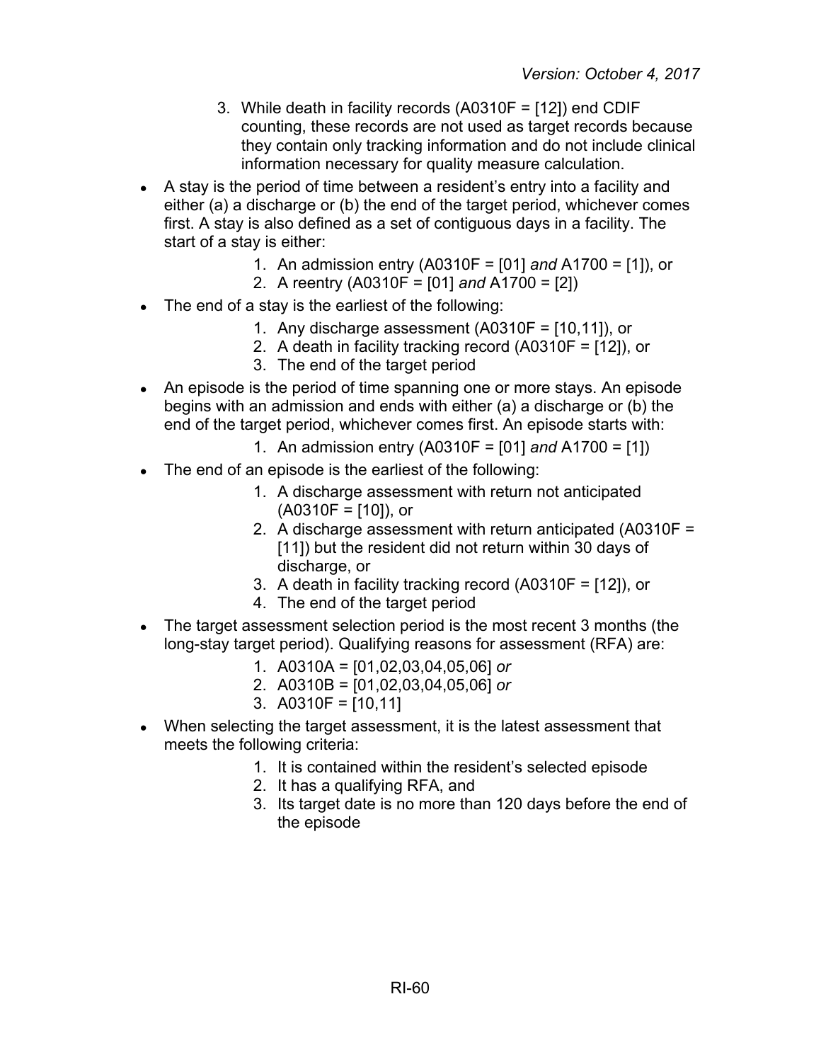3. While death in facility records (A0310F = [12]) end CDIF counting, these records are not used as target records because they contain only tracking information and do not include clinical information necessary for quality measure calculation.

- A stay is the period of time between a resident's entry into a facility and either (a) a discharge or (b) the end of the target period, whichever comes first. A stay is also defined as a set of contiguous days in a facility. The start of a stay is either:
    1. An admission entry (A0310F = [01] *and* A1700 = [1]), or
    2. A reentry (A0310F = [01] *and* A1700 = [2])
- The end of a stay is the earliest of the following:
    1. Any discharge assessment (A0310F = [10,11]), or
    2. A death in facility tracking record (A0310F = [12]), or
    3. The end of the target period
- An episode is the period of time spanning one or more stays. An episode begins with an admission and ends with either (a) a discharge or (b) the end of the target period, whichever comes first. An episode starts with:
    1. An admission entry (A0310F = [01] *and* A1700 = [1])
- The end of an episode is the earliest of the following:
    1. A discharge assessment with return not anticipated (A0310F = [10]), or
    2. A discharge assessment with return anticipated (A0310F = [11]) but the resident did not return within 30 days of discharge, or
    3. A death in facility tracking record (A0310F = [12]), or
    4. The end of the target period
- The target assessment selection period is the most recent 3 months (the long-stay target period). Qualifying reasons for assessment (RFA) are:
    1. A0310A = [01,02,03,04,05,06] *or*
    2. A0310B = [01,02,03,04,05,06] *or*
    3. A0310F = [10,11]
- When selecting the target assessment, it is the latest assessment that meets the following criteria:
    1. It is contained within the resident's selected episode
    2. It has a qualifying RFA, and
    3. Its target date is no more than 120 days before the end of the episode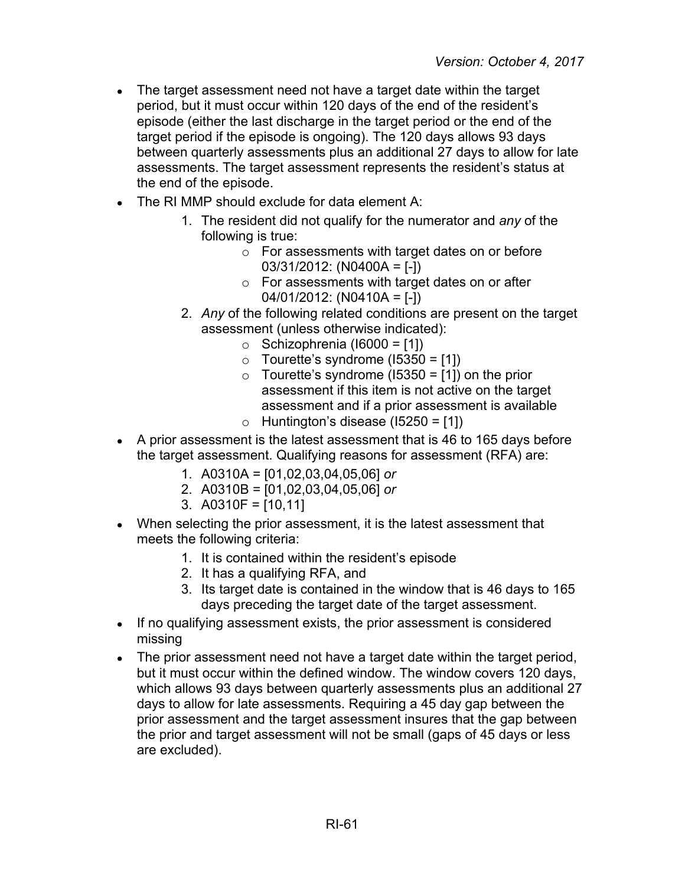- The target assessment need not have a target date within the target period, but it must occur within 120 days of the end of the resident's episode (either the last discharge in the target period or the end of the target period if the episode is ongoing). The 120 days allows 93 days between quarterly assessments plus an additional 27 days to allow for late assessments. The target assessment represents the resident's status at the end of the episode.
- The RI MMP should exclude for data element A:
    1. The resident did not qualify for the numerator and *any* of the following is true:
        - For assessments with target dates on or before 03/31/2012: (N0400A = [-])
        - For assessments with target dates on or after 04/01/2012: (N0410A = [-])
    2. *Any* of the following related conditions are present on the target assessment (unless otherwise indicated):
        - Schizophrenia (I6000 = [1])
        - Tourette's syndrome (I5350 = [1])
        - Tourette's syndrome (I5350 = [1]) on the prior assessment if this item is not active on the target assessment and if a prior assessment is available
        - Huntington's disease (I5250 = [1])
- A prior assessment is the latest assessment that is 46 to 165 days before the target assessment. Qualifying reasons for assessment (RFA) are:
    1. A0310A = [01,02,03,04,05,06] *or*
    2. A0310B = [01,02,03,04,05,06] *or*
    3. A0310F = [10,11]
- When selecting the prior assessment, it is the latest assessment that meets the following criteria:
    1. It is contained within the resident's episode
    2. It has a qualifying RFA, and
    3. Its target date is contained in the window that is 46 days to 165 days preceding the target date of the target assessment.
- If no qualifying assessment exists, the prior assessment is considered missing
- The prior assessment need not have a target date within the target period, but it must occur within the defined window. The window covers 120 days, which allows 93 days between quarterly assessments plus an additional 27 days to allow for late assessments. Requiring a 45 day gap between the prior assessment and the target assessment insures that the gap between the prior and target assessment will not be small (gaps of 45 days or less are excluded).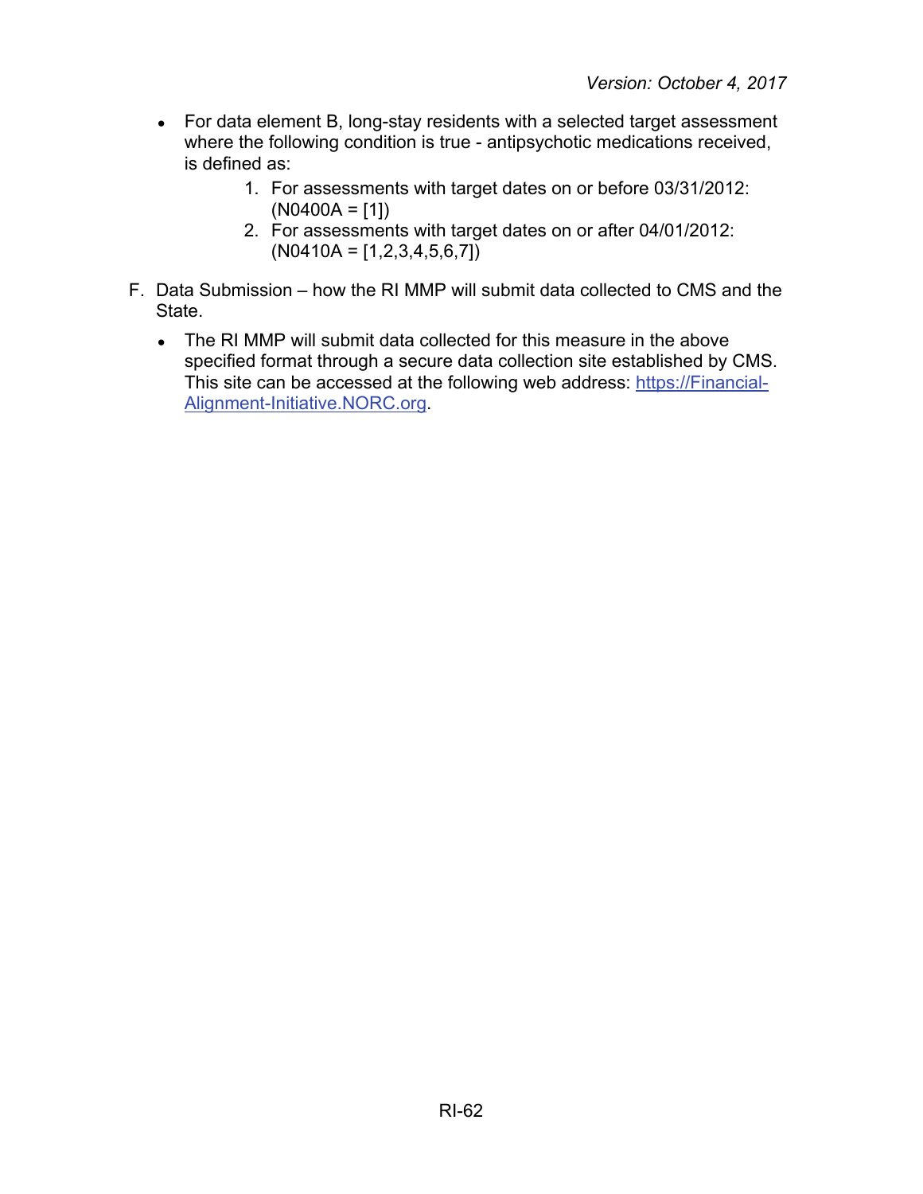- For data element B, long-stay residents with a selected target assessment where the following condition is true - antipsychotic medications received, is defined as:
  1. For assessments with target dates on or before 03/31/2012: (N0400A = [1])
  2. For assessments with target dates on or after 04/01/2012: (N0410A = [1,2,3,4,5,6,7])

F. Data Submission – how the RI MMP will submit data collected to CMS and the State.

- The RI MMP will submit data collected for this measure in the above specified format through a secure data collection site established by CMS. This site can be accessed at the following web address: [https://Financial-Alignment-Initiative.NORC.org](https://Financial-Alignment-Initiative.NORC.org).